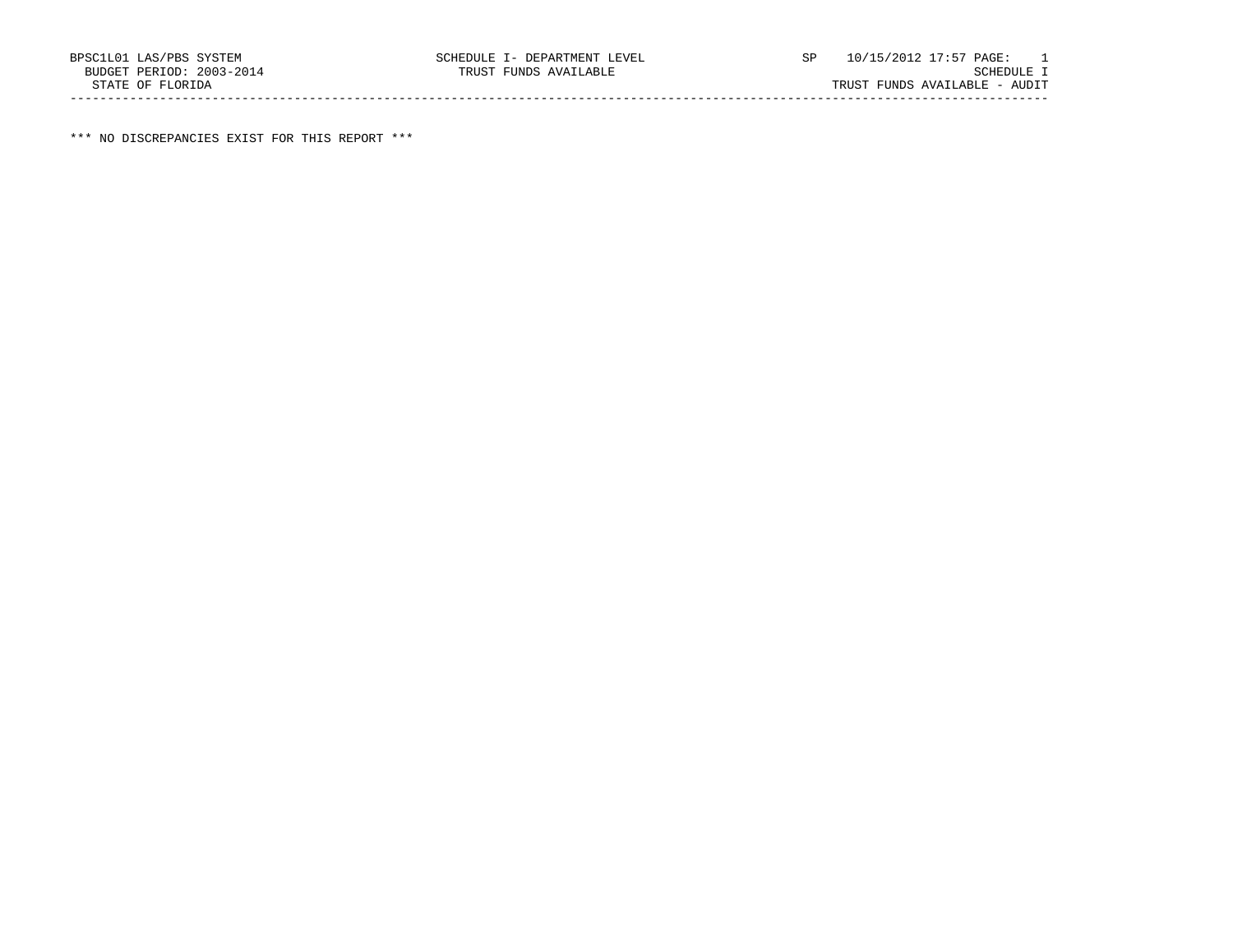BPSC1L01 LAS/PBS SYSTEM SCHEDULE I- DEPARTMENT LEVEL SP 10/15/2012 17:57 PAGE: 1
BUDGET PERIOD: 2003-2014 TRUST FUNDS AVAILABLE SCHEDULE I
STATE OF FLORIDA TRUST FUNDS AVAILABLE - AUDIT

---

*** NO DISCREPANCIES EXIST FOR THIS REPORT ***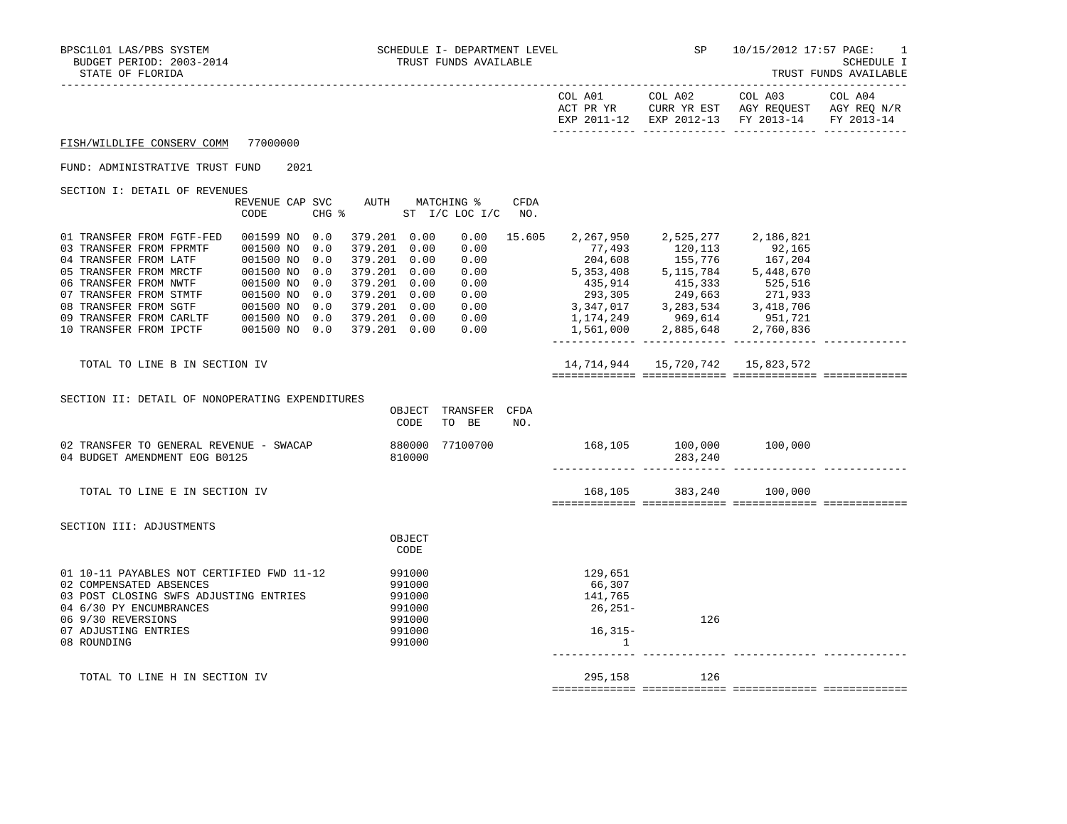BPSC1L01 LAS/PBS SYSTEM — SCHEDULE I- DEPARTMENT LEVEL — TRUST FUNDS AVAILABLE — SP 10/15/2012 17:57 PAGE: 1

BUDGET PERIOD: 2003-2014 — SCHEDULE I

STATE OF FLORIDA — TRUST FUNDS AVAILABLE

FISH/WILDLIFE CONSERV COMM 77000000

FUND: ADMINISTRATIVE TRUST FUND 2021

## SECTION I: DETAIL OF REVENUES

| | REVENUE CODE | CAP CHG | SVC % | AUTH | MATCHING % ST | I/C LOC I/C | CFDA NO. | COL A01 ACT PR YR EXP 2011-12 | COL A02 CURR YR EST EXP 2012-13 | COL A03 AGY REQUEST FY 2013-14 | COL A04 AGY REQ N/R FY 2013-14 |
|---|---|---|---|---|---|---|---|---|---|---|---|
| 01 TRANSFER FROM FGTF-FED | 001599 | NO | 0.0 | 379.201 | 0.00 | 0.00 | 15.605 | 2,267,950 | 2,525,277 | 2,186,821 | |
| 03 TRANSFER FROM FPRMTF | 001500 | NO | 0.0 | 379.201 | 0.00 | 0.00 | | 77,493 | 120,113 | 92,165 | |
| 04 TRANSFER FROM LATF | 001500 | NO | 0.0 | 379.201 | 0.00 | 0.00 | | 204,608 | 155,776 | 167,204 | |
| 05 TRANSFER FROM MRCTF | 001500 | NO | 0.0 | 379.201 | 0.00 | 0.00 | | 5,353,408 | 5,115,784 | 5,448,670 | |
| 06 TRANSFER FROM NWTF | 001500 | NO | 0.0 | 379.201 | 0.00 | 0.00 | | 435,914 | 415,333 | 525,516 | |
| 07 TRANSFER FROM STMTF | 001500 | NO | 0.0 | 379.201 | 0.00 | 0.00 | | 293,305 | 249,663 | 271,933 | |
| 08 TRANSFER FROM SGTF | 001500 | NO | 0.0 | 379.201 | 0.00 | 0.00 | | 3,347,017 | 3,283,534 | 3,418,706 | |
| 09 TRANSFER FROM CARLTF | 001500 | NO | 0.0 | 379.201 | 0.00 | 0.00 | | 1,174,249 | 969,614 | 951,721 | |
| 10 TRANSFER FROM IPCTF | 001500 | NO | 0.0 | 379.201 | 0.00 | 0.00 | | 1,561,000 | 2,885,648 | 2,760,836 | |
| TOTAL TO LINE B IN SECTION IV | | | | | | | | 14,714,944 | 15,720,742 | 15,823,572 | |

## SECTION II: DETAIL OF NONOPERATING EXPENDITURES

| | OBJECT CODE | TRANSFER TO BE | CFDA NO. | COL A01 | COL A02 | COL A03 | COL A04 |
|---|---|---|---|---|---|---|---|
| 02 TRANSFER TO GENERAL REVENUE - SWACAP | 880000 | 77100700 | | 168,105 | 100,000 | 100,000 | |
| 04 BUDGET AMENDMENT EOG B0125 | 810000 | | | | 283,240 | | |
| TOTAL TO LINE E IN SECTION IV | | | | 168,105 | 383,240 | 100,000 | |

## SECTION III: ADJUSTMENTS

| | OBJECT CODE | COL A01 | COL A02 | COL A03 | COL A04 |
|---|---|---|---|---|---|
| 01 10-11 PAYABLES NOT CERTIFIED FWD 11-12 | 991000 | 129,651 | | | |
| 02 COMPENSATED ABSENCES | 991000 | 66,307 | | | |
| 03 POST CLOSING SWFS ADJUSTING ENTRIES | 991000 | 141,765 | | | |
| 04 6/30 PY ENCUMBRANCES | 991000 | 26,251- | | | |
| 06 9/30 REVERSIONS | 991000 | | 126 | | |
| 07 ADJUSTING ENTRIES | 991000 | 16,315- | | | |
| 08 ROUNDING | 991000 | 1 | | | |
| TOTAL TO LINE H IN SECTION IV | | 295,158 | 126 | | |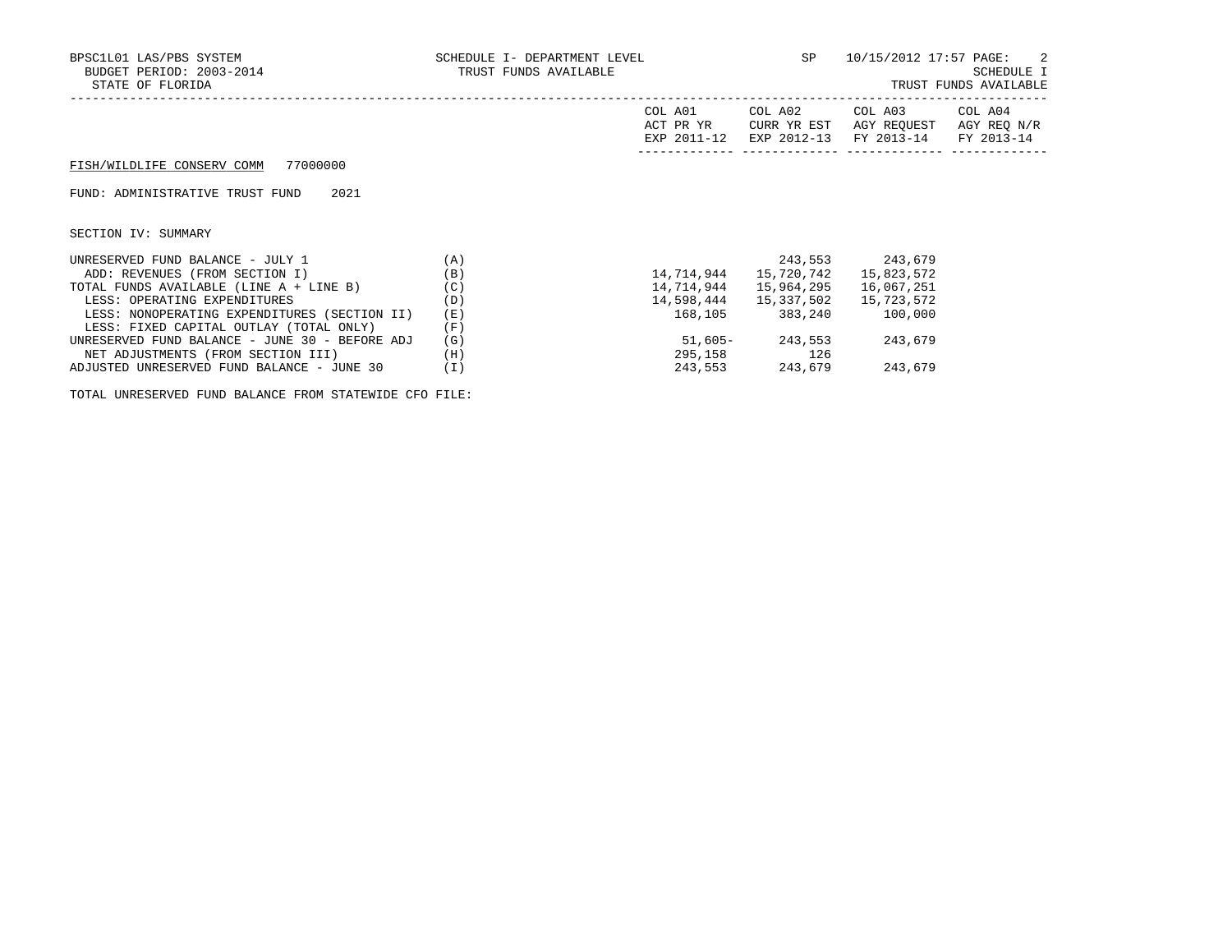BPSC1L01 LAS/PBS SYSTEM
BUDGET PERIOD: 2003-2014
STATE OF FLORIDA

SCHEDULE I- DEPARTMENT LEVEL
TRUST FUNDS AVAILABLE

SP 10/15/2012 17:57

SCHEDULE I
TRUST FUNDS AVAILABLE

FISH/WILDLIFE CONSERV COMM 77000000

FUND: ADMINISTRATIVE TRUST FUND 2021

SECTION IV: SUMMARY

| | | COL A01 ACT PR YR EXP 2011-12 | COL A02 CURR YR EST EXP 2012-13 | COL A03 AGY REQUEST FY 2013-14 | COL A04 AGY REQ N/R FY 2013-14 |
|---|---|---|---|---|---|
| UNRESERVED FUND BALANCE - JULY 1 | (A) | | 243,553 | 243,679 | |
| ADD: REVENUES (FROM SECTION I) | (B) | 14,714,944 | 15,720,742 | 15,823,572 | |
| TOTAL FUNDS AVAILABLE (LINE A + LINE B) | (C) | 14,714,944 | 15,964,295 | 16,067,251 | |
| LESS: OPERATING EXPENDITURES | (D) | 14,598,444 | 15,337,502 | 15,723,572 | |
| LESS: NONOPERATING EXPENDITURES (SECTION II) | (E) | 168,105 | 383,240 | 100,000 | |
| LESS: FIXED CAPITAL OUTLAY (TOTAL ONLY) | (F) | | | | |
| UNRESERVED FUND BALANCE - JUNE 30 - BEFORE ADJ | (G) | 51,605- | 243,553 | 243,679 | |
| NET ADJUSTMENTS (FROM SECTION III) | (H) | 295,158 | 126 | | |
| ADJUSTED UNRESERVED FUND BALANCE - JUNE 30 | (I) | 243,553 | 243,679 | 243,679 | |

TOTAL UNRESERVED FUND BALANCE FROM STATEWIDE CFO FILE: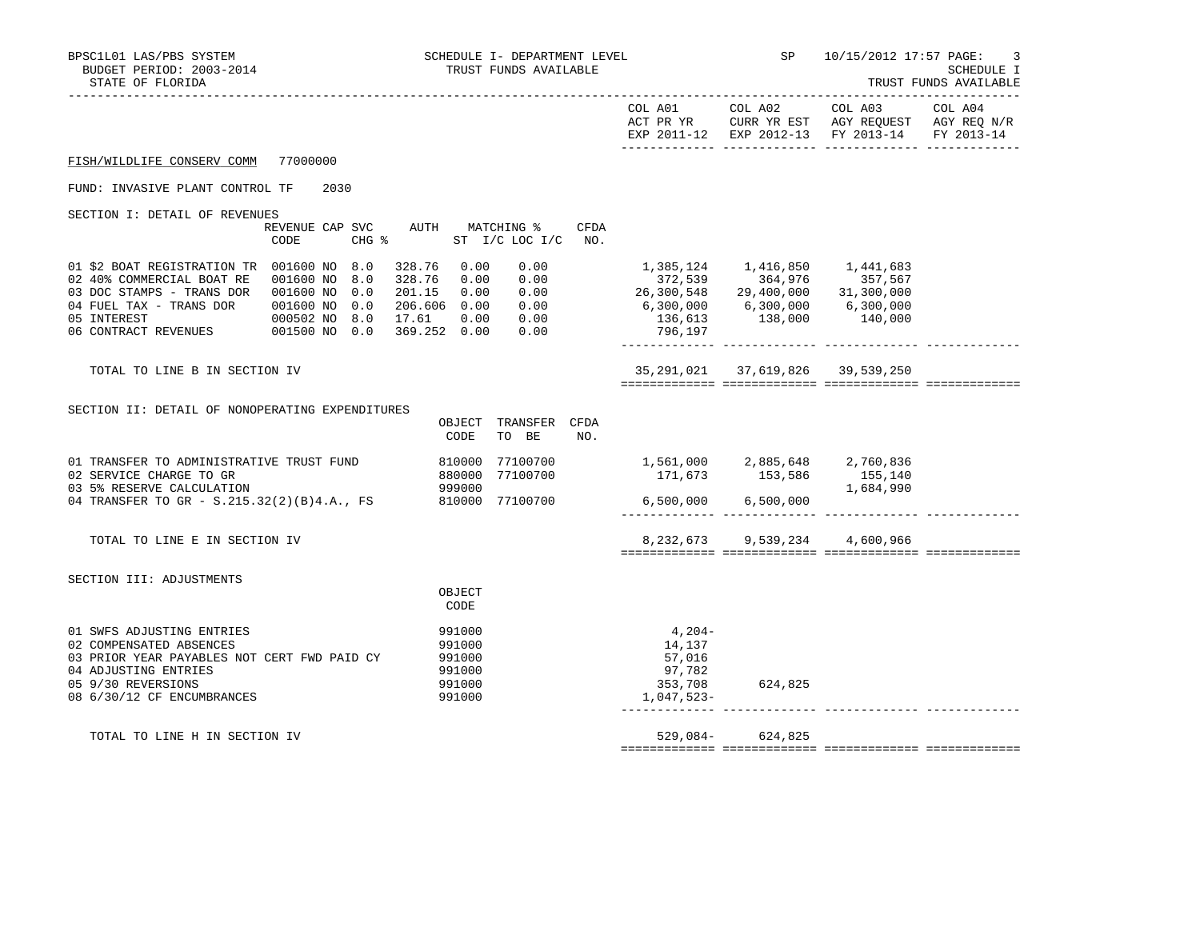BPSC1L01 LAS/PBS SYSTEM — SCHEDULE I- DEPARTMENT LEVEL — SP 10/15/2012 17:57

BUDGET PERIOD: 2003-2014 — TRUST FUNDS AVAILABLE — SCHEDULE I

STATE OF FLORIDA — TRUST FUNDS AVAILABLE

**FISH/WILDLIFE CONSERV COMM 77000000**

FUND: INVASIVE PLANT CONTROL TF 2030

## SECTION I: DETAIL OF REVENUES

| | REVENUE CODE | CAP | SVC CHG % | AUTH ST | MATCHING % I/C | LOC I/C | CFDA NO. | COL A01 ACT PR YR EXP 2011-12 | COL A02 CURR YR EST EXP 2012-13 | COL A03 AGY REQUEST FY 2013-14 | COL A04 AGY REQ N/R FY 2013-14 |
|---|---|---|---|---|---|---|---|---|---|---|---|
| 01 $2 BOAT REGISTRATION TR | 001600 | NO | 8.0 | 328.76 | 0.00 | 0.00 | | 1,385,124 | 1,416,850 | 1,441,683 | |
| 02 40% COMMERCIAL BOAT RE | 001600 | NO | 8.0 | 328.76 | 0.00 | 0.00 | | 372,539 | 364,976 | 357,567 | |
| 03 DOC STAMPS - TRANS DOR | 001600 | NO | 0.0 | 201.15 | 0.00 | 0.00 | | 26,300,548 | 29,400,000 | 31,300,000 | |
| 04 FUEL TAX - TRANS DOR | 001600 | NO | 0.0 | 206.606 | 0.00 | 0.00 | | 6,300,000 | 6,300,000 | 6,300,000 | |
| 05 INTEREST | 000502 | NO | 8.0 | 17.61 | 0.00 | 0.00 | | 136,613 | 138,000 | 140,000 | |
| 06 CONTRACT REVENUES | 001500 | NO | 0.0 | 369.252 | 0.00 | 0.00 | | 796,197 | | | |
| TOTAL TO LINE B IN SECTION IV | | | | | | | | 35,291,021 | 37,619,826 | 39,539,250 | |

## SECTION II: DETAIL OF NONOPERATING EXPENDITURES

| | OBJECT CODE | TRANSFER TO BE | CFDA NO. | COL A01 ACT PR YR EXP 2011-12 | COL A02 CURR YR EST EXP 2012-13 | COL A03 AGY REQUEST FY 2013-14 | COL A04 AGY REQ N/R FY 2013-14 |
|---|---|---|---|---|---|---|---|
| 01 TRANSFER TO ADMINISTRATIVE TRUST FUND | 810000 | 77100700 | | 1,561,000 | 2,885,648 | 2,760,836 | |
| 02 SERVICE CHARGE TO GR | 880000 | 77100700 | | 171,673 | 153,586 | 155,140 | |
| 03 5% RESERVE CALCULATION | 999000 | | | | | 1,684,990 | |
| 04 TRANSFER TO GR - S.215.32(2)(B)4.A., FS | 810000 | 77100700 | | 6,500,000 | 6,500,000 | | |
| TOTAL TO LINE E IN SECTION IV | | | | 8,232,673 | 9,539,234 | 4,600,966 | |

## SECTION III: ADJUSTMENTS

| | OBJECT CODE | COL A01 ACT PR YR EXP 2011-12 | COL A02 CURR YR EST EXP 2012-13 | COL A03 AGY REQUEST FY 2013-14 | COL A04 AGY REQ N/R FY 2013-14 |
|---|---|---|---|---|---|
| 01 SWFS ADJUSTING ENTRIES | 991000 | 4,204- | | | |
| 02 COMPENSATED ABSENCES | 991000 | 14,137 | | | |
| 03 PRIOR YEAR PAYABLES NOT CERT FWD PAID CY | 991000 | 57,016 | | | |
| 04 ADJUSTING ENTRIES | 991000 | 97,782 | | | |
| 05 9/30 REVERSIONS | 991000 | 353,708 | 624,825 | | |
| 08 6/30/12 CF ENCUMBRANCES | 991000 | 1,047,523- | | | |
| TOTAL TO LINE H IN SECTION IV | | 529,084- | 624,825 | | |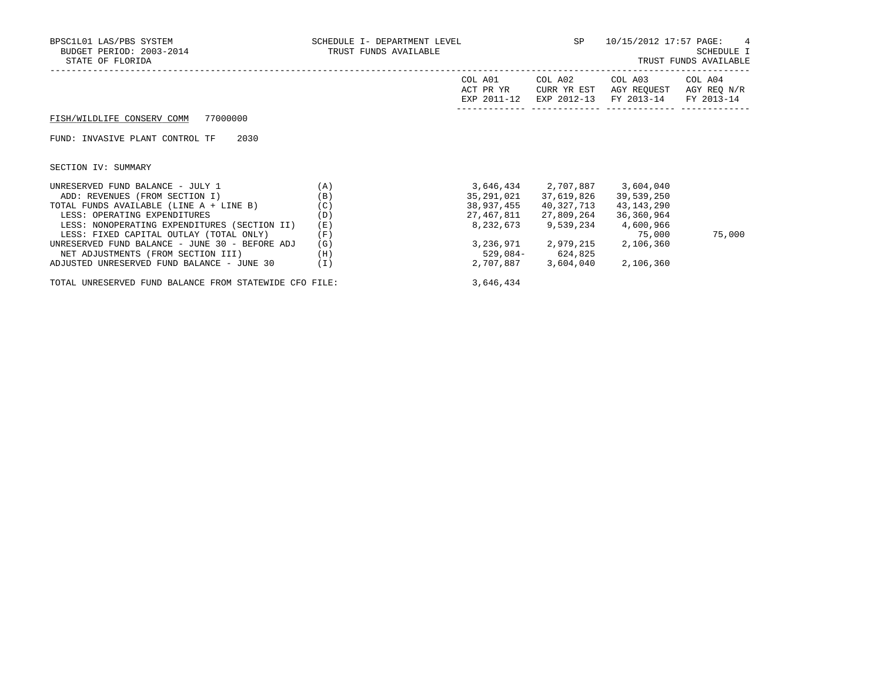BPSC1L01 LAS/PBS SYSTEM
BUDGET PERIOD: 2003-2014
STATE OF FLORIDA

SCHEDULE I- DEPARTMENT LEVEL
TRUST FUNDS AVAILABLE

SP 10/15/2012 17:57

SCHEDULE I
TRUST FUNDS AVAILABLE

FISH/WILDLIFE CONSERV COMM 77000000

FUND: INVASIVE PLANT CONTROL TF 2030

SECTION IV: SUMMARY

| | | COL A01 ACT PR YR EXP 2011-12 | COL A02 CURR YR EST EXP 2012-13 | COL A03 AGY REQUEST FY 2013-14 | COL A04 AGY REQ N/R FY 2013-14 |
|---|---|---|---|---|---|
| UNRESERVED FUND BALANCE - JULY 1 | (A) | 3,646,434 | 2,707,887 | 3,604,040 | |
| ADD: REVENUES (FROM SECTION I) | (B) | 35,291,021 | 37,619,826 | 39,539,250 | |
| TOTAL FUNDS AVAILABLE (LINE A + LINE B) | (C) | 38,937,455 | 40,327,713 | 43,143,290 | |
| LESS: OPERATING EXPENDITURES | (D) | 27,467,811 | 27,809,264 | 36,360,964 | |
| LESS: NONOPERATING EXPENDITURES (SECTION II) | (E) | 8,232,673 | 9,539,234 | 4,600,966 | |
| LESS: FIXED CAPITAL OUTLAY (TOTAL ONLY) | (F) | | | 75,000 | 75,000 |
| UNRESERVED FUND BALANCE - JUNE 30 - BEFORE ADJ | (G) | 3,236,971 | 2,979,215 | 2,106,360 | |
| NET ADJUSTMENTS (FROM SECTION III) | (H) | 529,084- | 624,825 | | |
| ADJUSTED UNRESERVED FUND BALANCE - JUNE 30 | (I) | 2,707,887 | 3,604,040 | 2,106,360 | |
| TOTAL UNRESERVED FUND BALANCE FROM STATEWIDE CFO FILE: | | 3,646,434 | | | |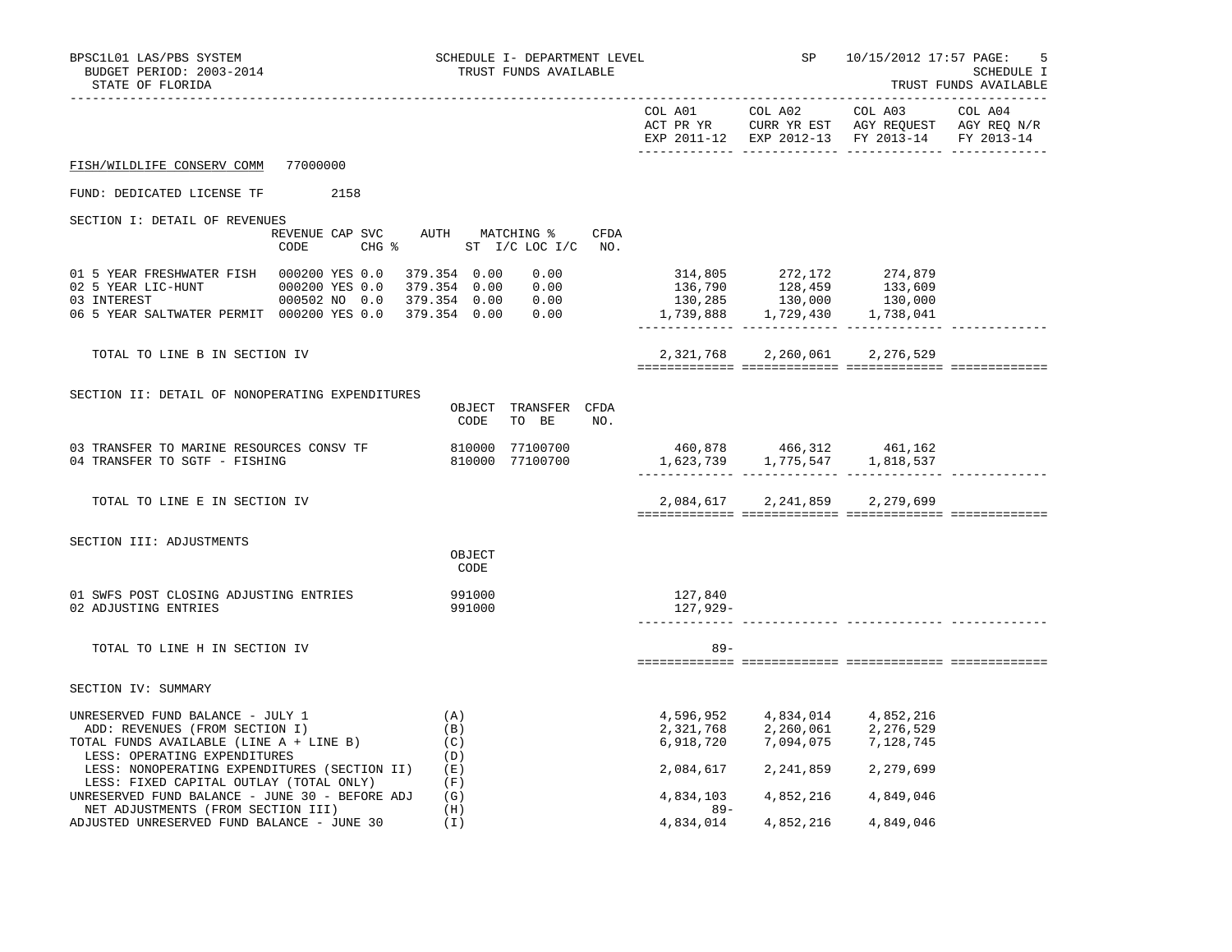BPSC1L01 LAS/PBS SYSTEM — SCHEDULE I- DEPARTMENT LEVEL — TRUST FUNDS AVAILABLE — SP 10/15/2012 17:57 PAGE: 5

BUDGET PERIOD: 2003-2014 — SCHEDULE I

STATE OF FLORIDA — TRUST FUNDS AVAILABLE

**FISH/WILDLIFE CONSERV COMM 77000000**

FUND: DEDICATED LICENSE TF 2158

## SECTION I: DETAIL OF REVENUES

| | REVENUE CODE | CAP SVC CHG % | AUTH ST | MATCHING % I/C | LOC I/C | CFDA NO. | COL A01 ACT PR YR EXP 2011-12 | COL A02 CURR YR EST EXP 2012-13 | COL A03 AGY REQUEST FY 2013-14 | COL A04 AGY REQ N/R FY 2013-14 |
|---|---|---|---|---|---|---|---|---|---|---|
| 01 5 YEAR FRESHWATER FISH | 000200 | YES 0.0 | 379.354 | 0.00 | 0.00 | | 314,805 | 272,172 | 274,879 | |
| 02 5 YEAR LIC-HUNT | 000200 | YES 0.0 | 379.354 | 0.00 | 0.00 | | 136,790 | 128,459 | 133,609 | |
| 03 INTEREST | 000502 | NO 0.0 | 379.354 | 0.00 | 0.00 | | 130,285 | 130,000 | 130,000 | |
| 06 5 YEAR SALTWATER PERMIT | 000200 | YES 0.0 | 379.354 | 0.00 | 0.00 | | 1,739,888 | 1,729,430 | 1,738,041 | |
| TOTAL TO LINE B IN SECTION IV | | | | | | | 2,321,768 | 2,260,061 | 2,276,529 | |

## SECTION II: DETAIL OF NONOPERATING EXPENDITURES

| | OBJECT CODE | TRANSFER TO BE | CFDA NO. | COL A01 ACT PR YR EXP 2011-12 | COL A02 CURR YR EST EXP 2012-13 | COL A03 AGY REQUEST FY 2013-14 | COL A04 AGY REQ N/R FY 2013-14 |
|---|---|---|---|---|---|---|---|
| 03 TRANSFER TO MARINE RESOURCES CONSV TF | 810000 | 77100700 | | 460,878 | 466,312 | 461,162 | |
| 04 TRANSFER TO SGTF - FISHING | 810000 | 77100700 | | 1,623,739 | 1,775,547 | 1,818,537 | |
| TOTAL TO LINE E IN SECTION IV | | | | 2,084,617 | 2,241,859 | 2,279,699 | |

## SECTION III: ADJUSTMENTS

| | OBJECT CODE | COL A01 ACT PR YR EXP 2011-12 | COL A02 CURR YR EST EXP 2012-13 | COL A03 AGY REQUEST FY 2013-14 | COL A04 AGY REQ N/R FY 2013-14 |
|---|---|---|---|---|---|
| 01 SWFS POST CLOSING ADJUSTING ENTRIES | 991000 | 127,840 | | | |
| 02 ADJUSTING ENTRIES | 991000 | 127,929- | | | |
| TOTAL TO LINE H IN SECTION IV | | 89- | | | |

## SECTION IV: SUMMARY

| | | COL A01 ACT PR YR EXP 2011-12 | COL A02 CURR YR EST EXP 2012-13 | COL A03 AGY REQUEST FY 2013-14 | COL A04 AGY REQ N/R FY 2013-14 |
|---|---|---|---|---|---|
| UNRESERVED FUND BALANCE - JULY 1 | (A) | 4,596,952 | 4,834,014 | 4,852,216 | |
| ADD: REVENUES (FROM SECTION I) | (B) | 2,321,768 | 2,260,061 | 2,276,529 | |
| TOTAL FUNDS AVAILABLE (LINE A + LINE B) | (C) | 6,918,720 | 7,094,075 | 7,128,745 | |
| LESS: OPERATING EXPENDITURES | (D) | | | | |
| LESS: NONOPERATING EXPENDITURES (SECTION II) | (E) | 2,084,617 | 2,241,859 | 2,279,699 | |
| LESS: FIXED CAPITAL OUTLAY (TOTAL ONLY) | (F) | | | | |
| UNRESERVED FUND BALANCE - JUNE 30 - BEFORE ADJ | (G) | 4,834,103 | 4,852,216 | 4,849,046 | |
| NET ADJUSTMENTS (FROM SECTION III) | (H) | 89- | | | |
| ADJUSTED UNRESERVED FUND BALANCE - JUNE 30 | (I) | 4,834,014 | 4,852,216 | 4,849,046 | |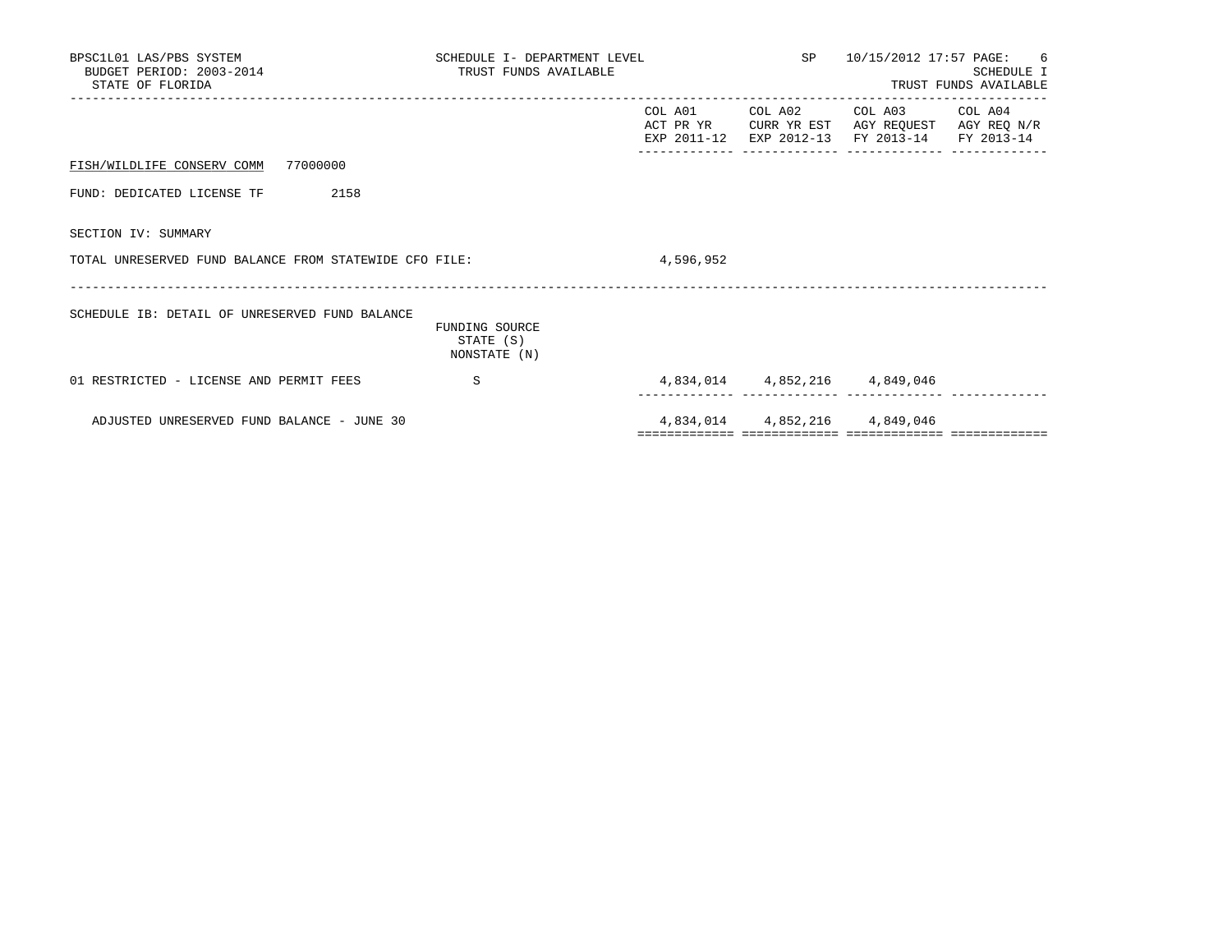BPSC1L01 LAS/PBS SYSTEM
BUDGET PERIOD: 2003-2014
STATE OF FLORIDA

SCHEDULE I- DEPARTMENT LEVEL
TRUST FUNDS AVAILABLE

SP 10/15/2012 17:57

SCHEDULE I
TRUST FUNDS AVAILABLE

| | | COL A01 ACT PR YR EXP 2011-12 | COL A02 CURR YR EST EXP 2012-13 | COL A03 AGY REQUEST FY 2013-14 | COL A04 AGY REQ N/R FY 2013-14 |
|---|---|---|---|---|---|
| FISH/WILDLIFE CONSERV COMM 77000000 | | | | | |
| FUND: DEDICATED LICENSE TF 2158 | | | | | |
| SECTION IV: SUMMARY | | | | | |
| TOTAL UNRESERVED FUND BALANCE FROM STATEWIDE CFO FILE: | | 4,596,952 | | | |

| SCHEDULE IB: DETAIL OF UNRESERVED FUND BALANCE | FUNDING SOURCE STATE (S) NONSTATE (N) | COL A01 | COL A02 | COL A03 | COL A04 |
|---|---|---|---|---|---|
| 01 RESTRICTED - LICENSE AND PERMIT FEES | S | 4,834,014 | 4,852,216 | 4,849,046 | |
| ADJUSTED UNRESERVED FUND BALANCE - JUNE 30 | | 4,834,014 | 4,852,216 | 4,849,046 | |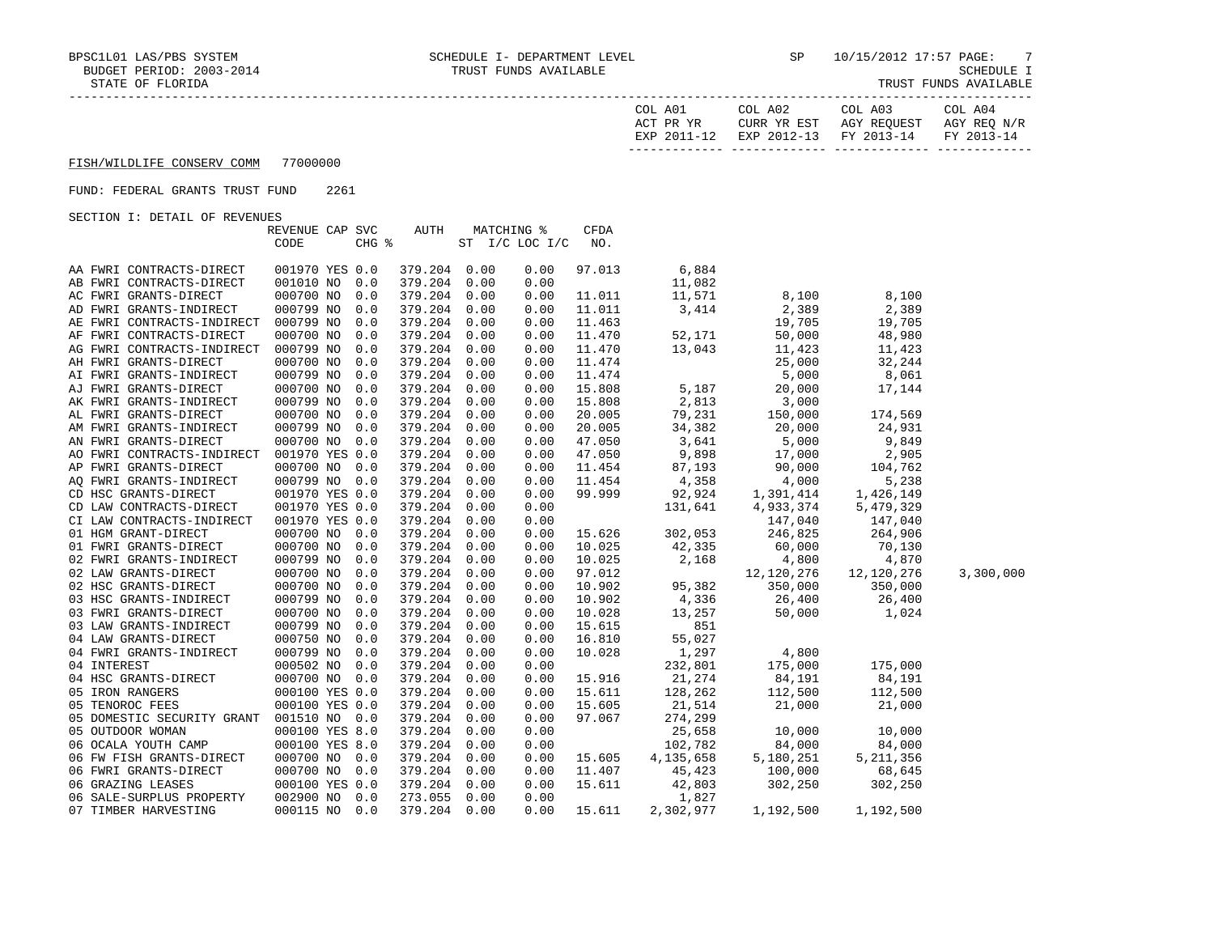BPSC1L01 LAS/PBS SYSTEM — SCHEDULE I- DEPARTMENT LEVEL — TRUST FUNDS AVAILABLE — SP 10/15/2012 17:57

BUDGET PERIOD: 2003-2014 — SCHEDULE I

STATE OF FLORIDA — TRUST FUNDS AVAILABLE

FISH/WILDLIFE CONSERV COMM 77000000

FUND: FEDERAL GRANTS TRUST FUND 2261

SECTION I: DETAIL OF REVENUES

| | REVENUE CODE | CAP | SVC CHG % | AUTH | MATCHING % ST | I/C LOC I/C | CFDA NO. | COL A01 ACT PR YR EXP 2011-12 | COL A02 CURR YR EST EXP 2012-13 | COL A03 AGY REQUEST FY 2013-14 | COL A04 AGY REQ N/R FY 2013-14 |
|---|---|---|---|---|---|---|---|---|---|---|---|
| AA FWRI CONTRACTS-DIRECT | 001970 | YES | 0.0 | 379.204 | 0.00 | 0.00 | 97.013 | 6,884 | | | |
| AB FWRI CONTRACTS-DIRECT | 001010 | NO | 0.0 | 379.204 | 0.00 | 0.00 | | 11,082 | | | |
| AC FWRI GRANTS-DIRECT | 000700 | NO | 0.0 | 379.204 | 0.00 | 0.00 | 11.011 | 11,571 | 8,100 | 8,100 | |
| AD FWRI GRANTS-INDIRECT | 000799 | NO | 0.0 | 379.204 | 0.00 | 0.00 | 11.011 | 3,414 | 2,389 | 2,389 | |
| AE FWRI CONTRACTS-INDIRECT | 000799 | NO | 0.0 | 379.204 | 0.00 | 0.00 | 11.463 | | 19,705 | 19,705 | |
| AF FWRI CONTRACTS-DIRECT | 000700 | NO | 0.0 | 379.204 | 0.00 | 0.00 | 11.470 | 52,171 | 50,000 | 48,980 | |
| AG FWRI CONTRACTS-INDIRECT | 000799 | NO | 0.0 | 379.204 | 0.00 | 0.00 | 11.470 | 13,043 | 11,423 | 11,423 | |
| AH FWRI GRANTS-DIRECT | 000700 | NO | 0.0 | 379.204 | 0.00 | 0.00 | 11.474 | | 25,000 | 32,244 | |
| AI FWRI GRANTS-INDIRECT | 000799 | NO | 0.0 | 379.204 | 0.00 | 0.00 | 11.474 | | 5,000 | 8,061 | |
| AJ FWRI GRANTS-DIRECT | 000700 | NO | 0.0 | 379.204 | 0.00 | 0.00 | 15.808 | 5,187 | 20,000 | 17,144 | |
| AK FWRI GRANTS-INDIRECT | 000799 | NO | 0.0 | 379.204 | 0.00 | 0.00 | 15.808 | 2,813 | 3,000 | | |
| AL FWRI GRANTS-DIRECT | 000700 | NO | 0.0 | 379.204 | 0.00 | 0.00 | 20.005 | 79,231 | 150,000 | 174,569 | |
| AM FWRI GRANTS-INDIRECT | 000799 | NO | 0.0 | 379.204 | 0.00 | 0.00 | 20.005 | 34,382 | 20,000 | 24,931 | |
| AN FWRI GRANTS-DIRECT | 000700 | NO | 0.0 | 379.204 | 0.00 | 0.00 | 47.050 | 3,641 | 5,000 | 9,849 | |
| AO FWRI CONTRACTS-INDIRECT | 001970 | YES | 0.0 | 379.204 | 0.00 | 0.00 | 47.050 | 9,898 | 17,000 | 2,905 | |
| AP FWRI GRANTS-DIRECT | 000700 | NO | 0.0 | 379.204 | 0.00 | 0.00 | 11.454 | 87,193 | 90,000 | 104,762 | |
| AQ FWRI GRANTS-INDIRECT | 000799 | NO | 0.0 | 379.204 | 0.00 | 0.00 | 11.454 | 4,358 | 4,000 | 5,238 | |
| CD HSC GRANTS-DIRECT | 001970 | YES | 0.0 | 379.204 | 0.00 | 0.00 | 99.999 | 92,924 | 1,391,414 | 1,426,149 | |
| CD LAW CONTRACTS-DIRECT | 001970 | YES | 0.0 | 379.204 | 0.00 | 0.00 | | 131,641 | 4,933,374 | 5,479,329 | |
| CI LAW CONTRACTS-INDIRECT | 001970 | YES | 0.0 | 379.204 | 0.00 | 0.00 | | | 147,040 | 147,040 | |
| 01 HGM GRANT-DIRECT | 000700 | NO | 0.0 | 379.204 | 0.00 | 0.00 | 15.626 | 302,053 | 246,825 | 264,906 | |
| 01 FWRI GRANTS-DIRECT | 000700 | NO | 0.0 | 379.204 | 0.00 | 0.00 | 10.025 | 42,335 | 60,000 | 70,130 | |
| 02 FWRI GRANTS-INDIRECT | 000799 | NO | 0.0 | 379.204 | 0.00 | 0.00 | 10.025 | 2,168 | 4,800 | 4,870 | |
| 02 LAW GRANTS-DIRECT | 000700 | NO | 0.0 | 379.204 | 0.00 | 0.00 | 97.012 | | 12,120,276 | 12,120,276 | 3,300,000 |
| 02 HSC GRANTS-DIRECT | 000700 | NO | 0.0 | 379.204 | 0.00 | 0.00 | 10.902 | 95,382 | 350,000 | 350,000 | |
| 03 HSC GRANTS-INDIRECT | 000799 | NO | 0.0 | 379.204 | 0.00 | 0.00 | 10.902 | 4,336 | 26,400 | 26,400 | |
| 03 FWRI GRANTS-DIRECT | 000700 | NO | 0.0 | 379.204 | 0.00 | 0.00 | 10.028 | 13,257 | 50,000 | 1,024 | |
| 03 LAW GRANTS-INDIRECT | 000799 | NO | 0.0 | 379.204 | 0.00 | 0.00 | 15.615 | 851 | | | |
| 04 LAW GRANTS-DIRECT | 000750 | NO | 0.0 | 379.204 | 0.00 | 0.00 | 16.810 | 55,027 | | | |
| 04 FWRI GRANTS-INDIRECT | 000799 | NO | 0.0 | 379.204 | 0.00 | 0.00 | 10.028 | 1,297 | 4,800 | | |
| 04 INTEREST | 000502 | NO | 0.0 | 379.204 | 0.00 | 0.00 | | 232,801 | 175,000 | 175,000 | |
| 04 HSC GRANTS-DIRECT | 000700 | NO | 0.0 | 379.204 | 0.00 | 0.00 | 15.916 | 21,274 | 84,191 | 84,191 | |
| 05 IRON RANGERS | 000100 | YES | 0.0 | 379.204 | 0.00 | 0.00 | 15.611 | 128,262 | 112,500 | 112,500 | |
| 05 TENOROC FEES | 000100 | YES | 0.0 | 379.204 | 0.00 | 0.00 | 15.605 | 21,514 | 21,000 | 21,000 | |
| 05 DOMESTIC SECURITY GRANT | 001510 | NO | 0.0 | 379.204 | 0.00 | 0.00 | 97.067 | 274,299 | | | |
| 05 OUTDOOR WOMAN | 000100 | YES | 8.0 | 379.204 | 0.00 | 0.00 | | 25,658 | 10,000 | 10,000 | |
| 06 OCALA YOUTH CAMP | 000100 | YES | 8.0 | 379.204 | 0.00 | 0.00 | | 102,782 | 84,000 | 84,000 | |
| 06 FW FISH GRANTS-DIRECT | 000700 | NO | 0.0 | 379.204 | 0.00 | 0.00 | 15.605 | 4,135,658 | 5,180,251 | 5,211,356 | |
| 06 FWRI GRANTS-DIRECT | 000700 | NO | 0.0 | 379.204 | 0.00 | 0.00 | 11.407 | 45,423 | 100,000 | 68,645 | |
| 06 GRAZING LEASES | 000100 | YES | 0.0 | 379.204 | 0.00 | 0.00 | 15.611 | 42,803 | 302,250 | 302,250 | |
| 06 SALE-SURPLUS PROPERTY | 002900 | NO | 0.0 | 273.055 | 0.00 | 0.00 | | 1,827 | | | |
| 07 TIMBER HARVESTING | 000115 | NO | 0.0 | 379.204 | 0.00 | 0.00 | 15.611 | 2,302,977 | 1,192,500 | 1,192,500 | |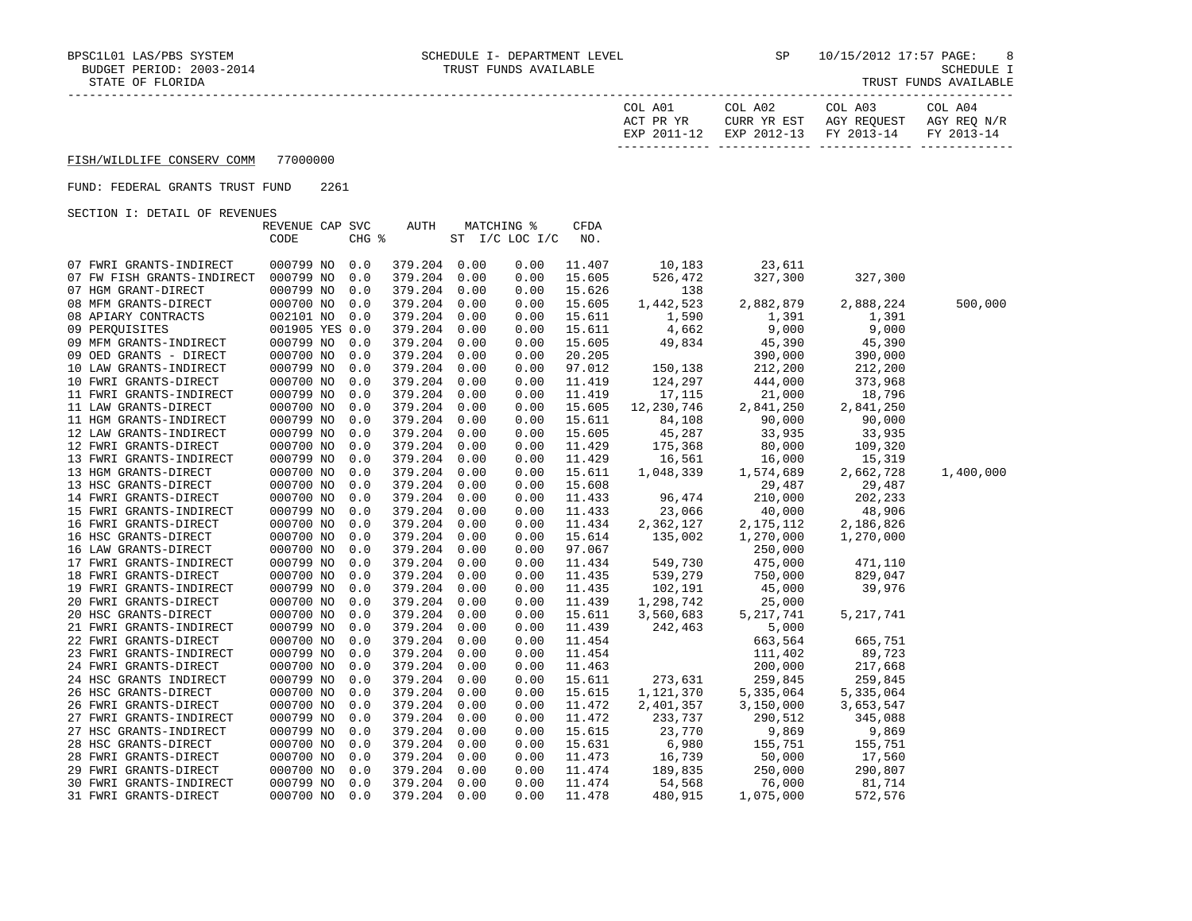BPSC1L01 LAS/PBS SYSTEM — SCHEDULE I- DEPARTMENT LEVEL — SP 10/15/2012 17:57

BUDGET PERIOD: 2003-2014 — TRUST FUNDS AVAILABLE — SCHEDULE I

STATE OF FLORIDA — TRUST FUNDS AVAILABLE

FISH/WILDLIFE CONSERV COMM 77000000

FUND: FEDERAL GRANTS TRUST FUND 2261

SECTION I: DETAIL OF REVENUES

| | REVENUE CODE | CAP | SVC CHG % | AUTH | MATCHING % ST | I/C LOC I/C | CFDA NO. | COL A01 ACT PR YR EXP 2011-12 | COL A02 CURR YR EST EXP 2012-13 | COL A03 AGY REQUEST FY 2013-14 | COL A04 AGY REQ N/R FY 2013-14 |
|---|---|---|---|---|---|---|---|---|---|---|---|
| 07 FWRI GRANTS-INDIRECT | 000799 | NO | 0.0 | 379.204 | 0.00 | 0.00 | 11.407 | 10,183 | 23,611 | | |
| 07 FW FISH GRANTS-INDIRECT | 000799 | NO | 0.0 | 379.204 | 0.00 | 0.00 | 15.605 | 526,472 | 327,300 | 327,300 | |
| 07 HGM GRANT-DIRECT | 000799 | NO | 0.0 | 379.204 | 0.00 | 0.00 | 15.626 | 138 | | | |
| 08 MFM GRANTS-DIRECT | 000700 | NO | 0.0 | 379.204 | 0.00 | 0.00 | 15.605 | 1,442,523 | 2,882,879 | 2,888,224 | 500,000 |
| 08 APIARY CONTRACTS | 002101 | NO | 0.0 | 379.204 | 0.00 | 0.00 | 15.611 | 1,590 | 1,391 | 1,391 | |
| 09 PERQUISITES | 001905 | YES | 0.0 | 379.204 | 0.00 | 0.00 | 15.611 | 4,662 | 9,000 | 9,000 | |
| 09 MFM GRANTS-INDIRECT | 000799 | NO | 0.0 | 379.204 | 0.00 | 0.00 | 15.605 | 49,834 | 45,390 | 45,390 | |
| 09 OED GRANTS - DIRECT | 000700 | NO | 0.0 | 379.204 | 0.00 | 0.00 | 20.205 | | 390,000 | 390,000 | |
| 10 LAW GRANTS-INDIRECT | 000799 | NO | 0.0 | 379.204 | 0.00 | 0.00 | 97.012 | 150,138 | 212,200 | 212,200 | |
| 10 FWRI GRANTS-DIRECT | 000700 | NO | 0.0 | 379.204 | 0.00 | 0.00 | 11.419 | 124,297 | 444,000 | 373,968 | |
| 11 FWRI GRANTS-INDIRECT | 000799 | NO | 0.0 | 379.204 | 0.00 | 0.00 | 11.419 | 17,115 | 21,000 | 18,796 | |
| 11 LAW GRANTS-DIRECT | 000700 | NO | 0.0 | 379.204 | 0.00 | 0.00 | 15.605 | 12,230,746 | 2,841,250 | 2,841,250 | |
| 11 HGM GRANTS-INDIRECT | 000799 | NO | 0.0 | 379.204 | 0.00 | 0.00 | 15.611 | 84,108 | 90,000 | 90,000 | |
| 12 LAW GRANTS-INDIRECT | 000799 | NO | 0.0 | 379.204 | 0.00 | 0.00 | 15.605 | 45,287 | 33,935 | 33,935 | |
| 12 FWRI GRANTS-DIRECT | 000700 | NO | 0.0 | 379.204 | 0.00 | 0.00 | 11.429 | 175,368 | 80,000 | 109,320 | |
| 13 FWRI GRANTS-INDIRECT | 000799 | NO | 0.0 | 379.204 | 0.00 | 0.00 | 11.429 | 16,561 | 16,000 | 15,319 | |
| 13 HGM GRANTS-DIRECT | 000700 | NO | 0.0 | 379.204 | 0.00 | 0.00 | 15.611 | 1,048,339 | 1,574,689 | 2,662,728 | 1,400,000 |
| 13 HSC GRANTS-DIRECT | 000700 | NO | 0.0 | 379.204 | 0.00 | 0.00 | 15.608 | | 29,487 | 29,487 | |
| 14 FWRI GRANTS-DIRECT | 000700 | NO | 0.0 | 379.204 | 0.00 | 0.00 | 11.433 | 96,474 | 210,000 | 202,233 | |
| 15 FWRI GRANTS-INDIRECT | 000799 | NO | 0.0 | 379.204 | 0.00 | 0.00 | 11.433 | 23,066 | 40,000 | 48,906 | |
| 16 FWRI GRANTS-DIRECT | 000700 | NO | 0.0 | 379.204 | 0.00 | 0.00 | 11.434 | 2,362,127 | 2,175,112 | 2,186,826 | |
| 16 HSC GRANTS-DIRECT | 000700 | NO | 0.0 | 379.204 | 0.00 | 0.00 | 15.614 | 135,002 | 1,270,000 | 1,270,000 | |
| 16 LAW GRANTS-DIRECT | 000700 | NO | 0.0 | 379.204 | 0.00 | 0.00 | 97.067 | | 250,000 | | |
| 17 FWRI GRANTS-INDIRECT | 000799 | NO | 0.0 | 379.204 | 0.00 | 0.00 | 11.434 | 549,730 | 475,000 | 471,110 | |
| 18 FWRI GRANTS-DIRECT | 000700 | NO | 0.0 | 379.204 | 0.00 | 0.00 | 11.435 | 539,279 | 750,000 | 829,047 | |
| 19 FWRI GRANTS-INDIRECT | 000799 | NO | 0.0 | 379.204 | 0.00 | 0.00 | 11.435 | 102,191 | 45,000 | 39,976 | |
| 20 FWRI GRANTS-DIRECT | 000700 | NO | 0.0 | 379.204 | 0.00 | 0.00 | 11.439 | 1,298,742 | 25,000 | | |
| 20 HSC GRANTS-DIRECT | 000700 | NO | 0.0 | 379.204 | 0.00 | 0.00 | 15.611 | 3,560,683 | 5,217,741 | 5,217,741 | |
| 21 FWRI GRANTS-INDIRECT | 000799 | NO | 0.0 | 379.204 | 0.00 | 0.00 | 11.439 | 242,463 | 5,000 | | |
| 22 FWRI GRANTS-DIRECT | 000700 | NO | 0.0 | 379.204 | 0.00 | 0.00 | 11.454 | | 663,564 | 665,751 | |
| 23 FWRI GRANTS-INDIRECT | 000799 | NO | 0.0 | 379.204 | 0.00 | 0.00 | 11.454 | | 111,402 | 89,723 | |
| 24 FWRI GRANTS-DIRECT | 000700 | NO | 0.0 | 379.204 | 0.00 | 0.00 | 11.463 | | 200,000 | 217,668 | |
| 24 HSC GRANTS INDIRECT | 000799 | NO | 0.0 | 379.204 | 0.00 | 0.00 | 15.611 | 273,631 | 259,845 | 259,845 | |
| 26 HSC GRANTS-DIRECT | 000700 | NO | 0.0 | 379.204 | 0.00 | 0.00 | 15.615 | 1,121,370 | 5,335,064 | 5,335,064 | |
| 26 FWRI GRANTS-DIRECT | 000700 | NO | 0.0 | 379.204 | 0.00 | 0.00 | 11.472 | 2,401,357 | 3,150,000 | 3,653,547 | |
| 27 FWRI GRANTS-INDIRECT | 000799 | NO | 0.0 | 379.204 | 0.00 | 0.00 | 11.472 | 233,737 | 290,512 | 345,088 | |
| 27 HSC GRANTS-INDIRECT | 000799 | NO | 0.0 | 379.204 | 0.00 | 0.00 | 15.615 | 23,770 | 9,869 | 9,869 | |
| 28 HSC GRANTS-DIRECT | 000700 | NO | 0.0 | 379.204 | 0.00 | 0.00 | 15.631 | 6,980 | 155,751 | 155,751 | |
| 28 FWRI GRANTS-DIRECT | 000700 | NO | 0.0 | 379.204 | 0.00 | 0.00 | 11.473 | 16,739 | 50,000 | 17,560 | |
| 29 FWRI GRANTS-DIRECT | 000700 | NO | 0.0 | 379.204 | 0.00 | 0.00 | 11.474 | 189,835 | 250,000 | 290,807 | |
| 30 FWRI GRANTS-INDIRECT | 000799 | NO | 0.0 | 379.204 | 0.00 | 0.00 | 11.474 | 54,568 | 76,000 | 81,714 | |
| 31 FWRI GRANTS-DIRECT | 000700 | NO | 0.0 | 379.204 | 0.00 | 0.00 | 11.478 | 480,915 | 1,075,000 | 572,576 | |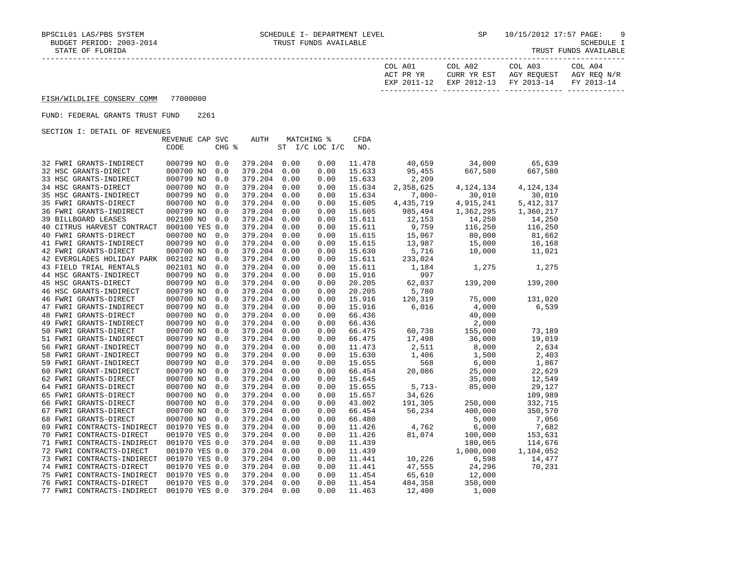BPSC1L01 LAS/PBS SYSTEM — SCHEDULE I- DEPARTMENT LEVEL — TRUST FUNDS AVAILABLE — SP 10/15/2012 17:57

BUDGET PERIOD: 2003-2014 — SCHEDULE I

STATE OF FLORIDA — TRUST FUNDS AVAILABLE

FISH/WILDLIFE CONSERV COMM 77000000

FUND: FEDERAL GRANTS TRUST FUND 2261

SECTION I: DETAIL OF REVENUES

| | REVENUE CODE | CAP | SVC CHG % | AUTH ST | MATCHING % I/C | LOC I/C | CFDA NO. | COL A01 ACT PR YR EXP 2011-12 | COL A02 CURR YR EST EXP 2012-13 | COL A03 AGY REQUEST FY 2013-14 | COL A04 AGY REQ N/R FY 2013-14 |
|---|---|---|---|---|---|---|---|---|---|---|---|
| 32 FWRI GRANTS-INDIRECT | 000799 | NO | 0.0 | 379.204 | 0.00 | 0.00 | 11.478 | 40,659 | 34,000 | 65,639 | |
| 32 HSC GRANTS-DIRECT | 000700 | NO | 0.0 | 379.204 | 0.00 | 0.00 | 15.633 | 95,455 | 667,580 | 667,580 | |
| 33 HSC GRANTS-INDIRECT | 000799 | NO | 0.0 | 379.204 | 0.00 | 0.00 | 15.633 | 2,209 | | | |
| 34 HSC GRANTS-DIRECT | 000700 | NO | 0.0 | 379.204 | 0.00 | 0.00 | 15.634 | 2,358,625 | 4,124,134 | 4,124,134 | |
| 35 HSC GRANTS-INDIRECT | 000799 | NO | 0.0 | 379.204 | 0.00 | 0.00 | 15.634 | 7,000- | 30,010 | 30,010 | |
| 35 FWRI GRANTS-DIRECT | 000700 | NO | 0.0 | 379.204 | 0.00 | 0.00 | 15.605 | 4,435,719 | 4,915,241 | 5,412,317 | |
| 36 FWRI GRANTS-INDIRECT | 000799 | NO | 0.0 | 379.204 | 0.00 | 0.00 | 15.605 | 985,494 | 1,362,295 | 1,360,217 | |
| 39 BILLBOARD LEASES | 002100 | NO | 0.0 | 379.204 | 0.00 | 0.00 | 15.611 | 12,153 | 14,250 | 14,250 | |
| 40 CITRUS HARVEST CONTRACT | 000100 | YES | 0.0 | 379.204 | 0.00 | 0.00 | 15.611 | 9,759 | 116,250 | 116,250 | |
| 40 FWRI GRANTS-DIRECT | 000700 | NO | 0.0 | 379.204 | 0.00 | 0.00 | 15.615 | 15,067 | 80,000 | 81,662 | |
| 41 FWRI GRANTS-INDIRECT | 000799 | NO | 0.0 | 379.204 | 0.00 | 0.00 | 15.615 | 13,987 | 15,000 | 16,168 | |
| 42 FWRI GRANTS-DIRECT | 000700 | NO | 0.0 | 379.204 | 0.00 | 0.00 | 15.630 | 5,716 | 10,000 | 11,021 | |
| 42 EVERGLADES HOLIDAY PARK | 002102 | NO | 0.0 | 379.204 | 0.00 | 0.00 | 15.611 | 233,024 | | | |
| 43 FIELD TRIAL RENTALS | 002101 | NO | 0.0 | 379.204 | 0.00 | 0.00 | 15.611 | 1,184 | 1,275 | 1,275 | |
| 44 HSC GRANTS-INDIRECT | 000799 | NO | 0.0 | 379.204 | 0.00 | 0.00 | 15.916 | 997 | | | |
| 45 HSC GRANTS-DIRECT | 000799 | NO | 0.0 | 379.204 | 0.00 | 0.00 | 20.205 | 62,037 | 139,200 | 139,200 | |
| 46 HSC GRANTS-INDIRECT | 000799 | NO | 0.0 | 379.204 | 0.00 | 0.00 | 20.205 | 5,780 | | | |
| 46 FWRI GRANTS-DIRECT | 000700 | NO | 0.0 | 379.204 | 0.00 | 0.00 | 15.916 | 120,319 | 75,000 | 131,020 | |
| 47 FWRI GRANTS-INDIRECT | 000799 | NO | 0.0 | 379.204 | 0.00 | 0.00 | 15.916 | 6,016 | 4,000 | 6,539 | |
| 48 FWRI GRANTS-DIRECT | 000700 | NO | 0.0 | 379.204 | 0.00 | 0.00 | 66.436 | | 40,000 | | |
| 49 FWRI GRANTS-INDIRECT | 000799 | NO | 0.0 | 379.204 | 0.00 | 0.00 | 66.436 | | 2,000 | | |
| 50 FWRI GRANTS-DIRECT | 000700 | NO | 0.0 | 379.204 | 0.00 | 0.00 | 66.475 | 60,738 | 155,000 | 73,189 | |
| 51 FWRI GRANTS-INDIRECT | 000799 | NO | 0.0 | 379.204 | 0.00 | 0.00 | 66.475 | 17,498 | 36,000 | 19,019 | |
| 56 FWRI GRANT-INDIRECT | 000799 | NO | 0.0 | 379.204 | 0.00 | 0.00 | 11.473 | 2,511 | 8,000 | 2,634 | |
| 58 FWRI GRANT-INDIRECT | 000799 | NO | 0.0 | 379.204 | 0.00 | 0.00 | 15.630 | 1,406 | 1,500 | 2,403 | |
| 59 FWRI GRANT-INDIRECT | 000799 | NO | 0.0 | 379.204 | 0.00 | 0.00 | 15.655 | 568 | 6,000 | 1,867 | |
| 60 FWRI GRANT-INDIRECT | 000799 | NO | 0.0 | 379.204 | 0.00 | 0.00 | 66.454 | 20,086 | 25,000 | 22,629 | |
| 62 FWRI GRANTS-DIRECT | 000700 | NO | 0.0 | 379.204 | 0.00 | 0.00 | 15.645 | | 35,000 | 12,549 | |
| 64 FWRI GRANTS-DIRECT | 000700 | NO | 0.0 | 379.204 | 0.00 | 0.00 | 15.655 | 5,713- | 85,000 | 29,127 | |
| 65 FWRI GRANTS-DIRECT | 000700 | NO | 0.0 | 379.204 | 0.00 | 0.00 | 15.657 | 34,626 | | 109,989 | |
| 66 FWRI GRANTS-DIRECT | 000700 | NO | 0.0 | 379.204 | 0.00 | 0.00 | 43.002 | 191,305 | 250,000 | 332,715 | |
| 67 FWRI GRANTS-DIRECT | 000700 | NO | 0.0 | 379.204 | 0.00 | 0.00 | 66.454 | 56,234 | 400,000 | 350,570 | |
| 68 FWRI GRANTS-DIRECT | 000700 | NO | 0.0 | 379.204 | 0.00 | 0.00 | 66.480 | | 5,000 | 7,056 | |
| 69 FWRI CONTRACTS-INDIRECT | 001970 | YES | 0.0 | 379.204 | 0.00 | 0.00 | 11.426 | 4,762 | 6,000 | 7,682 | |
| 70 FWRI CONTRACTS-DIRECT | 001970 | YES | 0.0 | 379.204 | 0.00 | 0.00 | 11.426 | 81,074 | 100,000 | 153,631 | |
| 71 FWRI CONTRACTS-INDIRECT | 001970 | YES | 0.0 | 379.204 | 0.00 | 0.00 | 11.439 | | 180,065 | 114,676 | |
| 72 FWRI CONTRACTS-DIRECT | 001970 | YES | 0.0 | 379.204 | 0.00 | 0.00 | 11.439 | | 1,000,000 | 1,104,052 | |
| 73 FWRI CONTRACTS-INDIRECT | 001970 | YES | 0.0 | 379.204 | 0.00 | 0.00 | 11.441 | 10,226 | 6,598 | 14,477 | |
| 74 FWRI CONTRACTS-DIRECT | 001970 | YES | 0.0 | 379.204 | 0.00 | 0.00 | 11.441 | 47,555 | 24,296 | 70,231 | |
| 75 FWRI CONTRACTS-INDIRECT | 001970 | YES | 0.0 | 379.204 | 0.00 | 0.00 | 11.454 | 65,610 | 12,000 | | |
| 76 FWRI CONTRACTS-DIRECT | 001970 | YES | 0.0 | 379.204 | 0.00 | 0.00 | 11.454 | 484,358 | 350,000 | | |
| 77 FWRI CONTRACTS-INDIRECT | 001970 | YES | 0.0 | 379.204 | 0.00 | 0.00 | 11.463 | 12,400 | 1,000 | | |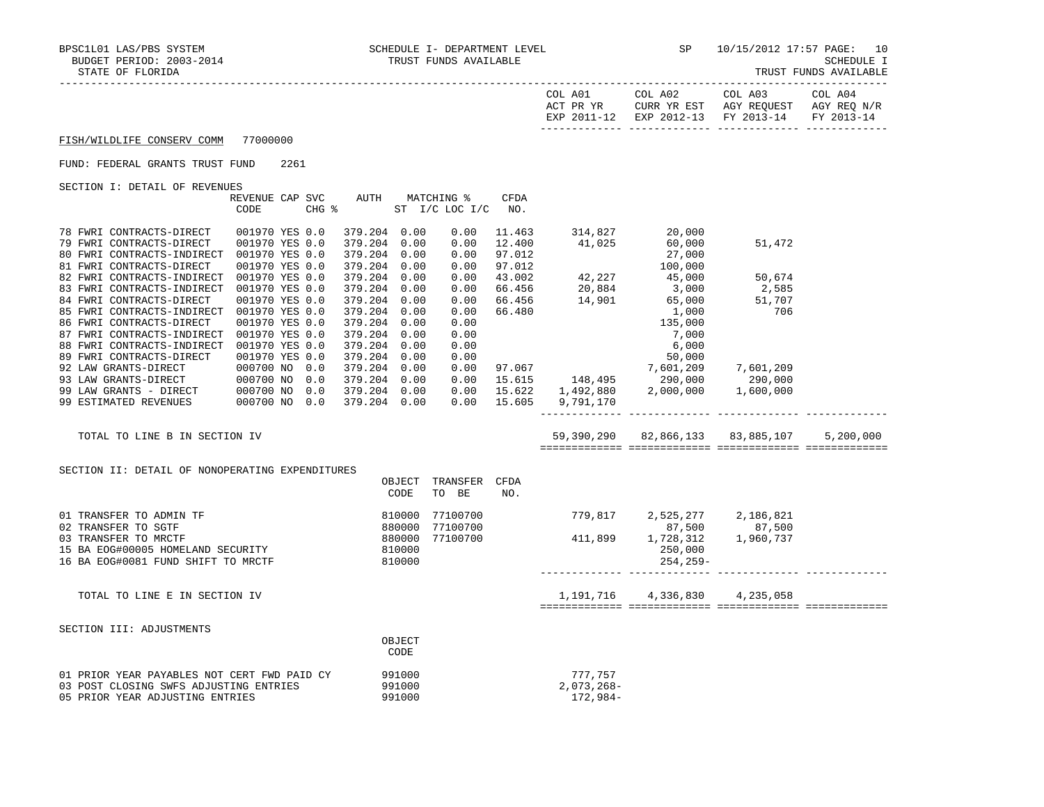BPSC1L01 LAS/PBS SYSTEM — SCHEDULE I- DEPARTMENT LEVEL — SP — 10/15/2012 17:57 PAGE: 10
BUDGET PERIOD: 2003-2014 — TRUST FUNDS AVAILABLE — SCHEDULE I
STATE OF FLORIDA — TRUST FUNDS AVAILABLE

**FISH/WILDLIFE CONSERV COMM** 77000000

FUND: FEDERAL GRANTS TRUST FUND 2261

SECTION I: DETAIL OF REVENUES

| | REVENUE CODE | CAP | SVC CHG % | AUTH ST | MATCHING % I/C | LOC I/C | CFDA NO. | COL A01 ACT PR YR EXP 2011-12 | COL A02 CURR YR EST EXP 2012-13 | COL A03 AGY REQUEST FY 2013-14 | COL A04 AGY REQ N/R FY 2013-14 |
|---|---|---|---|---|---|---|---|---|---|---|---|
| 78 FWRI CONTRACTS-DIRECT | 001970 | YES | 0.0 | 379.204 | 0.00 | 0.00 | 11.463 | 314,827 | 20,000 | | |
| 79 FWRI CONTRACTS-DIRECT | 001970 | YES | 0.0 | 379.204 | 0.00 | 0.00 | 12.400 | 41,025 | 60,000 | 51,472 | |
| 80 FWRI CONTRACTS-INDIRECT | 001970 | YES | 0.0 | 379.204 | 0.00 | 0.00 | 97.012 | | 27,000 | | |
| 81 FWRI CONTRACTS-DIRECT | 001970 | YES | 0.0 | 379.204 | 0.00 | 0.00 | 97.012 | | 100,000 | | |
| 82 FWRI CONTRACTS-INDIRECT | 001970 | YES | 0.0 | 379.204 | 0.00 | 0.00 | 43.002 | 42,227 | 45,000 | 50,674 | |
| 83 FWRI CONTRACTS-INDIRECT | 001970 | YES | 0.0 | 379.204 | 0.00 | 0.00 | 66.456 | 20,884 | 3,000 | 2,585 | |
| 84 FWRI CONTRACTS-DIRECT | 001970 | YES | 0.0 | 379.204 | 0.00 | 0.00 | 66.456 | 14,901 | 65,000 | 51,707 | |
| 85 FWRI CONTRACTS-INDIRECT | 001970 | YES | 0.0 | 379.204 | 0.00 | 0.00 | 66.480 | | 1,000 | 706 | |
| 86 FWRI CONTRACTS-DIRECT | 001970 | YES | 0.0 | 379.204 | 0.00 | 0.00 | | | 135,000 | | |
| 87 FWRI CONTRACTS-INDIRECT | 001970 | YES | 0.0 | 379.204 | 0.00 | 0.00 | | | 7,000 | | |
| 88 FWRI CONTRACTS-INDIRECT | 001970 | YES | 0.0 | 379.204 | 0.00 | 0.00 | | | 6,000 | | |
| 89 FWRI CONTRACTS-DIRECT | 001970 | YES | 0.0 | 379.204 | 0.00 | 0.00 | | | 50,000 | | |
| 92 LAW GRANTS-DIRECT | 000700 | NO | 0.0 | 379.204 | 0.00 | 0.00 | 97.067 | | 7,601,209 | 7,601,209 | |
| 93 LAW GRANTS-DIRECT | 000700 | NO | 0.0 | 379.204 | 0.00 | 0.00 | 15.615 | 148,495 | 290,000 | 290,000 | |
| 99 LAW GRANTS - DIRECT | 000700 | NO | 0.0 | 379.204 | 0.00 | 0.00 | 15.622 | 1,492,880 | 2,000,000 | 1,600,000 | |
| 99 ESTIMATED REVENUES | 000700 | NO | 0.0 | 379.204 | 0.00 | 0.00 | 15.605 | 9,791,170 | | | |
| TOTAL TO LINE B IN SECTION IV | | | | | | | | 59,390,290 | 82,866,133 | 83,885,107 | 5,200,000 |

SECTION II: DETAIL OF NONOPERATING EXPENDITURES

| | OBJECT CODE | TRANSFER TO BE | CFDA NO. | COL A01 | COL A02 | COL A03 | COL A04 |
|---|---|---|---|---|---|---|---|
| 01 TRANSFER TO ADMIN TF | 810000 | 77100700 | | 779,817 | 2,525,277 | 2,186,821 | |
| 02 TRANSFER TO SGTF | 880000 | 77100700 | | | 87,500 | 87,500 | |
| 03 TRANSFER TO MRCTF | 880000 | 77100700 | | 411,899 | 1,728,312 | 1,960,737 | |
| 15 BA EOG#00005 HOMELAND SECURITY | 810000 | | | | 250,000 | | |
| 16 BA EOG#0081 FUND SHIFT TO MRCTF | 810000 | | | | 254,259- | | |
| TOTAL TO LINE E IN SECTION IV | | | | 1,191,716 | 4,336,830 | 4,235,058 | |

SECTION III: ADJUSTMENTS

| | OBJECT CODE | COL A01 | COL A02 | COL A03 | COL A04 |
|---|---|---|---|---|---|
| 01 PRIOR YEAR PAYABLES NOT CERT FWD PAID CY | 991000 | 777,757 | | | |
| 03 POST CLOSING SWFS ADJUSTING ENTRIES | 991000 | 2,073,268- | | | |
| 05 PRIOR YEAR ADJUSTING ENTRIES | 991000 | 172,984- | | | |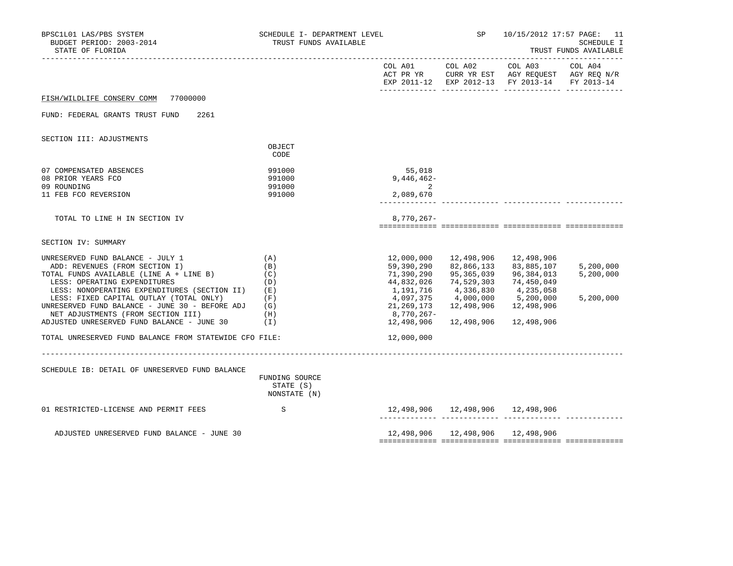BPSC1L01 LAS/PBS SYSTEM — SCHEDULE I- DEPARTMENT LEVEL — TRUST FUNDS AVAILABLE — SP 10/15/2012 17:57 PAGE: 11

BUDGET PERIOD: 2003-2014 — SCHEDULE I

STATE OF FLORIDA — TRUST FUNDS AVAILABLE

FISH/WILDLIFE CONSERV COMM 77000000

FUND: FEDERAL GRANTS TRUST FUND 2261

## SECTION III: ADJUSTMENTS

| | OBJECT CODE | COL A01 ACT PR YR EXP 2011-12 | COL A02 CURR YR EST EXP 2012-13 | COL A03 AGY REQUEST FY 2013-14 | COL A04 AGY REQ N/R FY 2013-14 |
|---|---|---|---|---|---|
| 07 COMPENSATED ABSENCES | 991000 | 55,018 | | | |
| 08 PRIOR YEARS FCO | 991000 | 9,446,462- | | | |
| 09 ROUNDING | 991000 | 2 | | | |
| 11 FEB FCO REVERSION | 991000 | 2,089,670 | | | |
| TOTAL TO LINE H IN SECTION IV | | 8,770,267- | | | |

## SECTION IV: SUMMARY

| | | COL A01 ACT PR YR EXP 2011-12 | COL A02 CURR YR EST EXP 2012-13 | COL A03 AGY REQUEST FY 2013-14 | COL A04 AGY REQ N/R FY 2013-14 |
|---|---|---|---|---|---|
| UNRESERVED FUND BALANCE - JULY 1 | (A) | 12,000,000 | 12,498,906 | 12,498,906 | |
| ADD: REVENUES (FROM SECTION I) | (B) | 59,390,290 | 82,866,133 | 83,885,107 | 5,200,000 |
| TOTAL FUNDS AVAILABLE (LINE A + LINE B) | (C) | 71,390,290 | 95,365,039 | 96,384,013 | 5,200,000 |
| LESS: OPERATING EXPENDITURES | (D) | 44,832,026 | 74,529,303 | 74,450,049 | |
| LESS: NONOPERATING EXPENDITURES (SECTION II) | (E) | 1,191,716 | 4,336,830 | 4,235,058 | |
| LESS: FIXED CAPITAL OUTLAY (TOTAL ONLY) | (F) | 4,097,375 | 4,000,000 | 5,200,000 | 5,200,000 |
| UNRESERVED FUND BALANCE - JUNE 30 - BEFORE ADJ | (G) | 21,269,173 | 12,498,906 | 12,498,906 | |
| NET ADJUSTMENTS (FROM SECTION III) | (H) | 8,770,267- | | | |
| ADJUSTED UNRESERVED FUND BALANCE - JUNE 30 | (I) | 12,498,906 | 12,498,906 | 12,498,906 | |
| TOTAL UNRESERVED FUND BALANCE FROM STATEWIDE CFO FILE: | | 12,000,000 | | | |

## SCHEDULE IB: DETAIL OF UNRESERVED FUND BALANCE

| | FUNDING SOURCE STATE (S) NONSTATE (N) | COL A01 | COL A02 | COL A03 | COL A04 |
|---|---|---|---|---|---|
| 01 RESTRICTED-LICENSE AND PERMIT FEES | S | 12,498,906 | 12,498,906 | 12,498,906 | |
| ADJUSTED UNRESERVED FUND BALANCE - JUNE 30 | | 12,498,906 | 12,498,906 | 12,498,906 | |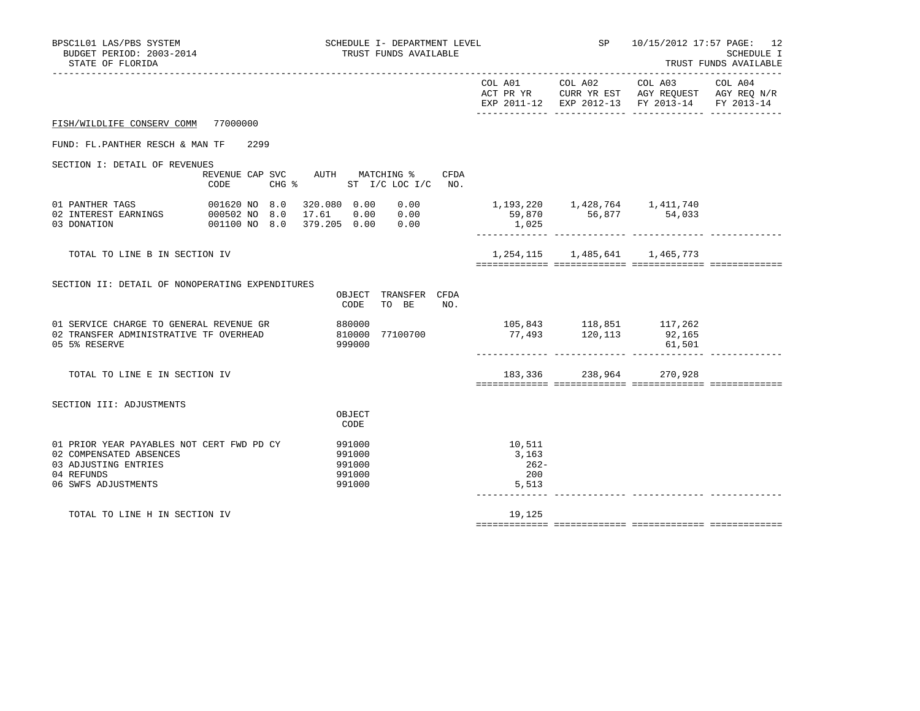BPSC1L01 LAS/PBS SYSTEM
BUDGET PERIOD: 2003-2014
STATE OF FLORIDA

SCHEDULE I- DEPARTMENT LEVEL
TRUST FUNDS AVAILABLE

SP 10/15/2012 17:57
SCHEDULE I
TRUST FUNDS AVAILABLE

FISH/WILDLIFE CONSERV COMM 77000000

FUND: FL.PANTHER RESCH & MAN TF 2299

## SECTION I: DETAIL OF REVENUES

| | REVENUE CODE | CAP SVC CHG % | AUTH ST | MATCHING % I/C | LOC I/C | CFDA NO. | COL A01 ACT PR YR EXP 2011-12 | COL A02 CURR YR EST EXP 2012-13 | COL A03 AGY REQUEST FY 2013-14 | COL A04 AGY REQ N/R FY 2013-14 |
|---|---|---|---|---|---|---|---|---|---|---|
| 01 PANTHER TAGS | 001620 | NO 8.0 | 320.080 | 0.00 | 0.00 | | 1,193,220 | 1,428,764 | 1,411,740 | |
| 02 INTEREST EARNINGS | 000502 | NO 8.0 | 17.61 | 0.00 | 0.00 | | 59,870 | 56,877 | 54,033 | |
| 03 DONATION | 001100 | NO 8.0 | 379.205 | 0.00 | 0.00 | | 1,025 | | | |
| TOTAL TO LINE B IN SECTION IV | | | | | | | 1,254,115 | 1,485,641 | 1,465,773 | |

## SECTION II: DETAIL OF NONOPERATING EXPENDITURES

| | OBJECT CODE | TRANSFER TO BE | CFDA NO. | COL A01 ACT PR YR EXP 2011-12 | COL A02 CURR YR EST EXP 2012-13 | COL A03 AGY REQUEST FY 2013-14 | COL A04 AGY REQ N/R FY 2013-14 |
|---|---|---|---|---|---|---|---|
| 01 SERVICE CHARGE TO GENERAL REVENUE GR | 880000 | | | 105,843 | 118,851 | 117,262 | |
| 02 TRANSFER ADMINISTRATIVE TF OVERHEAD | 810000 | 77100700 | | 77,493 | 120,113 | 92,165 | |
| 05 5% RESERVE | 999000 | | | | | 61,501 | |
| TOTAL TO LINE E IN SECTION IV | | | | 183,336 | 238,964 | 270,928 | |

## SECTION III: ADJUSTMENTS

| | OBJECT CODE | COL A01 ACT PR YR EXP 2011-12 | COL A02 CURR YR EST EXP 2012-13 | COL A03 AGY REQUEST FY 2013-14 | COL A04 AGY REQ N/R FY 2013-14 |
|---|---|---|---|---|---|
| 01 PRIOR YEAR PAYABLES NOT CERT FWD PD CY | 991000 | 10,511 | | | |
| 02 COMPENSATED ABSENCES | 991000 | 3,163 | | | |
| 03 ADJUSTING ENTRIES | 991000 | 262- | | | |
| 04 REFUNDS | 991000 | 200 | | | |
| 06 SWFS ADJUSTMENTS | 991000 | 5,513 | | | |
| TOTAL TO LINE H IN SECTION IV | | 19,125 | | | |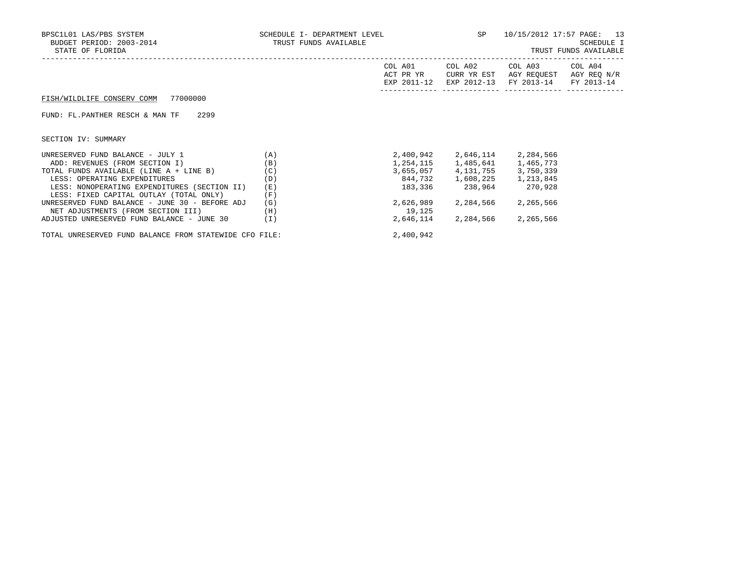BPSC1L01 LAS/PBS SYSTEM SCHEDULE I- DEPARTMENT LEVEL SP 10/15/2012 17:57 PAGE: 13
BUDGET PERIOD: 2003-2014 TRUST FUNDS AVAILABLE SCHEDULE I
STATE OF FLORIDA TRUST FUNDS AVAILABLE

FISH/WILDLIFE CONSERV COMM 77000000

FUND: FL.PANTHER RESCH & MAN TF 2299

SECTION IV: SUMMARY

| | | COL A01 ACT PR YR EXP 2011-12 | COL A02 CURR YR EST EXP 2012-13 | COL A03 AGY REQUEST FY 2013-14 | COL A04 AGY REQ N/R FY 2013-14 |
|---|---|---|---|---|---|
| UNRESERVED FUND BALANCE - JULY 1 | (A) | 2,400,942 | 2,646,114 | 2,284,566 | |
| ADD: REVENUES (FROM SECTION I) | (B) | 1,254,115 | 1,485,641 | 1,465,773 | |
| TOTAL FUNDS AVAILABLE (LINE A + LINE B) | (C) | 3,655,057 | 4,131,755 | 3,750,339 | |
| LESS: OPERATING EXPENDITURES | (D) | 844,732 | 1,608,225 | 1,213,845 | |
| LESS: NONOPERATING EXPENDITURES (SECTION II) | (E) | 183,336 | 238,964 | 270,928 | |
| LESS: FIXED CAPITAL OUTLAY (TOTAL ONLY) | (F) | | | | |
| UNRESERVED FUND BALANCE - JUNE 30 - BEFORE ADJ | (G) | 2,626,989 | 2,284,566 | 2,265,566 | |
| NET ADJUSTMENTS (FROM SECTION III) | (H) | 19,125 | | | |
| ADJUSTED UNRESERVED FUND BALANCE - JUNE 30 | (I) | 2,646,114 | 2,284,566 | 2,265,566 | |
| TOTAL UNRESERVED FUND BALANCE FROM STATEWIDE CFO FILE: | | 2,400,942 | | | |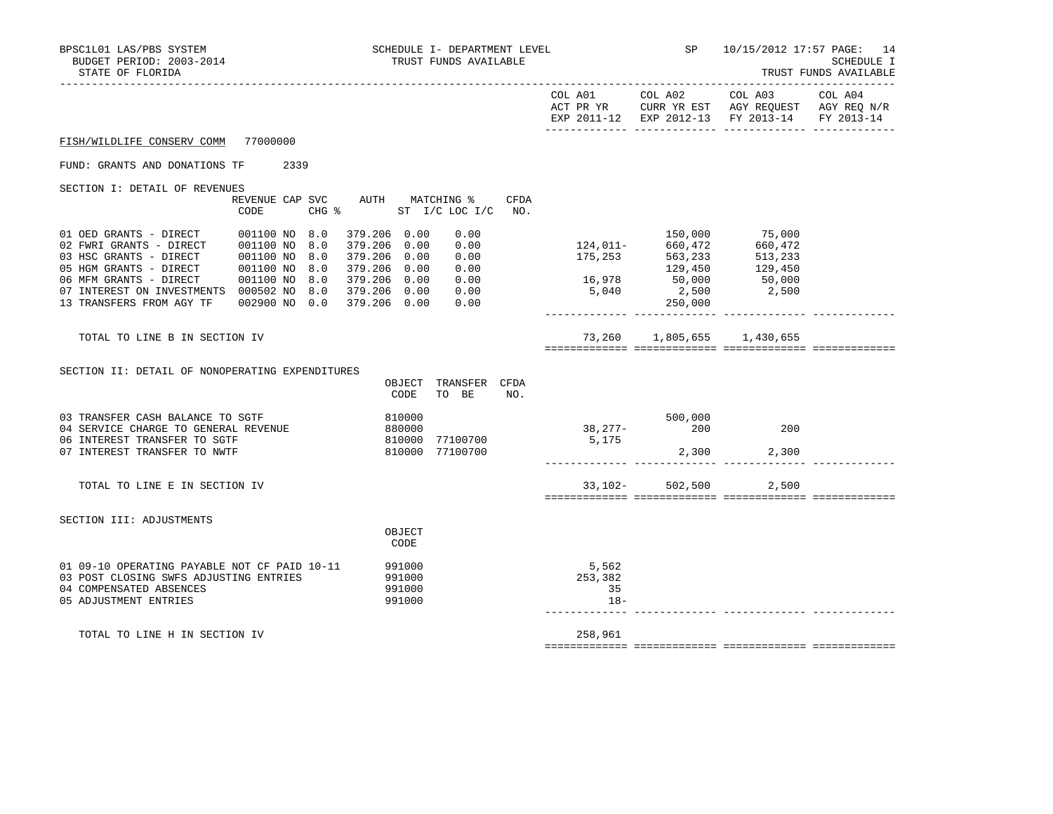BPSC1L01 LAS/PBS SYSTEM
BUDGET PERIOD: 2003-2014
STATE OF FLORIDA

SCHEDULE I- DEPARTMENT LEVEL
TRUST FUNDS AVAILABLE

SP 10/15/2012 17:57 PAGE: 14
SCHEDULE I
TRUST FUNDS AVAILABLE

FISH/WILDLIFE CONSERV COMM 77000000

FUND: GRANTS AND DONATIONS TF 2339

SECTION I: DETAIL OF REVENUES

| | REVENUE CODE | CAP SVC | CHG % | AUTH | MATCHING % ST I/C | LOC I/C | CFDA NO. | COL A01 ACT PR YR EXP 2011-12 | COL A02 CURR YR EST EXP 2012-13 | COL A03 AGY REQUEST FY 2013-14 | COL A04 AGY REQ N/R FY 2013-14 |
|---|---|---|---|---|---|---|---|---|---|---|---|
| 01 OED GRANTS - DIRECT | 001100 | NO | 8.0 | 379.206 | 0.00 | 0.00 | | | 150,000 | 75,000 | |
| 02 FWRI GRANTS - DIRECT | 001100 | NO | 8.0 | 379.206 | 0.00 | 0.00 | | 124,011- | 660,472 | 660,472 | |
| 03 HSC GRANTS - DIRECT | 001100 | NO | 8.0 | 379.206 | 0.00 | 0.00 | | 175,253 | 563,233 | 513,233 | |
| 05 HGM GRANTS - DIRECT | 001100 | NO | 8.0 | 379.206 | 0.00 | 0.00 | | | 129,450 | 129,450 | |
| 06 MFM GRANTS - DIRECT | 001100 | NO | 8.0 | 379.206 | 0.00 | 0.00 | | 16,978 | 50,000 | 50,000 | |
| 07 INTEREST ON INVESTMENTS | 000502 | NO | 8.0 | 379.206 | 0.00 | 0.00 | | 5,040 | 2,500 | 2,500 | |
| 13 TRANSFERS FROM AGY TF | 002900 | NO | 0.0 | 379.206 | 0.00 | 0.00 | | | 250,000 | | |
| TOTAL TO LINE B IN SECTION IV | | | | | | | | 73,260 | 1,805,655 | 1,430,655 | |

SECTION II: DETAIL OF NONOPERATING EXPENDITURES

| | OBJECT CODE | TRANSFER TO BE | CFDA NO. | COL A01 | COL A02 | COL A03 | COL A04 |
|---|---|---|---|---|---|---|---|
| 03 TRANSFER CASH BALANCE TO SGTF | 810000 | | | | 500,000 | | |
| 04 SERVICE CHARGE TO GENERAL REVENUE | 880000 | | | 38,277- | 200 | 200 | |
| 06 INTEREST TRANSFER TO SGTF | 810000 | 77100700 | | 5,175 | | | |
| 07 INTEREST TRANSFER TO NWTF | 810000 | 77100700 | | | 2,300 | 2,300 | |
| TOTAL TO LINE E IN SECTION IV | | | | 33,102- | 502,500 | 2,500 | |

SECTION III: ADJUSTMENTS

| | OBJECT CODE | COL A01 | COL A02 | COL A03 | COL A04 |
|---|---|---|---|---|---|
| 01 09-10 OPERATING PAYABLE NOT CF PAID 10-11 | 991000 | 5,562 | | | |
| 03 POST CLOSING SWFS ADJUSTING ENTRIES | 991000 | 253,382 | | | |
| 04 COMPENSATED ABSENCES | 991000 | 35 | | | |
| 05 ADJUSTMENT ENTRIES | 991000 | 18- | | | |
| TOTAL TO LINE H IN SECTION IV | | 258,961 | | | |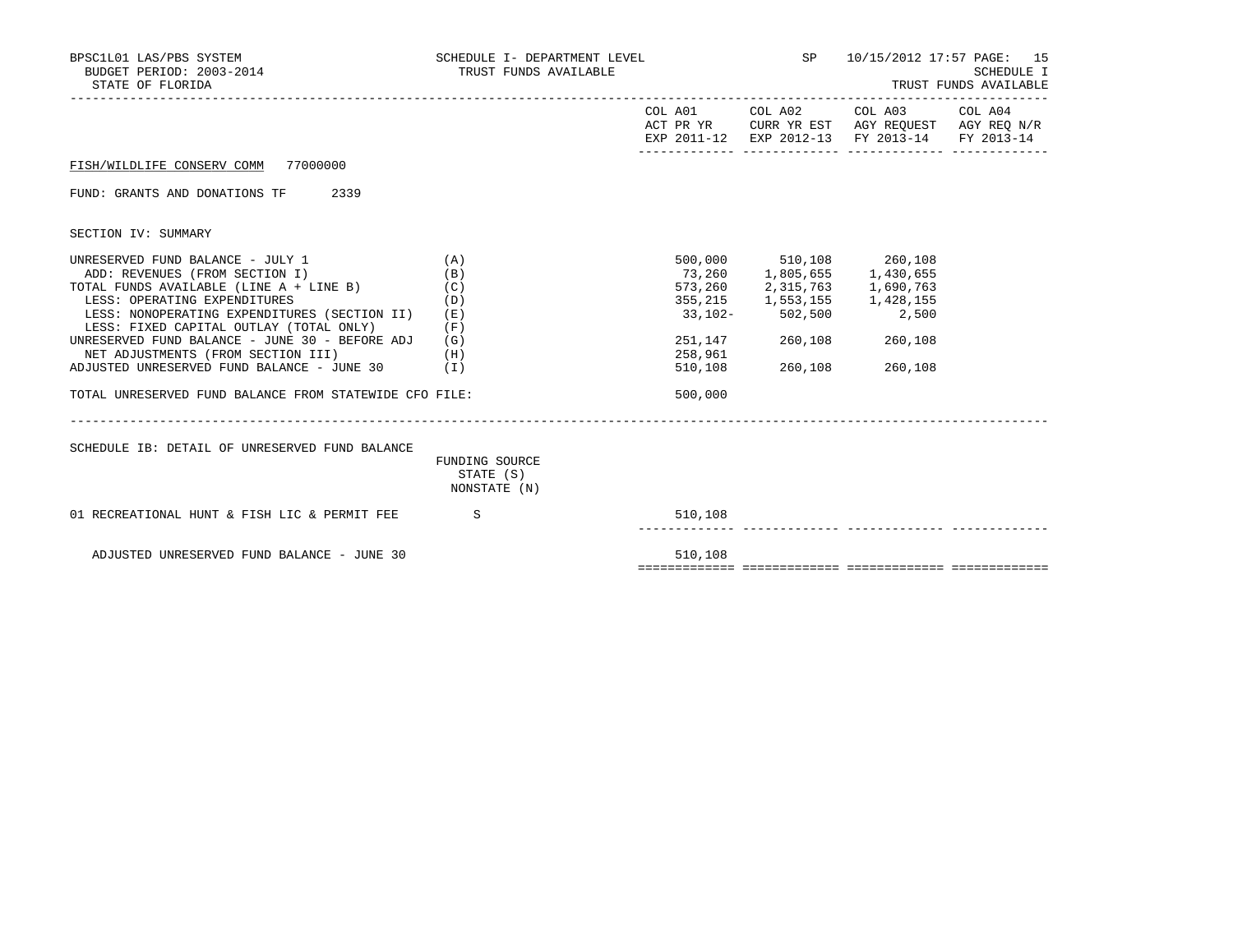BPSC1L01 LAS/PBS SYSTEM
BUDGET PERIOD: 2003-2014
STATE OF FLORIDA

SCHEDULE I- DEPARTMENT LEVEL
TRUST FUNDS AVAILABLE

SP 10/15/2012 17:57

SCHEDULE I
TRUST FUNDS AVAILABLE

FISH/WILDLIFE CONSERV COMM 77000000

FUND: GRANTS AND DONATIONS TF 2339

SECTION IV: SUMMARY

| | | COL A01 ACT PR YR EXP 2011-12 | COL A02 CURR YR EST EXP 2012-13 | COL A03 AGY REQUEST FY 2013-14 | COL A04 AGY REQ N/R FY 2013-14 |
|---|---|---|---|---|---|
| UNRESERVED FUND BALANCE - JULY 1 | (A) | 500,000 | 510,108 | 260,108 | |
| ADD: REVENUES (FROM SECTION I) | (B) | 73,260 | 1,805,655 | 1,430,655 | |
| TOTAL FUNDS AVAILABLE (LINE A + LINE B) | (C) | 573,260 | 2,315,763 | 1,690,763 | |
| LESS: OPERATING EXPENDITURES | (D) | 355,215 | 1,553,155 | 1,428,155 | |
| LESS: NONOPERATING EXPENDITURES (SECTION II) | (E) | 33,102- | 502,500 | 2,500 | |
| LESS: FIXED CAPITAL OUTLAY (TOTAL ONLY) | (F) | | | | |
| UNRESERVED FUND BALANCE - JUNE 30 - BEFORE ADJ | (G) | 251,147 | 260,108 | 260,108 | |
| NET ADJUSTMENTS (FROM SECTION III) | (H) | 258,961 | | | |
| ADJUSTED UNRESERVED FUND BALANCE - JUNE 30 | (I) | 510,108 | 260,108 | 260,108 | |
| TOTAL UNRESERVED FUND BALANCE FROM STATEWIDE CFO FILE: | | 500,000 | | | |

SCHEDULE IB: DETAIL OF UNRESERVED FUND BALANCE

| | FUNDING SOURCE STATE (S) NONSTATE (N) | COL A01 | COL A02 | COL A03 | COL A04 |
|---|---|---|---|---|---|
| 01 RECREATIONAL HUNT & FISH LIC & PERMIT FEE | S | 510,108 | | | |
| ADJUSTED UNRESERVED FUND BALANCE - JUNE 30 | | 510,108 | | | |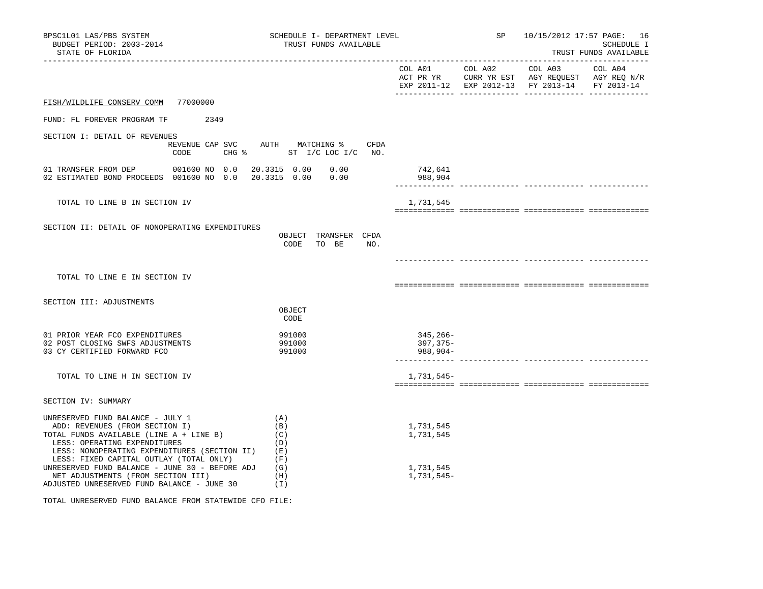BPSC1L01 LAS/PBS SYSTEM — SCHEDULE I- DEPARTMENT LEVEL — SP 10/15/2012 17:57 PAGE: 16
BUDGET PERIOD: 2003-2014 — TRUST FUNDS AVAILABLE — SCHEDULE I
STATE OF FLORIDA — TRUST FUNDS AVAILABLE

**FISH/WILDLIFE CONSERV COMM** 77000000

FUND: FL FOREVER PROGRAM TF 2349

## SECTION I: DETAIL OF REVENUES

| | REVENUE CODE | CAP | SVC CHG % | AUTH ST | MATCHING % I/C | LOC I/C | CFDA NO. | COL A01 ACT PR YR EXP 2011-12 | COL A02 CURR YR EST EXP 2012-13 | COL A03 AGY REQUEST FY 2013-14 | COL A04 AGY REQ N/R FY 2013-14 |
|---|---|---|---|---|---|---|---|---|---|---|---|
| 01 TRANSFER FROM DEP | 001600 | NO | 0.0 | 20.3315 | 0.00 | 0.00 | | 742,641 | | | |
| 02 ESTIMATED BOND PROCEEDS | 001600 | NO | 0.0 | 20.3315 | 0.00 | 0.00 | | 988,904 | | | |
| TOTAL TO LINE B IN SECTION IV | | | | | | | | 1,731,545 | | | |

## SECTION II: DETAIL OF NONOPERATING EXPENDITURES

| | OBJECT CODE | TRANSFER TO BE | CFDA NO. | COL A01 | COL A02 | COL A03 | COL A04 |
|---|---|---|---|---|---|---|---|
| TOTAL TO LINE E IN SECTION IV | | | | | | | |

## SECTION III: ADJUSTMENTS

| | OBJECT CODE | COL A01 | COL A02 | COL A03 | COL A04 |
|---|---|---|---|---|---|
| 01 PRIOR YEAR FCO EXPENDITURES | 991000 | 345,266- | | | |
| 02 POST CLOSING SWFS ADJUSTMENTS | 991000 | 397,375- | | | |
| 03 CY CERTIFIED FORWARD FCO | 991000 | 988,904- | | | |
| TOTAL TO LINE H IN SECTION IV | | 1,731,545- | | | |

## SECTION IV: SUMMARY

| | | COL A01 | COL A02 | COL A03 | COL A04 |
|---|---|---|---|---|---|
| UNRESERVED FUND BALANCE - JULY 1 | (A) | | | | |
| ADD: REVENUES (FROM SECTION I) | (B) | 1,731,545 | | | |
| TOTAL FUNDS AVAILABLE (LINE A + LINE B) | (C) | 1,731,545 | | | |
| LESS: OPERATING EXPENDITURES | (D) | | | | |
| LESS: NONOPERATING EXPENDITURES (SECTION II) | (E) | | | | |
| LESS: FIXED CAPITAL OUTLAY (TOTAL ONLY) | (F) | | | | |
| UNRESERVED FUND BALANCE - JUNE 30 - BEFORE ADJ | (G) | 1,731,545 | | | |
| NET ADJUSTMENTS (FROM SECTION III) | (H) | 1,731,545- | | | |
| ADJUSTED UNRESERVED FUND BALANCE - JUNE 30 | (I) | | | | |

TOTAL UNRESERVED FUND BALANCE FROM STATEWIDE CFO FILE: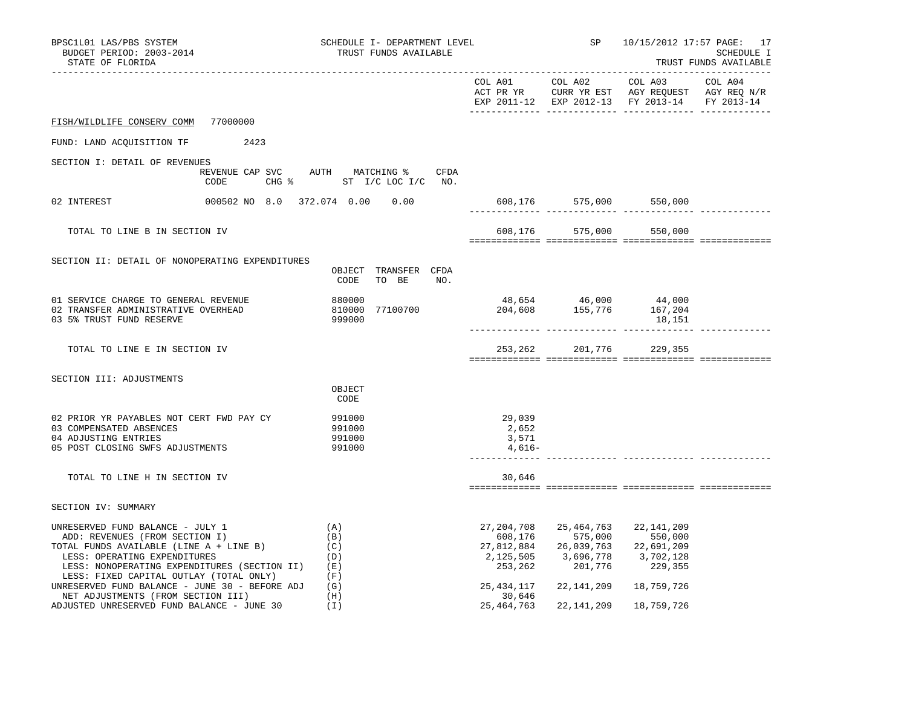BPSC1L01 LAS/PBS SYSTEM — SCHEDULE I- DEPARTMENT LEVEL — TRUST FUNDS AVAILABLE — SP 10/15/2012 17:57 PAGE: 17
BUDGET PERIOD: 2003-2014 — SCHEDULE I
STATE OF FLORIDA — TRUST FUNDS AVAILABLE

FISH/WILDLIFE CONSERV COMM 77000000

FUND: LAND ACQUISITION TF 2423

## SECTION I: DETAIL OF REVENUES

| | REVENUE CODE | CAP SVC CHG % | AUTH ST | MATCHING % I/C | LOC I/C | CFDA NO. | COL A01 ACT PR YR EXP 2011-12 | COL A02 CURR YR EST EXP 2012-13 | COL A03 AGY REQUEST FY 2013-14 | COL A04 AGY REQ N/R FY 2013-14 |
|---|---|---|---|---|---|---|---|---|---|---|
| 02 INTEREST | 000502 | NO 8.0 | 372.074 | 0.00 | 0.00 | | 608,176 | 575,000 | 550,000 | |
| TOTAL TO LINE B IN SECTION IV | | | | | | | 608,176 | 575,000 | 550,000 | |

## SECTION II: DETAIL OF NONOPERATING EXPENDITURES

| | OBJECT CODE | TRANSFER TO BE | CFDA NO. | COL A01 ACT PR YR EXP 2011-12 | COL A02 CURR YR EST EXP 2012-13 | COL A03 AGY REQUEST FY 2013-14 | COL A04 AGY REQ N/R FY 2013-14 |
|---|---|---|---|---|---|---|---|
| 01 SERVICE CHARGE TO GENERAL REVENUE | 880000 | | | 48,654 | 46,000 | 44,000 | |
| 02 TRANSFER ADMINISTRATIVE OVERHEAD | 810000 | 77100700 | | 204,608 | 155,776 | 167,204 | |
| 03 5% TRUST FUND RESERVE | 999000 | | | | | 18,151 | |
| TOTAL TO LINE E IN SECTION IV | | | | 253,262 | 201,776 | 229,355 | |

## SECTION III: ADJUSTMENTS

| | OBJECT CODE | COL A01 ACT PR YR EXP 2011-12 | COL A02 CURR YR EST EXP 2012-13 | COL A03 AGY REQUEST FY 2013-14 | COL A04 AGY REQ N/R FY 2013-14 |
|---|---|---|---|---|---|
| 02 PRIOR YR PAYABLES NOT CERT FWD PAY CY | 991000 | 29,039 | | | |
| 03 COMPENSATED ABSENCES | 991000 | 2,652 | | | |
| 04 ADJUSTING ENTRIES | 991000 | 3,571 | | | |
| 05 POST CLOSING SWFS ADJUSTMENTS | 991000 | 4,616- | | | |
| TOTAL TO LINE H IN SECTION IV | | 30,646 | | | |

## SECTION IV: SUMMARY

| | | COL A01 ACT PR YR EXP 2011-12 | COL A02 CURR YR EST EXP 2012-13 | COL A03 AGY REQUEST FY 2013-14 | COL A04 AGY REQ N/R FY 2013-14 |
|---|---|---|---|---|---|
| UNRESERVED FUND BALANCE - JULY 1 | (A) | 27,204,708 | 25,464,763 | 22,141,209 | |
| ADD: REVENUES (FROM SECTION I) | (B) | 608,176 | 575,000 | 550,000 | |
| TOTAL FUNDS AVAILABLE (LINE A + LINE B) | (C) | 27,812,884 | 26,039,763 | 22,691,209 | |
| LESS: OPERATING EXPENDITURES | (D) | 2,125,505 | 3,696,778 | 3,702,128 | |
| LESS: NONOPERATING EXPENDITURES (SECTION II) | (E) | 253,262 | 201,776 | 229,355 | |
| LESS: FIXED CAPITAL OUTLAY (TOTAL ONLY) | (F) | | | | |
| UNRESERVED FUND BALANCE - JUNE 30 - BEFORE ADJ | (G) | 25,434,117 | 22,141,209 | 18,759,726 | |
| NET ADJUSTMENTS (FROM SECTION III) | (H) | 30,646 | | | |
| ADJUSTED UNRESERVED FUND BALANCE - JUNE 30 | (I) | 25,464,763 | 22,141,209 | 18,759,726 | |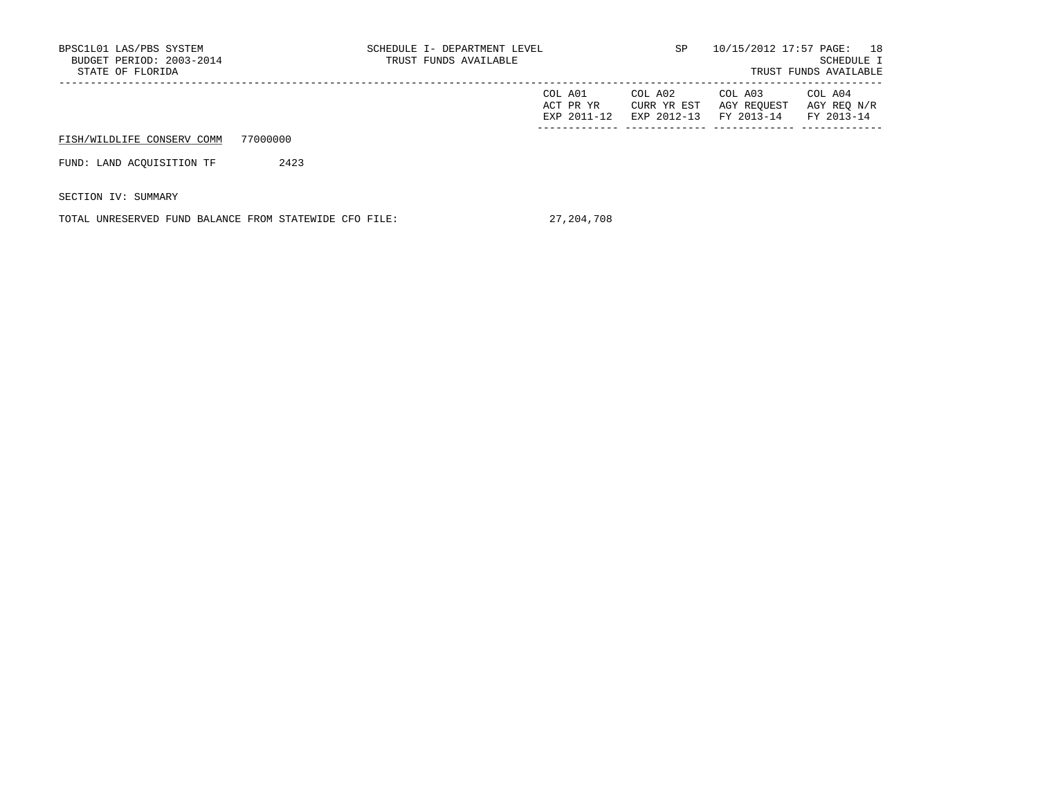| | COL A01 ACT PR YR EXP 2011-12 | COL A02 CURR YR EST EXP 2012-13 | COL A03 AGY REQUEST FY 2013-14 | COL A04 AGY REQ N/R FY 2013-14 |
|---|---|---|---|---|
| FISH/WILDLIFE CONSERV COMM 77000000 | | | | |
| FUND: LAND ACQUISITION TF 2423 | | | | |
| SECTION IV: SUMMARY | | | | |
| TOTAL UNRESERVED FUND BALANCE FROM STATEWIDE CFO FILE: | 27,204,708 | | | |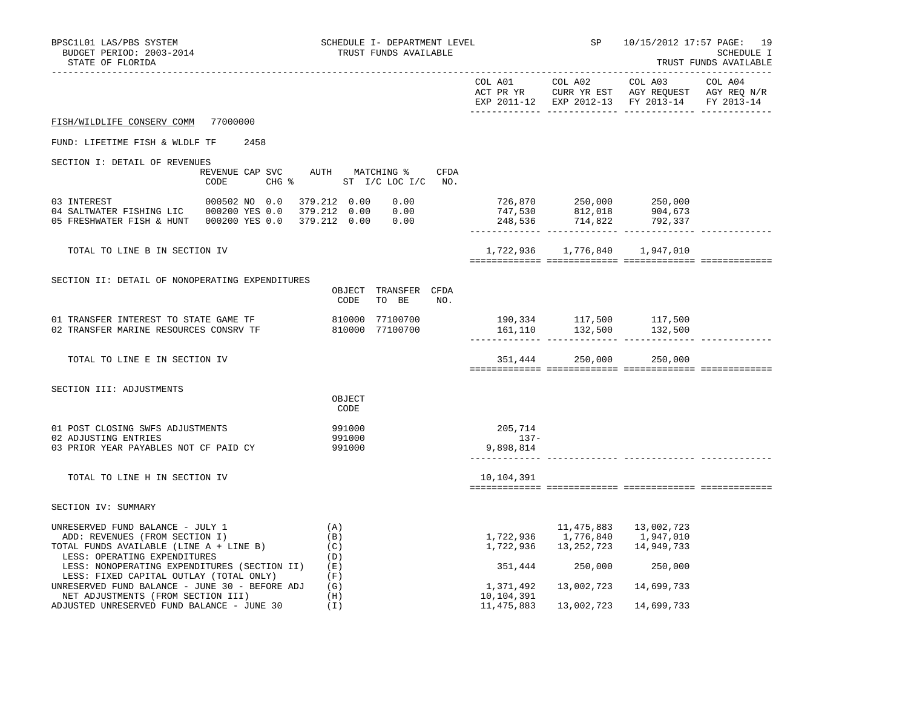BPSC1L01 LAS/PBS SYSTEM
BUDGET PERIOD: 2003-2014
STATE OF FLORIDA

SCHEDULE I- DEPARTMENT LEVEL
TRUST FUNDS AVAILABLE

SP 10/15/2012 17:57

SCHEDULE I
TRUST FUNDS AVAILABLE

FISH/WILDLIFE CONSERV COMM 77000000

FUND: LIFETIME FISH & WLDLF TF 2458

## SECTION I: DETAIL OF REVENUES

| | REVENUE CODE | CAP SVC CHG % | AUTH ST | MATCHING % I/C | LOC I/C | CFDA NO. | COL A01 ACT PR YR EXP 2011-12 | COL A02 CURR YR EST EXP 2012-13 | COL A03 AGY REQUEST FY 2013-14 | COL A04 AGY REQ N/R FY 2013-14 |
|---|---|---|---|---|---|---|---|---|---|---|
| 03 INTEREST | 000502 | NO 0.0 | 379.212 | 0.00 | 0.00 | | 726,870 | 250,000 | 250,000 | |
| 04 SALTWATER FISHING LIC | 000200 | YES 0.0 | 379.212 | 0.00 | 0.00 | | 747,530 | 812,018 | 904,673 | |
| 05 FRESHWATER FISH & HUNT | 000200 | YES 0.0 | 379.212 | 0.00 | 0.00 | | 248,536 | 714,822 | 792,337 | |
| TOTAL TO LINE B IN SECTION IV | | | | | | | 1,722,936 | 1,776,840 | 1,947,010 | |

## SECTION II: DETAIL OF NONOPERATING EXPENDITURES

| | OBJECT CODE | TRANSFER TO BE | CFDA NO. | COL A01 | COL A02 | COL A03 | COL A04 |
|---|---|---|---|---|---|---|---|
| 01 TRANSFER INTEREST TO STATE GAME TF | 810000 | 77100700 | | 190,334 | 117,500 | 117,500 | |
| 02 TRANSFER MARINE RESOURCES CONSRV TF | 810000 | 77100700 | | 161,110 | 132,500 | 132,500 | |
| TOTAL TO LINE E IN SECTION IV | | | | 351,444 | 250,000 | 250,000 | |

## SECTION III: ADJUSTMENTS

| | OBJECT CODE | COL A01 | COL A02 | COL A03 | COL A04 |
|---|---|---|---|---|---|
| 01 POST CLOSING SWFS ADJUSTMENTS | 991000 | 205,714 | | | |
| 02 ADJUSTING ENTRIES | 991000 | 137- | | | |
| 03 PRIOR YEAR PAYABLES NOT CF PAID CY | 991000 | 9,898,814 | | | |
| TOTAL TO LINE H IN SECTION IV | | 10,104,391 | | | |

## SECTION IV: SUMMARY

| | | COL A01 | COL A02 | COL A03 | COL A04 |
|---|---|---|---|---|---|
| UNRESERVED FUND BALANCE - JULY 1 | (A) | | 11,475,883 | 13,002,723 | |
| ADD: REVENUES (FROM SECTION I) | (B) | 1,722,936 | 1,776,840 | 1,947,010 | |
| TOTAL FUNDS AVAILABLE (LINE A + LINE B) | (C) | 1,722,936 | 13,252,723 | 14,949,733 | |
| LESS: OPERATING EXPENDITURES | (D) | | | | |
| LESS: NONOPERATING EXPENDITURES (SECTION II) | (E) | 351,444 | 250,000 | 250,000 | |
| LESS: FIXED CAPITAL OUTLAY (TOTAL ONLY) | (F) | | | | |
| UNRESERVED FUND BALANCE - JUNE 30 - BEFORE ADJ | (G) | 1,371,492 | 13,002,723 | 14,699,733 | |
| NET ADJUSTMENTS (FROM SECTION III) | (H) | 10,104,391 | | | |
| ADJUSTED UNRESERVED FUND BALANCE - JUNE 30 | (I) | 11,475,883 | 13,002,723 | 14,699,733 | |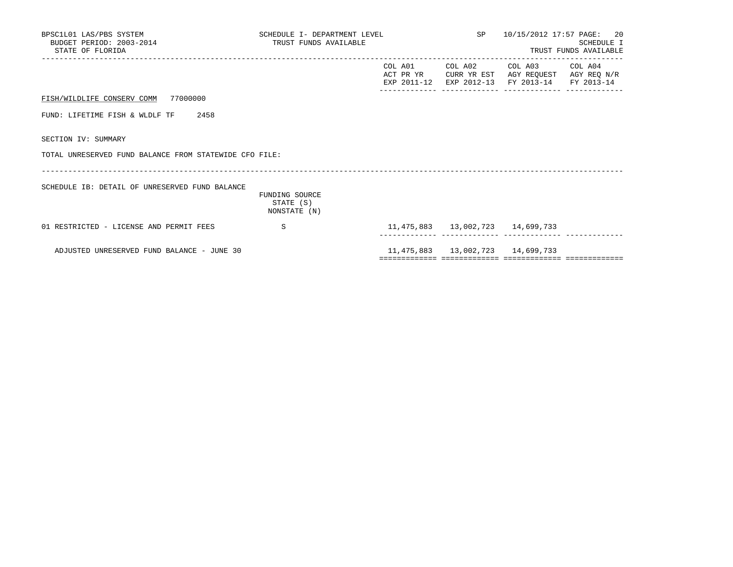BPSC1L01 LAS/PBS SYSTEM
BUDGET PERIOD: 2003-2014
STATE OF FLORIDA

SCHEDULE I- DEPARTMENT LEVEL
TRUST FUNDS AVAILABLE

SP 10/15/2012 17:57

SCHEDULE I
TRUST FUNDS AVAILABLE

FISH/WILDLIFE CONSERV COMM 77000000

FUND: LIFETIME FISH & WLDLF TF 2458

SECTION IV: SUMMARY

TOTAL UNRESERVED FUND BALANCE FROM STATEWIDE CFO FILE:

SCHEDULE IB: DETAIL OF UNRESERVED FUND BALANCE

| | FUNDING SOURCE STATE (S) NONSTATE (N) | COL A01 ACT PR YR EXP 2011-12 | COL A02 CURR YR EST EXP 2012-13 | COL A03 AGY REQUEST FY 2013-14 | COL A04 AGY REQ N/R FY 2013-14 |
|---|---|---|---|---|---|
| 01 RESTRICTED - LICENSE AND PERMIT FEES | S | 11,475,883 | 13,002,723 | 14,699,733 | |
| ADJUSTED UNRESERVED FUND BALANCE - JUNE 30 | | 11,475,883 | 13,002,723 | 14,699,733 | |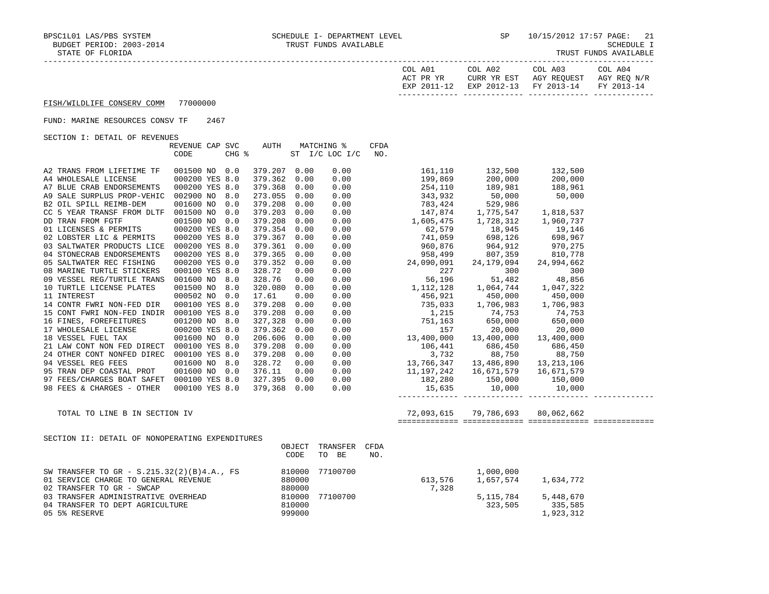BPSC1L01 LAS/PBS SYSTEM — SCHEDULE I- DEPARTMENT LEVEL — SP 10/15/2012 17:57 PAGE: 21
BUDGET PERIOD: 2003-2014 — TRUST FUNDS AVAILABLE — SCHEDULE I
STATE OF FLORIDA — TRUST FUNDS AVAILABLE

FISH/WILDLIFE CONSERV COMM 77000000

FUND: MARINE RESOURCES CONSV TF 2467

SECTION I: DETAIL OF REVENUES

| | REVENUE CODE | CAP | SVC CHG % | AUTH ST | MATCHING % I/C | LOC I/C | CFDA NO. | COL A01 ACT PR YR EXP 2011-12 | COL A02 CURR YR EST EXP 2012-13 | COL A03 AGY REQUEST FY 2013-14 | COL A04 AGY REQ N/R FY 2013-14 |
|---|---|---|---|---|---|---|---|---|---|---|---|
| A2 TRANS FROM LIFETIME TF | 001500 | NO | 0.0 | 379.207 | 0.00 | 0.00 | | 161,110 | 132,500 | 132,500 | |
| A4 WHOLESALE LICENSE | 000200 | YES | 8.0 | 379.362 | 0.00 | 0.00 | | 199,869 | 200,000 | 200,000 | |
| A7 BLUE CRAB ENDORSEMENTS | 000200 | YES | 8.0 | 379.368 | 0.00 | 0.00 | | 254,110 | 189,981 | 188,961 | |
| A9 SALE SURPLUS PROP-VEHIC | 002900 | NO | 8.0 | 273.055 | 0.00 | 0.00 | | 343,932 | 50,000 | 50,000 | |
| B2 OIL SPILL REIMB-DEM | 001600 | NO | 0.0 | 379.208 | 0.00 | 0.00 | | 783,424 | 529,986 | | |
| CC 5 YEAR TRANSF FROM DLTF | 001500 | NO | 0.0 | 379.203 | 0.00 | 0.00 | | 147,874 | 1,775,547 | 1,818,537 | |
| DD TRAN FROM FGTF | 001500 | NO | 0.0 | 379.208 | 0.00 | 0.00 | | 1,605,475 | 1,728,312 | 1,960,737 | |
| 01 LICENSES & PERMITS | 000200 | YES | 8.0 | 379.354 | 0.00 | 0.00 | | 62,579 | 18,945 | 19,146 | |
| 02 LOBSTER LIC & PERMITS | 000200 | YES | 8.0 | 379.367 | 0.00 | 0.00 | | 741,059 | 698,126 | 698,967 | |
| 03 SALTWATER PRODUCTS LICE | 000200 | YES | 8.0 | 379.361 | 0.00 | 0.00 | | 960,876 | 964,912 | 970,275 | |
| 04 STONECRAB ENDORSEMENTS | 000200 | YES | 8.0 | 379.365 | 0.00 | 0.00 | | 958,499 | 807,359 | 810,778 | |
| 05 SALTWATER REC FISHING | 000200 | YES | 0.0 | 379.352 | 0.00 | 0.00 | | 24,090,091 | 24,179,094 | 24,994,662 | |
| 08 MARINE TURTLE STICKERS | 000100 | YES | 8.0 | 328.72 | 0.00 | 0.00 | | 227 | 300 | 300 | |
| 09 VESSEL REG/TURTLE TRANS | 001600 | NO | 8.0 | 328.76 | 0.00 | 0.00 | | 56,196 | 51,482 | 48,856 | |
| 10 TURTLE LICENSE PLATES | 001500 | NO | 8.0 | 320.080 | 0.00 | 0.00 | | 1,112,128 | 1,064,744 | 1,047,322 | |
| 11 INTEREST | 000502 | NO | 0.0 | 17.61 | 0.00 | 0.00 | | 456,921 | 450,000 | 450,000 | |
| 14 CONTR FWRI NON-FED DIR | 000100 | YES | 8.0 | 379.208 | 0.00 | 0.00 | | 735,033 | 1,706,983 | 1,706,983 | |
| 15 CONT FWRI NON-FED INDIR | 000100 | YES | 8.0 | 379.208 | 0.00 | 0.00 | | 1,215 | 74,753 | 74,753 | |
| 16 FINES, FOREFEITURES | 001200 | NO | 8.0 | 327,328 | 0.00 | 0.00 | | 751,163 | 650,000 | 650,000 | |
| 17 WHOLESALE LICENSE | 000200 | YES | 8.0 | 379.362 | 0.00 | 0.00 | | 157 | 20,000 | 20,000 | |
| 18 VESSEL FUEL TAX | 001600 | NO | 0.0 | 206.606 | 0.00 | 0.00 | | 13,400,000 | 13,400,000 | 13,400,000 | |
| 21 LAW CONT NON FED DIRECT | 000100 | YES | 8.0 | 379.208 | 0.00 | 0.00 | | 106,441 | 686,450 | 686,450 | |
| 24 OTHER CONT NONFED DIREC | 000100 | YES | 8.0 | 379.208 | 0.00 | 0.00 | | 3,732 | 88,750 | 88,750 | |
| 94 VESSEL REG FEES | 001600 | NO | 8.0 | 328.72 | 0.00 | 0.00 | | 13,766,347 | 13,486,890 | 13,213,106 | |
| 95 TRAN DEP COASTAL PROT | 001600 | NO | 0.0 | 376.11 | 0.00 | 0.00 | | 11,197,242 | 16,671,579 | 16,671,579 | |
| 97 FEES/CHARGES BOAT SAFET | 000100 | YES | 8.0 | 327.395 | 0.00 | 0.00 | | 182,280 | 150,000 | 150,000 | |
| 98 FEES & CHARGES - OTHER | 000100 | YES | 8.0 | 379,368 | 0.00 | 0.00 | | 15,635 | 10,000 | 10,000 | |
| TOTAL TO LINE B IN SECTION IV | | | | | | | | 72,093,615 | 79,786,693 | 80,062,662 | |

SECTION II: DETAIL OF NONOPERATING EXPENDITURES

| | OBJECT CODE | TRANSFER TO BE | CFDA NO. | COL A01 | COL A02 | COL A03 | COL A04 |
|---|---|---|---|---|---|---|---|
| SW TRANSFER TO GR - S.215.32(2)(B)4.A., FS | 810000 | 77100700 | | | 1,000,000 | | |
| 01 SERVICE CHARGE TO GENERAL REVENUE | 880000 | | | 613,576 | 1,657,574 | 1,634,772 | |
| 02 TRANSFER TO GR - SWCAP | 880000 | | | 7,328 | | | |
| 03 TRANSFER ADMINISTRATIVE OVERHEAD | 810000 | 77100700 | | | 5,115,784 | 5,448,670 | |
| 04 TRANSFER TO DEPT AGRICULTURE | 810000 | | | | 323,505 | 335,585 | |
| 05 5% RESERVE | 999000 | | | | | 1,923,312 | |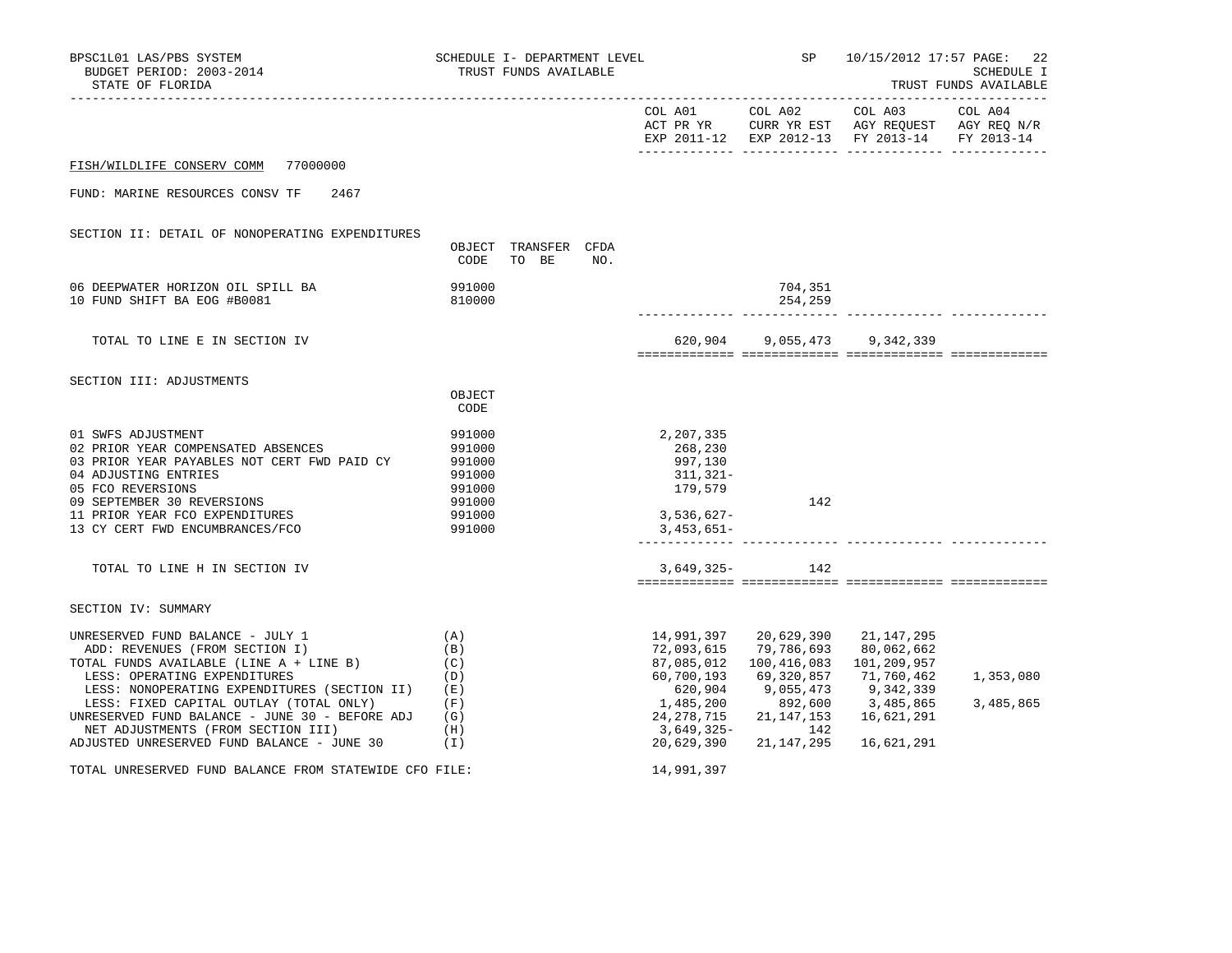BPSC1L01 LAS/PBS SYSTEM — SCHEDULE I- DEPARTMENT LEVEL — TRUST FUNDS AVAILABLE — SP 10/15/2012 17:57

BUDGET PERIOD: 2003-2014

STATE OF FLORIDA

SCHEDULE I — TRUST FUNDS AVAILABLE

FISH/WILDLIFE CONSERV COMM 77000000

FUND: MARINE RESOURCES CONSV TF 2467

## SECTION II: DETAIL OF NONOPERATING EXPENDITURES

| | OBJECT CODE | TRANSFER TO BE | CFDA NO. | COL A01 ACT PR YR EXP 2011-12 | COL A02 CURR YR EST EXP 2012-13 | COL A03 AGY REQUEST FY 2013-14 | COL A04 AGY REQ N/R FY 2013-14 |
|---|---|---|---|---|---|---|---|
| 06 DEEPWATER HORIZON OIL SPILL BA | 991000 | | | | 704,351 | | |
| 10 FUND SHIFT BA EOG #B0081 | 810000 | | | | 254,259 | | |
| TOTAL TO LINE E IN SECTION IV | | | | 620,904 | 9,055,473 | 9,342,339 | |

## SECTION III: ADJUSTMENTS

| | OBJECT CODE | COL A01 ACT PR YR EXP 2011-12 | COL A02 CURR YR EST EXP 2012-13 | COL A03 AGY REQUEST FY 2013-14 | COL A04 AGY REQ N/R FY 2013-14 |
|---|---|---|---|---|---|
| 01 SWFS ADJUSTMENT | 991000 | 2,207,335 | | | |
| 02 PRIOR YEAR COMPENSATED ABSENCES | 991000 | 268,230 | | | |
| 03 PRIOR YEAR PAYABLES NOT CERT FWD PAID CY | 991000 | 997,130 | | | |
| 04 ADJUSTING ENTRIES | 991000 | 311,321- | | | |
| 05 FCO REVERSIONS | 991000 | 179,579 | | | |
| 09 SEPTEMBER 30 REVERSIONS | 991000 | | 142 | | |
| 11 PRIOR YEAR FCO EXPENDITURES | 991000 | 3,536,627- | | | |
| 13 CY CERT FWD ENCUMBRANCES/FCO | 991000 | 3,453,651- | | | |
| TOTAL TO LINE H IN SECTION IV | | 3,649,325- | 142 | | |

## SECTION IV: SUMMARY

| | | COL A01 ACT PR YR EXP 2011-12 | COL A02 CURR YR EST EXP 2012-13 | COL A03 AGY REQUEST FY 2013-14 | COL A04 AGY REQ N/R FY 2013-14 |
|---|---|---|---|---|---|
| UNRESERVED FUND BALANCE - JULY 1 | (A) | 14,991,397 | 20,629,390 | 21,147,295 | |
| ADD: REVENUES (FROM SECTION I) | (B) | 72,093,615 | 79,786,693 | 80,062,662 | |
| TOTAL FUNDS AVAILABLE (LINE A + LINE B) | (C) | 87,085,012 | 100,416,083 | 101,209,957 | |
| LESS: OPERATING EXPENDITURES | (D) | 60,700,193 | 69,320,857 | 71,760,462 | 1,353,080 |
| LESS: NONOPERATING EXPENDITURES (SECTION II) | (E) | 620,904 | 9,055,473 | 9,342,339 | |
| LESS: FIXED CAPITAL OUTLAY (TOTAL ONLY) | (F) | 1,485,200 | 892,600 | 3,485,865 | 3,485,865 |
| UNRESERVED FUND BALANCE - JUNE 30 - BEFORE ADJ | (G) | 24,278,715 | 21,147,153 | 16,621,291 | |
| NET ADJUSTMENTS (FROM SECTION III) | (H) | 3,649,325- | 142 | | |
| ADJUSTED UNRESERVED FUND BALANCE - JUNE 30 | (I) | 20,629,390 | 21,147,295 | 16,621,291 | |

TOTAL UNRESERVED FUND BALANCE FROM STATEWIDE CFO FILE: 14,991,397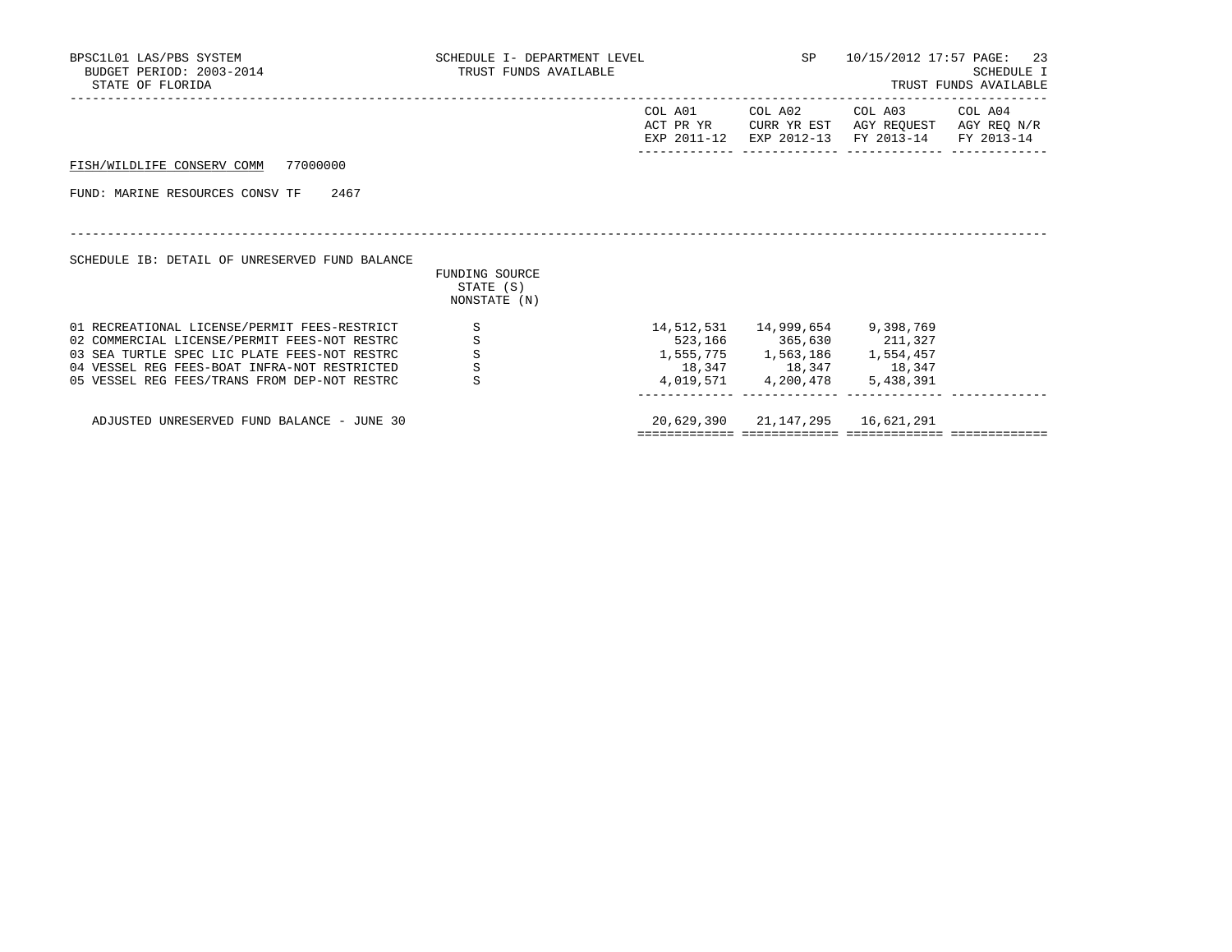BPSC1L01 LAS/PBS SYSTEM
BUDGET PERIOD: 2003-2014
STATE OF FLORIDA

SCHEDULE I- DEPARTMENT LEVEL
TRUST FUNDS AVAILABLE

SP 10/15/2012 17:57 PAGE: 23
SCHEDULE I
TRUST FUNDS AVAILABLE

FISH/WILDLIFE CONSERV COMM 77000000

FUND: MARINE RESOURCES CONSV TF 2467

SCHEDULE IB: DETAIL OF UNRESERVED FUND BALANCE

| | FUNDING SOURCE STATE (S) NONSTATE (N) | COL A01 ACT PR YR EXP 2011-12 | COL A02 CURR YR EST EXP 2012-13 | COL A03 AGY REQUEST FY 2013-14 | COL A04 AGY REQ N/R FY 2013-14 |
|---|---|---|---|---|---|
| 01 RECREATIONAL LICENSE/PERMIT FEES-RESTRICT | S | 14,512,531 | 14,999,654 | 9,398,769 | |
| 02 COMMERCIAL LICENSE/PERMIT FEES-NOT RESTRC | S | 523,166 | 365,630 | 211,327 | |
| 03 SEA TURTLE SPEC LIC PLATE FEES-NOT RESTRC | S | 1,555,775 | 1,563,186 | 1,554,457 | |
| 04 VESSEL REG FEES-BOAT INFRA-NOT RESTRICTED | S | 18,347 | 18,347 | 18,347 | |
| 05 VESSEL REG FEES/TRANS FROM DEP-NOT RESTRC | S | 4,019,571 | 4,200,478 | 5,438,391 | |
| ADJUSTED UNRESERVED FUND BALANCE - JUNE 30 | | 20,629,390 | 21,147,295 | 16,621,291 | |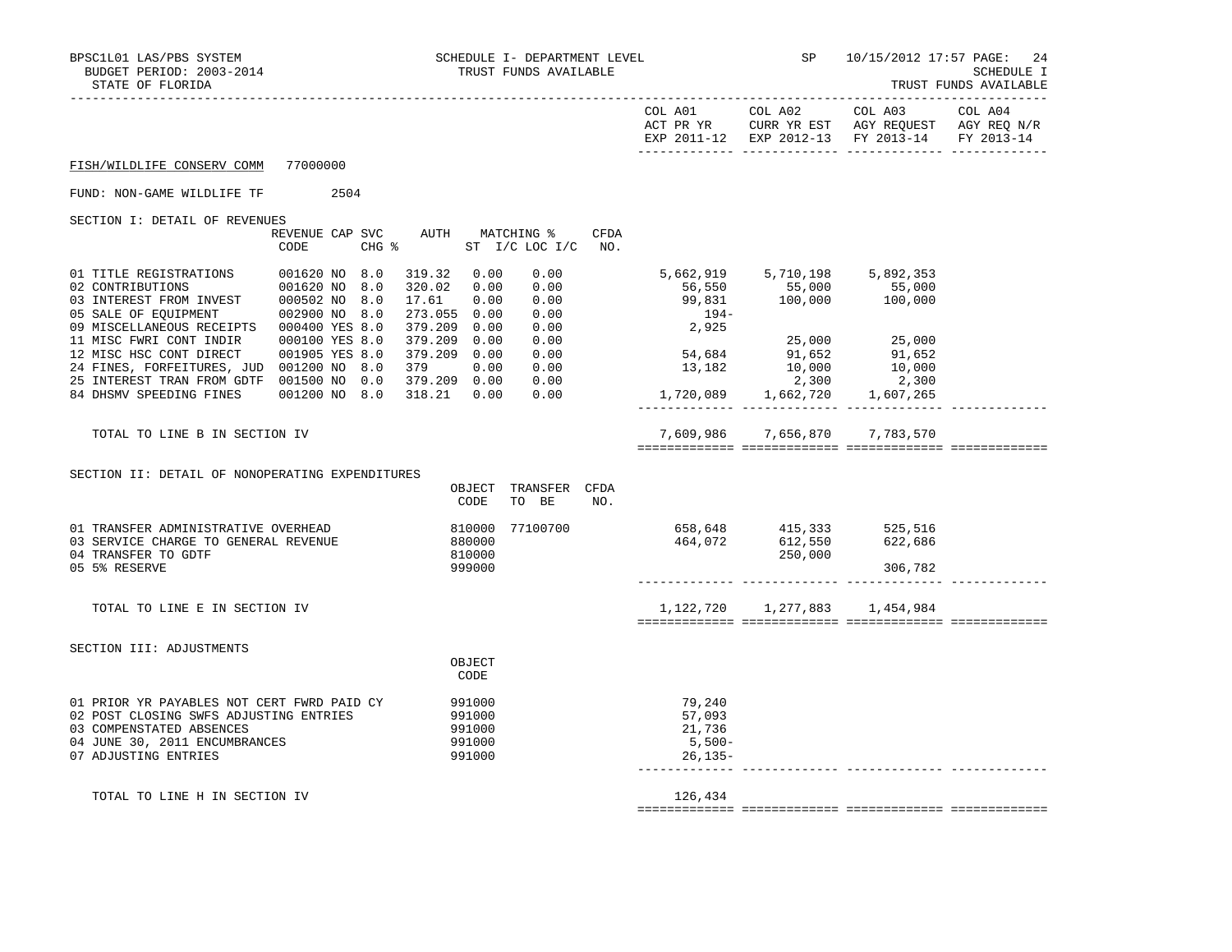BPSC1L01 LAS/PBS SYSTEM — SCHEDULE I- DEPARTMENT LEVEL — SP 10/15/2012 17:57

BUDGET PERIOD: 2003-2014 — TRUST FUNDS AVAILABLE — SCHEDULE I

STATE OF FLORIDA — TRUST FUNDS AVAILABLE

FISH/WILDLIFE CONSERV COMM 77000000

FUND: NON-GAME WILDLIFE TF 2504

## SECTION I: DETAIL OF REVENUES

| | REVENUE CODE | CAP | SVC CHG % | AUTH ST | MATCHING % I/C | LOC I/C | CFDA NO. | COL A01 ACT PR YR EXP 2011-12 | COL A02 CURR YR EST EXP 2012-13 | COL A03 AGY REQUEST FY 2013-14 | COL A04 AGY REQ N/R FY 2013-14 |
|---|---|---|---|---|---|---|---|---|---|---|---|
| 01 TITLE REGISTRATIONS | 001620 | NO | 8.0 | 319.32 | 0.00 | 0.00 | | 5,662,919 | 5,710,198 | 5,892,353 | |
| 02 CONTRIBUTIONS | 001620 | NO | 8.0 | 320.02 | 0.00 | 0.00 | | 56,550 | 55,000 | 55,000 | |
| 03 INTEREST FROM INVEST | 000502 | NO | 8.0 | 17.61 | 0.00 | 0.00 | | 99,831 | 100,000 | 100,000 | |
| 05 SALE OF EQUIPMENT | 002900 | NO | 8.0 | 273.055 | 0.00 | 0.00 | | 194- | | | |
| 09 MISCELLANEOUS RECEIPTS | 000400 | YES | 8.0 | 379.209 | 0.00 | 0.00 | | 2,925 | | | |
| 11 MISC FWRI CONT INDIR | 000100 | YES | 8.0 | 379.209 | 0.00 | 0.00 | | | 25,000 | 25,000 | |
| 12 MISC HSC CONT DIRECT | 001905 | YES | 8.0 | 379.209 | 0.00 | 0.00 | | 54,684 | 91,652 | 91,652 | |
| 24 FINES, FORFEITURES, JUD | 001200 | NO | 8.0 | 379 | 0.00 | 0.00 | | 13,182 | 10,000 | 10,000 | |
| 25 INTEREST TRAN FROM GDTF | 001500 | NO | 0.0 | 379.209 | 0.00 | 0.00 | | | 2,300 | 2,300 | |
| 84 DHSMV SPEEDING FINES | 001200 | NO | 8.0 | 318.21 | 0.00 | 0.00 | | 1,720,089 | 1,662,720 | 1,607,265 | |
| TOTAL TO LINE B IN SECTION IV | | | | | | | | 7,609,986 | 7,656,870 | 7,783,570 | |

## SECTION II: DETAIL OF NONOPERATING EXPENDITURES

| | OBJECT CODE | TRANSFER TO BE | CFDA NO. | COL A01 | COL A02 | COL A03 | COL A04 |
|---|---|---|---|---|---|---|---|
| 01 TRANSFER ADMINISTRATIVE OVERHEAD | 810000 | 77100700 | | 658,648 | 415,333 | 525,516 | |
| 03 SERVICE CHARGE TO GENERAL REVENUE | 880000 | | | 464,072 | 612,550 | 622,686 | |
| 04 TRANSFER TO GDTF | 810000 | | | | 250,000 | | |
| 05 5% RESERVE | 999000 | | | | | 306,782 | |
| TOTAL TO LINE E IN SECTION IV | | | | 1,122,720 | 1,277,883 | 1,454,984 | |

## SECTION III: ADJUSTMENTS

| | OBJECT CODE | COL A01 | COL A02 | COL A03 | COL A04 |
|---|---|---|---|---|---|
| 01 PRIOR YR PAYABLES NOT CERT FWRD PAID CY | 991000 | 79,240 | | | |
| 02 POST CLOSING SWFS ADJUSTING ENTRIES | 991000 | 57,093 | | | |
| 03 COMPENSTATED ABSENCES | 991000 | 21,736 | | | |
| 04 JUNE 30, 2011 ENCUMBRANCES | 991000 | 5,500- | | | |
| 07 ADJUSTING ENTRIES | 991000 | 26,135- | | | |
| TOTAL TO LINE H IN SECTION IV | | 126,434 | | | |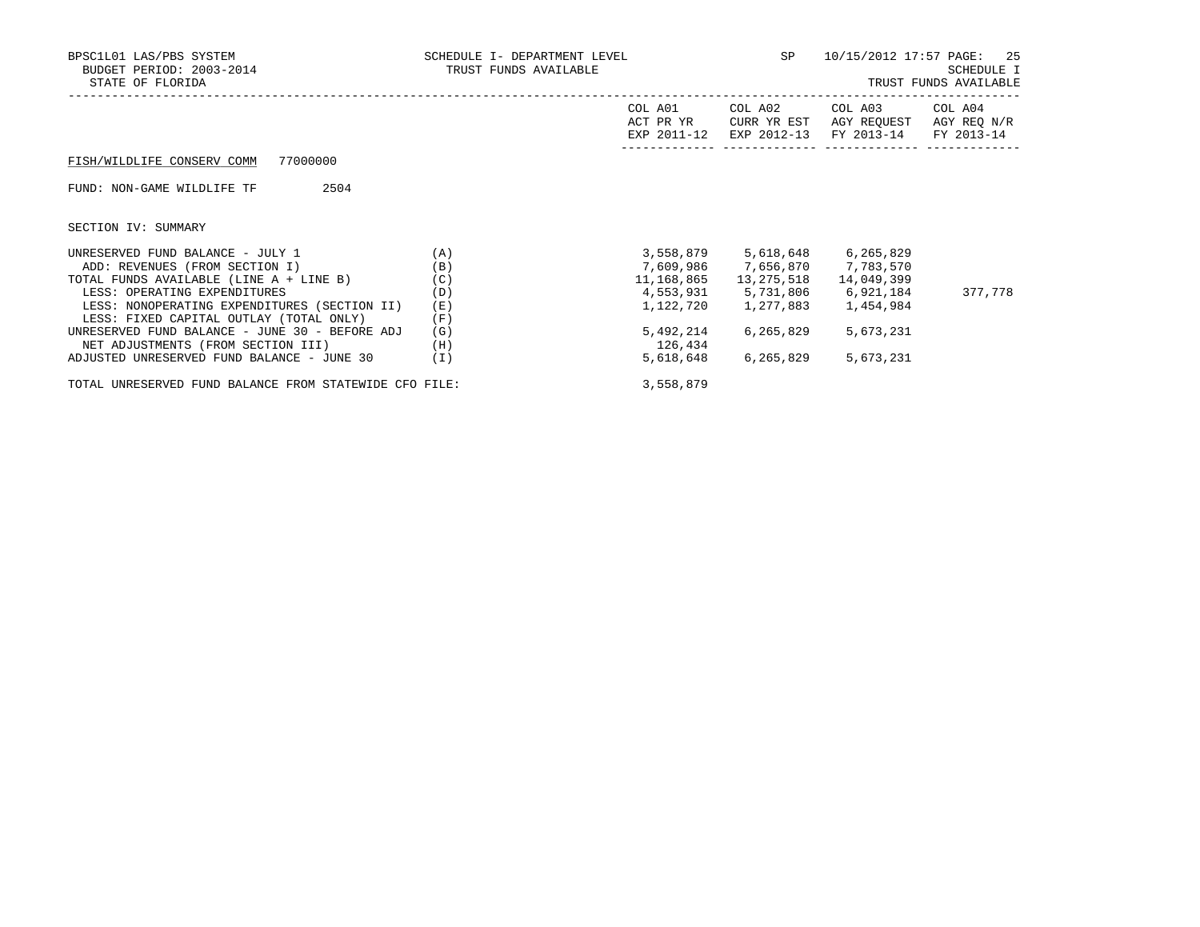BPSC1L01 LAS/PBS SYSTEM
BUDGET PERIOD: 2003-2014
STATE OF FLORIDA

SCHEDULE I- DEPARTMENT LEVEL
TRUST FUNDS AVAILABLE

SP 10/15/2012 17:57

SCHEDULE I
TRUST FUNDS AVAILABLE

FISH/WILDLIFE CONSERV COMM 77000000

FUND: NON-GAME WILDLIFE TF 2504

SECTION IV: SUMMARY

| | | COL A01 ACT PR YR EXP 2011-12 | COL A02 CURR YR EST EXP 2012-13 | COL A03 AGY REQUEST FY 2013-14 | COL A04 AGY REQ N/R FY 2013-14 |
|---|---|---|---|---|---|
| UNRESERVED FUND BALANCE - JULY 1 | (A) | 3,558,879 | 5,618,648 | 6,265,829 | |
| ADD: REVENUES (FROM SECTION I) | (B) | 7,609,986 | 7,656,870 | 7,783,570 | |
| TOTAL FUNDS AVAILABLE (LINE A + LINE B) | (C) | 11,168,865 | 13,275,518 | 14,049,399 | |
| LESS: OPERATING EXPENDITURES | (D) | 4,553,931 | 5,731,806 | 6,921,184 | 377,778 |
| LESS: NONOPERATING EXPENDITURES (SECTION II) | (E) | 1,122,720 | 1,277,883 | 1,454,984 | |
| LESS: FIXED CAPITAL OUTLAY (TOTAL ONLY) | (F) | | | | |
| UNRESERVED FUND BALANCE - JUNE 30 - BEFORE ADJ | (G) | 5,492,214 | 6,265,829 | 5,673,231 | |
| NET ADJUSTMENTS (FROM SECTION III) | (H) | 126,434 | | | |
| ADJUSTED UNRESERVED FUND BALANCE - JUNE 30 | (I) | 5,618,648 | 6,265,829 | 5,673,231 | |
| TOTAL UNRESERVED FUND BALANCE FROM STATEWIDE CFO FILE: | | 3,558,879 | | | |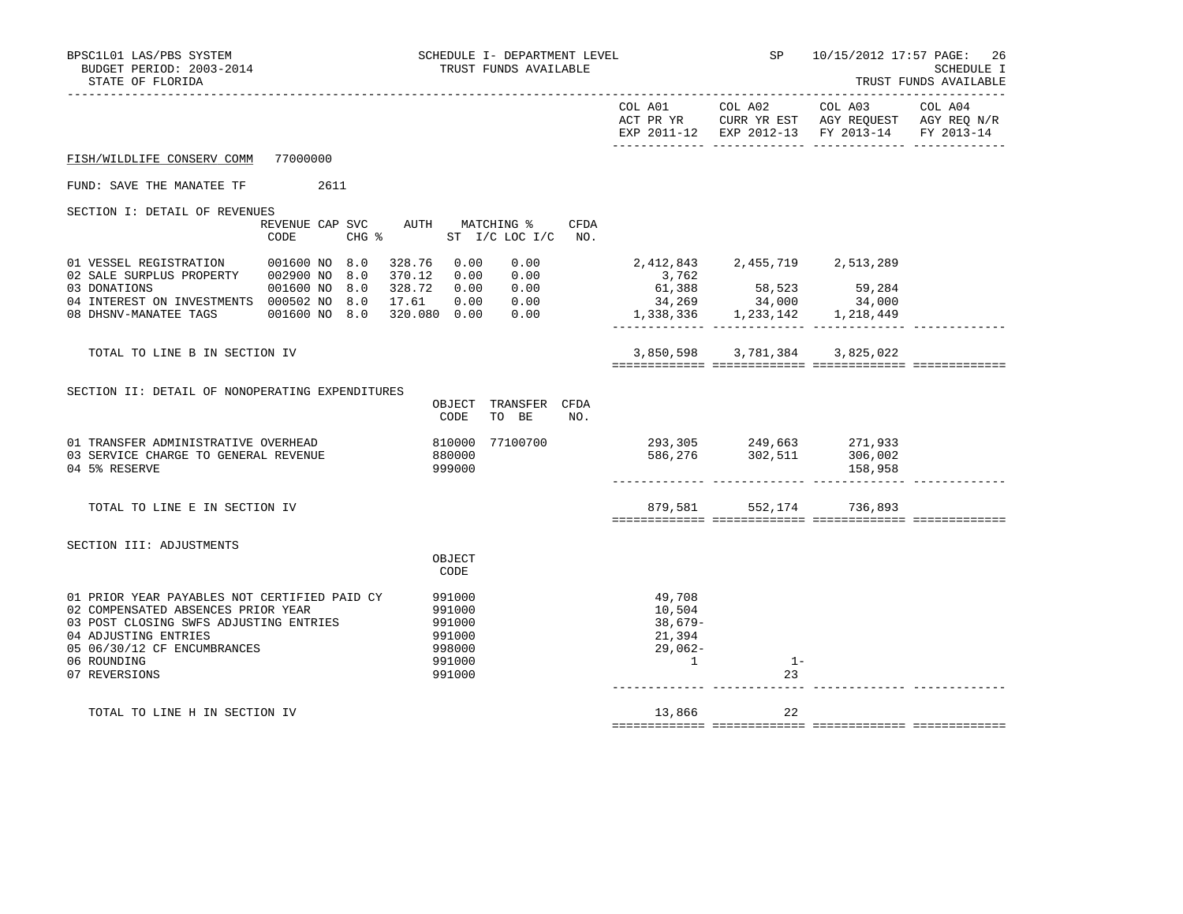BPSC1L01 LAS/PBS SYSTEM — SCHEDULE I- DEPARTMENT LEVEL — TRUST FUNDS AVAILABLE — SP 10/15/2012 17:57 PAGE: 26

BUDGET PERIOD: 2003-2014 — SCHEDULE I

STATE OF FLORIDA — TRUST FUNDS AVAILABLE

FISH/WILDLIFE CONSERV COMM 77000000

FUND: SAVE THE MANATEE TF 2611

SECTION I: DETAIL OF REVENUES

| | REVENUE CODE | CAP | SVC CHG % | AUTH ST | MATCHING % I/C | LOC I/C | CFDA NO. | COL A01 ACT PR YR EXP 2011-12 | COL A02 CURR YR EST EXP 2012-13 | COL A03 AGY REQUEST FY 2013-14 | COL A04 AGY REQ N/R FY 2013-14 |
|---|---|---|---|---|---|---|---|---|---|---|---|
| 01 VESSEL REGISTRATION | 001600 | NO | 8.0 | 328.76 | 0.00 | 0.00 | | 2,412,843 | 2,455,719 | 2,513,289 | |
| 02 SALE SURPLUS PROPERTY | 002900 | NO | 8.0 | 370.12 | 0.00 | 0.00 | | 3,762 | | | |
| 03 DONATIONS | 001600 | NO | 8.0 | 328.72 | 0.00 | 0.00 | | 61,388 | 58,523 | 59,284 | |
| 04 INTEREST ON INVESTMENTS | 000502 | NO | 8.0 | 17.61 | 0.00 | 0.00 | | 34,269 | 34,000 | 34,000 | |
| 08 DHSNV-MANATEE TAGS | 001600 | NO | 8.0 | 320.080 | 0.00 | 0.00 | | 1,338,336 | 1,233,142 | 1,218,449 | |
| TOTAL TO LINE B IN SECTION IV | | | | | | | | 3,850,598 | 3,781,384 | 3,825,022 | |

SECTION II: DETAIL OF NONOPERATING EXPENDITURES

| | OBJECT CODE | TRANSFER TO BE | CFDA NO. | COL A01 | COL A02 | COL A03 | COL A04 |
|---|---|---|---|---|---|---|---|
| 01 TRANSFER ADMINISTRATIVE OVERHEAD | 810000 | 77100700 | | 293,305 | 249,663 | 271,933 | |
| 03 SERVICE CHARGE TO GENERAL REVENUE | 880000 | | | 586,276 | 302,511 | 306,002 | |
| 04 5% RESERVE | 999000 | | | | | 158,958 | |
| TOTAL TO LINE E IN SECTION IV | | | | 879,581 | 552,174 | 736,893 | |

SECTION III: ADJUSTMENTS

| | OBJECT CODE | COL A01 | COL A02 | COL A03 | COL A04 |
|---|---|---|---|---|---|
| 01 PRIOR YEAR PAYABLES NOT CERTIFIED PAID CY | 991000 | 49,708 | | | |
| 02 COMPENSATED ABSENCES PRIOR YEAR | 991000 | 10,504 | | | |
| 03 POST CLOSING SWFS ADJUSTING ENTRIES | 991000 | 38,679- | | | |
| 04 ADJUSTING ENTRIES | 991000 | 21,394 | | | |
| 05 06/30/12 CF ENCUMBRANCES | 998000 | 29,062- | | | |
| 06 ROUNDING | 991000 | 1 | 1- | | |
| 07 REVERSIONS | 991000 | | 23 | | |
| TOTAL TO LINE H IN SECTION IV | | 13,866 | 22 | | |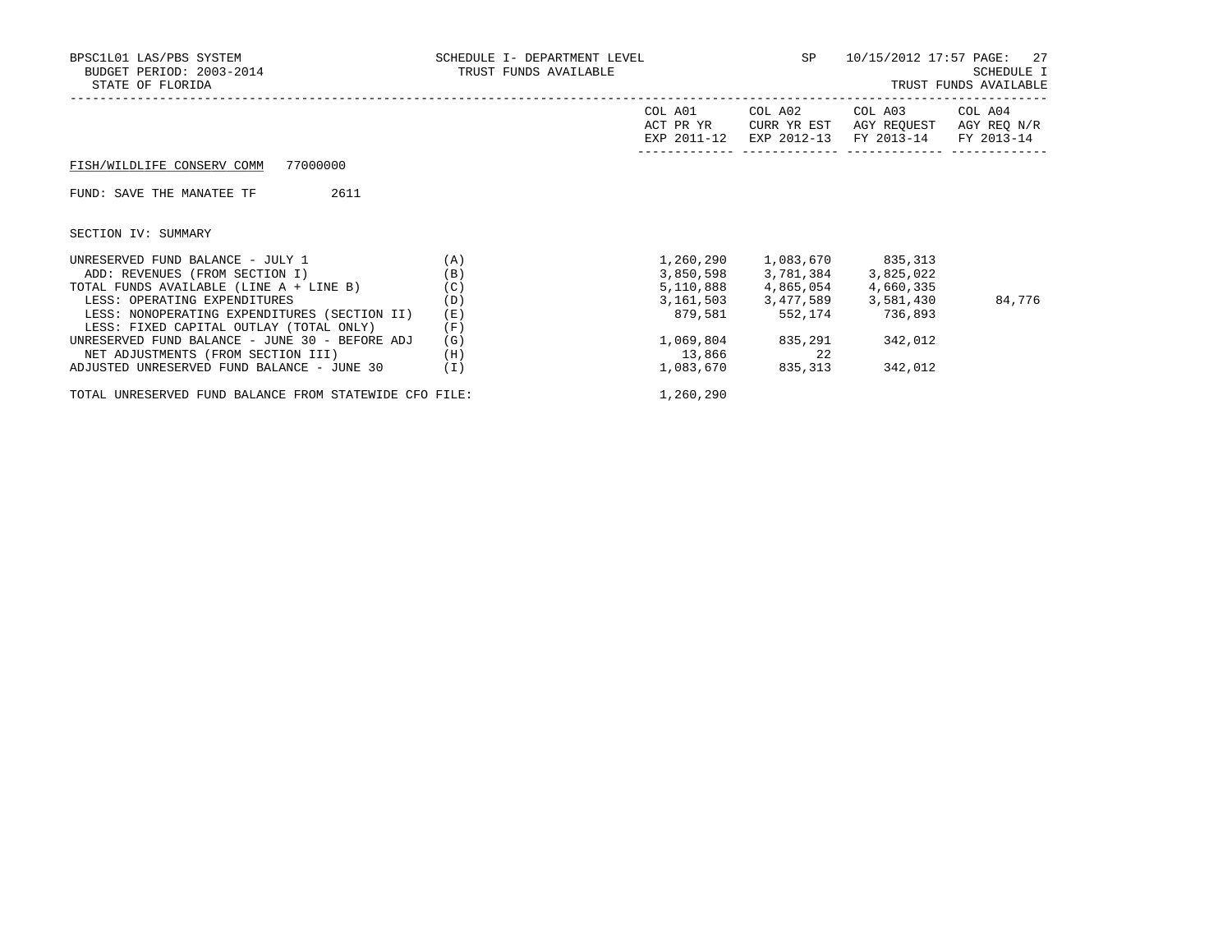BPSC1L01 LAS/PBS SYSTEM — SCHEDULE I- DEPARTMENT LEVEL — TRUST FUNDS AVAILABLE — SP — 10/15/2012 17:57 PAGE: 27

BUDGET PERIOD: 2003-2014 — SCHEDULE I

STATE OF FLORIDA — TRUST FUNDS AVAILABLE

FISH/WILDLIFE CONSERV COMM 77000000

FUND: SAVE THE MANATEE TF 2611

SECTION IV: SUMMARY

| | | COL A01 ACT PR YR EXP 2011-12 | COL A02 CURR YR EST EXP 2012-13 | COL A03 AGY REQUEST FY 2013-14 | COL A04 AGY REQ N/R FY 2013-14 |
|---|---|---|---|---|---|
| UNRESERVED FUND BALANCE - JULY 1 | (A) | 1,260,290 | 1,083,670 | 835,313 | |
| ADD: REVENUES (FROM SECTION I) | (B) | 3,850,598 | 3,781,384 | 3,825,022 | |
| TOTAL FUNDS AVAILABLE (LINE A + LINE B) | (C) | 5,110,888 | 4,865,054 | 4,660,335 | |
| LESS: OPERATING EXPENDITURES | (D) | 3,161,503 | 3,477,589 | 3,581,430 | 84,776 |
| LESS: NONOPERATING EXPENDITURES (SECTION II) | (E) | 879,581 | 552,174 | 736,893 | |
| LESS: FIXED CAPITAL OUTLAY (TOTAL ONLY) | (F) | | | | |
| UNRESERVED FUND BALANCE - JUNE 30 - BEFORE ADJ | (G) | 1,069,804 | 835,291 | 342,012 | |
| NET ADJUSTMENTS (FROM SECTION III) | (H) | 13,866 | 22 | | |
| ADJUSTED UNRESERVED FUND BALANCE - JUNE 30 | (I) | 1,083,670 | 835,313 | 342,012 | |
| TOTAL UNRESERVED FUND BALANCE FROM STATEWIDE CFO FILE: | | 1,260,290 | | | |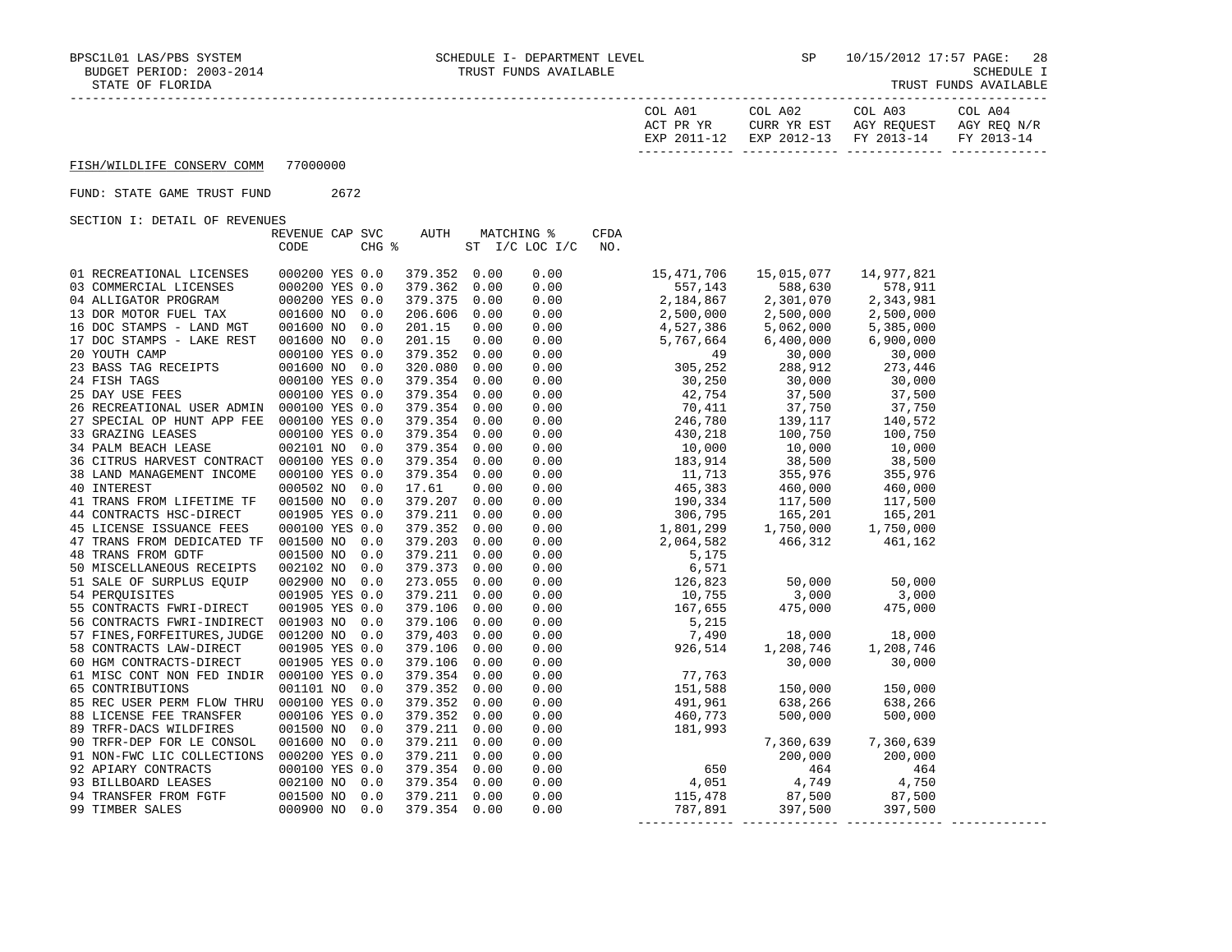BPSC1L01 LAS/PBS SYSTEM — SCHEDULE I- DEPARTMENT LEVEL — SP 10/15/2012 17:57

BUDGET PERIOD: 2003-2014 — TRUST FUNDS AVAILABLE — SCHEDULE I

STATE OF FLORIDA — TRUST FUNDS AVAILABLE

**FISH/WILDLIFE CONSERV COMM** 77000000

FUND: STATE GAME TRUST FUND 2672

SECTION I: DETAIL OF REVENUES

| | REVENUE CODE | CAP SVC CHG % | | AUTH ST | MATCHING % I/C | LOC I/C | CFDA NO. | COL A01 ACT PR YR EXP 2011-12 | COL A02 CURR YR EST EXP 2012-13 | COL A03 AGY REQUEST FY 2013-14 | COL A04 AGY REQ N/R FY 2013-14 |
|---|---|---|---|---|---|---|---|---|---|---|---|
| 01 RECREATIONAL LICENSES | 000200 | YES | 0.0 | 379.352 | 0.00 | 0.00 | | 15,471,706 | 15,015,077 | 14,977,821 | |
| 03 COMMERCIAL LICENSES | 000200 | YES | 0.0 | 379.362 | 0.00 | 0.00 | | 557,143 | 588,630 | 578,911 | |
| 04 ALLIGATOR PROGRAM | 000200 | YES | 0.0 | 379.375 | 0.00 | 0.00 | | 2,184,867 | 2,301,070 | 2,343,981 | |
| 13 DOR MOTOR FUEL TAX | 001600 | NO | 0.0 | 206.606 | 0.00 | 0.00 | | 2,500,000 | 2,500,000 | 2,500,000 | |
| 16 DOC STAMPS - LAND MGT | 001600 | NO | 0.0 | 201.15 | 0.00 | 0.00 | | 4,527,386 | 5,062,000 | 5,385,000 | |
| 17 DOC STAMPS - LAKE REST | 001600 | NO | 0.0 | 201.15 | 0.00 | 0.00 | | 5,767,664 | 6,400,000 | 6,900,000 | |
| 20 YOUTH CAMP | 000100 | YES | 0.0 | 379.352 | 0.00 | 0.00 | | 49 | 30,000 | 30,000 | |
| 23 BASS TAG RECEIPTS | 001600 | NO | 0.0 | 320.080 | 0.00 | 0.00 | | 305,252 | 288,912 | 273,446 | |
| 24 FISH TAGS | 000100 | YES | 0.0 | 379.354 | 0.00 | 0.00 | | 30,250 | 30,000 | 30,000 | |
| 25 DAY USE FEES | 000100 | YES | 0.0 | 379.354 | 0.00 | 0.00 | | 42,754 | 37,500 | 37,500 | |
| 26 RECREATIONAL USER ADMIN | 000100 | YES | 0.0 | 379.354 | 0.00 | 0.00 | | 70,411 | 37,750 | 37,750 | |
| 27 SPECIAL OP HUNT APP FEE | 000100 | YES | 0.0 | 379.354 | 0.00 | 0.00 | | 246,780 | 139,117 | 140,572 | |
| 33 GRAZING LEASES | 000100 | YES | 0.0 | 379.354 | 0.00 | 0.00 | | 430,218 | 100,750 | 100,750 | |
| 34 PALM BEACH LEASE | 002101 | NO | 0.0 | 379.354 | 0.00 | 0.00 | | 10,000 | 10,000 | 10,000 | |
| 36 CITRUS HARVEST CONTRACT | 000100 | YES | 0.0 | 379.354 | 0.00 | 0.00 | | 183,914 | 38,500 | 38,500 | |
| 38 LAND MANAGEMENT INCOME | 000100 | YES | 0.0 | 379.354 | 0.00 | 0.00 | | 11,713 | 355,976 | 355,976 | |
| 40 INTEREST | 000502 | NO | 0.0 | 17.61 | 0.00 | 0.00 | | 465,383 | 460,000 | 460,000 | |
| 41 TRANS FROM LIFETIME TF | 001500 | NO | 0.0 | 379.207 | 0.00 | 0.00 | | 190,334 | 117,500 | 117,500 | |
| 44 CONTRACTS HSC-DIRECT | 001905 | YES | 0.0 | 379.211 | 0.00 | 0.00 | | 306,795 | 165,201 | 165,201 | |
| 45 LICENSE ISSUANCE FEES | 000100 | YES | 0.0 | 379.352 | 0.00 | 0.00 | | 1,801,299 | 1,750,000 | 1,750,000 | |
| 47 TRANS FROM DEDICATED TF | 001500 | NO | 0.0 | 379.203 | 0.00 | 0.00 | | 2,064,582 | 466,312 | 461,162 | |
| 48 TRANS FROM GDTF | 001500 | NO | 0.0 | 379.211 | 0.00 | 0.00 | | 5,175 | | | |
| 50 MISCELLANEOUS RECEIPTS | 002102 | NO | 0.0 | 379.373 | 0.00 | 0.00 | | 6,571 | | | |
| 51 SALE OF SURPLUS EQUIP | 002900 | NO | 0.0 | 273.055 | 0.00 | 0.00 | | 126,823 | 50,000 | 50,000 | |
| 54 PERQUISITES | 001905 | YES | 0.0 | 379.211 | 0.00 | 0.00 | | 10,755 | 3,000 | 3,000 | |
| 55 CONTRACTS FWRI-DIRECT | 001905 | YES | 0.0 | 379.106 | 0.00 | 0.00 | | 167,655 | 475,000 | 475,000 | |
| 56 CONTRACTS FWRI-INDIRECT | 001903 | NO | 0.0 | 379.106 | 0.00 | 0.00 | | 5,215 | | | |
| 57 FINES,FORFEITURES,JUDGE | 001200 | NO | 0.0 | 379,403 | 0.00 | 0.00 | | 7,490 | 18,000 | 18,000 | |
| 58 CONTRACTS LAW-DIRECT | 001905 | YES | 0.0 | 379.106 | 0.00 | 0.00 | | 926,514 | 1,208,746 | 1,208,746 | |
| 60 HGM CONTRACTS-DIRECT | 001905 | YES | 0.0 | 379.106 | 0.00 | 0.00 | | | 30,000 | 30,000 | |
| 61 MISC CONT NON FED INDIR | 000100 | YES | 0.0 | 379.354 | 0.00 | 0.00 | | 77,763 | | | |
| 65 CONTRIBUTIONS | 001101 | NO | 0.0 | 379.352 | 0.00 | 0.00 | | 151,588 | 150,000 | 150,000 | |
| 85 REC USER PERM FLOW THRU | 000100 | YES | 0.0 | 379.352 | 0.00 | 0.00 | | 491,961 | 638,266 | 638,266 | |
| 88 LICENSE FEE TRANSFER | 000106 | YES | 0.0 | 379.352 | 0.00 | 0.00 | | 460,773 | 500,000 | 500,000 | |
| 89 TRFR-DACS WILDFIRES | 001500 | NO | 0.0 | 379.211 | 0.00 | 0.00 | | 181,993 | | | |
| 90 TRFR-DEP FOR LE CONSOL | 001600 | NO | 0.0 | 379.211 | 0.00 | 0.00 | | | 7,360,639 | 7,360,639 | |
| 91 NON-FWC LIC COLLECTIONS | 000200 | YES | 0.0 | 379.211 | 0.00 | 0.00 | | | 200,000 | 200,000 | |
| 92 APIARY CONTRACTS | 000100 | YES | 0.0 | 379.354 | 0.00 | 0.00 | | 650 | 464 | 464 | |
| 93 BILLBOARD LEASES | 002100 | NO | 0.0 | 379.354 | 0.00 | 0.00 | | 4,051 | 4,749 | 4,750 | |
| 94 TRANSFER FROM FGTF | 001500 | NO | 0.0 | 379.211 | 0.00 | 0.00 | | 115,478 | 87,500 | 87,500 | |
| 99 TIMBER SALES | 000900 | NO | 0.0 | 379.354 | 0.00 | 0.00 | | 787,891 | 397,500 | 397,500 | |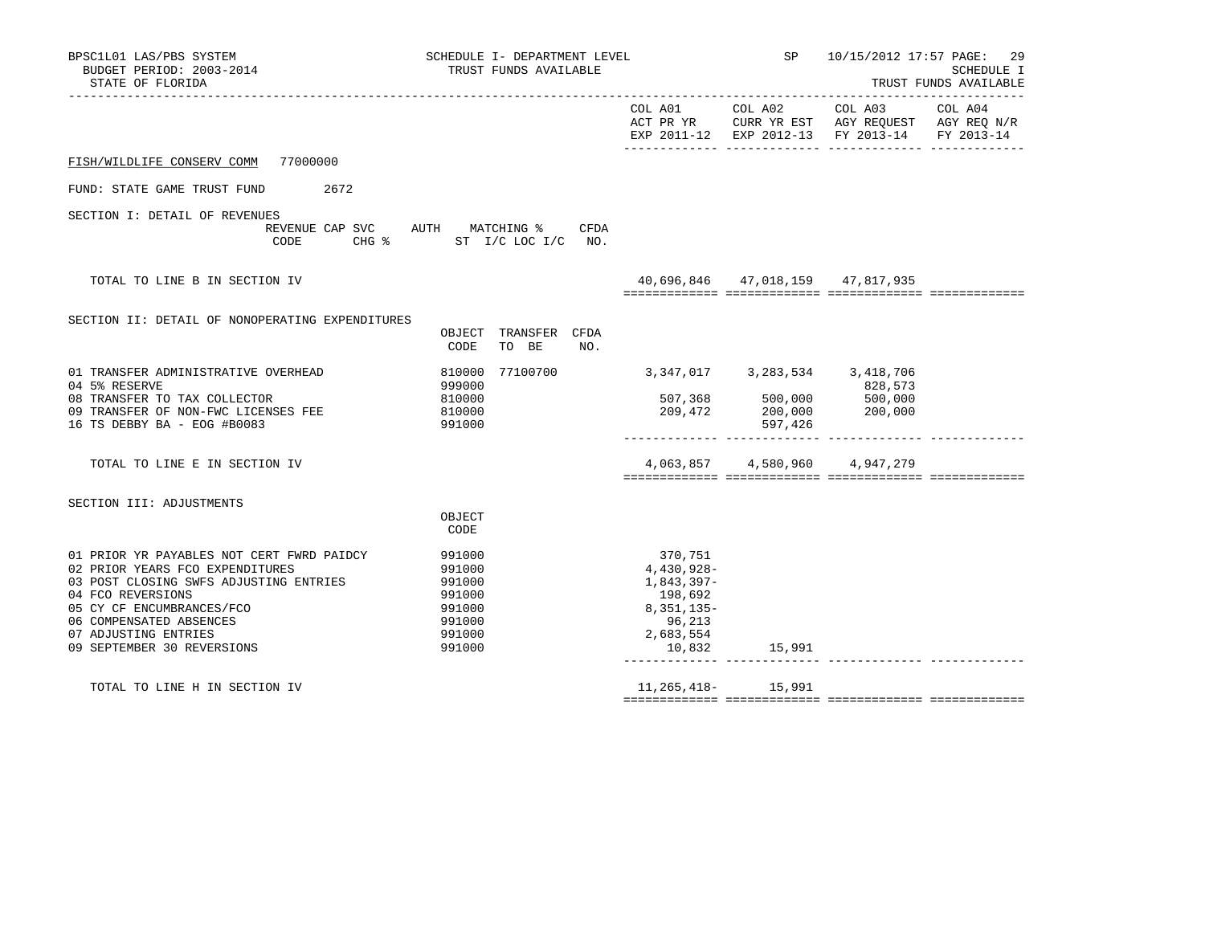BPSC1L01 LAS/PBS SYSTEM — SCHEDULE I- DEPARTMENT LEVEL — SP 10/15/2012 17:57

BUDGET PERIOD: 2003-2014 — TRUST FUNDS AVAILABLE — SCHEDULE I

STATE OF FLORIDA — TRUST FUNDS AVAILABLE

FISH/WILDLIFE CONSERV COMM 77000000

FUND: STATE GAME TRUST FUND 2672

## SECTION I: DETAIL OF REVENUES

| | REVENUE CODE | CAP SVC CHG % | AUTH ST | MATCHING % I/C LOC I/C | CFDA NO. | COL A01 ACT PR YR EXP 2011-12 | COL A02 CURR YR EST EXP 2012-13 | COL A03 AGY REQUEST FY 2013-14 | COL A04 AGY REQ N/R FY 2013-14 |
|---|---|---|---|---|---|---|---|---|---|
| TOTAL TO LINE B IN SECTION IV | | | | | | 40,696,846 | 47,018,159 | 47,817,935 | |

## SECTION II: DETAIL OF NONOPERATING EXPENDITURES

| | OBJECT CODE | TRANSFER TO BE | CFDA NO. | COL A01 ACT PR YR EXP 2011-12 | COL A02 CURR YR EST EXP 2012-13 | COL A03 AGY REQUEST FY 2013-14 | COL A04 AGY REQ N/R FY 2013-14 |
|---|---|---|---|---|---|---|---|
| 01 TRANSFER ADMINISTRATIVE OVERHEAD | 810000 | 77100700 | | 3,347,017 | 3,283,534 | 3,418,706 | |
| 04 5% RESERVE | 999000 | | | | | 828,573 | |
| 08 TRANSFER TO TAX COLLECTOR | 810000 | | | 507,368 | 500,000 | 500,000 | |
| 09 TRANSFER OF NON-FWC LICENSES FEE | 810000 | | | 209,472 | 200,000 | 200,000 | |
| 16 TS DEBBY BA - EOG #B0083 | 991000 | | | | 597,426 | | |
| TOTAL TO LINE E IN SECTION IV | | | | 4,063,857 | 4,580,960 | 4,947,279 | |

## SECTION III: ADJUSTMENTS

| | OBJECT CODE | COL A01 ACT PR YR EXP 2011-12 | COL A02 CURR YR EST EXP 2012-13 | COL A03 AGY REQUEST FY 2013-14 | COL A04 AGY REQ N/R FY 2013-14 |
|---|---|---|---|---|---|
| 01 PRIOR YR PAYABLES NOT CERT FWRD PAIDCY | 991000 | 370,751 | | | |
| 02 PRIOR YEARS FCO EXPENDITURES | 991000 | 4,430,928- | | | |
| 03 POST CLOSING SWFS ADJUSTING ENTRIES | 991000 | 1,843,397- | | | |
| 04 FCO REVERSIONS | 991000 | 198,692 | | | |
| 05 CY CF ENCUMBRANCES/FCO | 991000 | 8,351,135- | | | |
| 06 COMPENSATED ABSENCES | 991000 | 96,213 | | | |
| 07 ADJUSTING ENTRIES | 991000 | 2,683,554 | | | |
| 09 SEPTEMBER 30 REVERSIONS | 991000 | 10,832 | 15,991 | | |
| TOTAL TO LINE H IN SECTION IV | | 11,265,418- | 15,991 | | |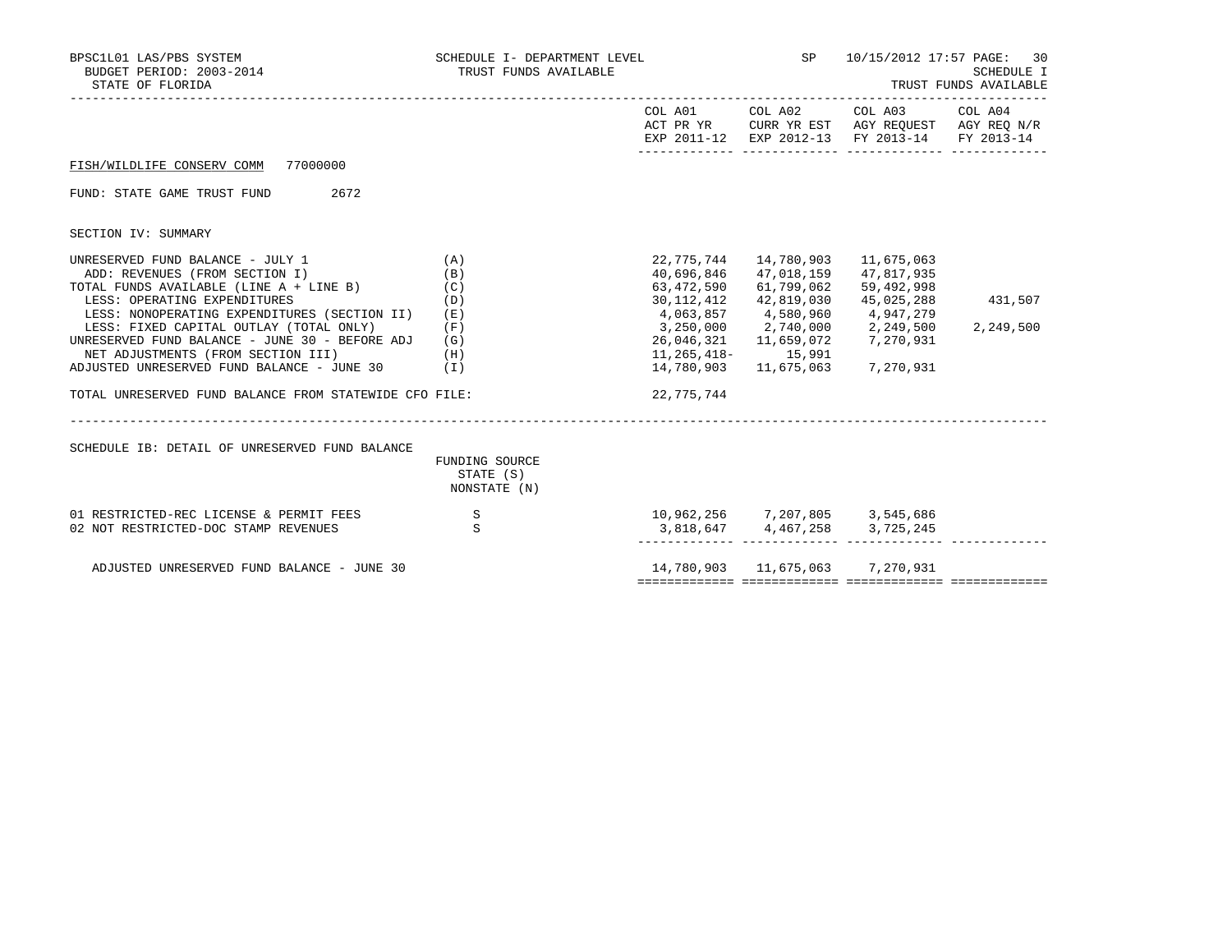BPSC1L01 LAS/PBS SYSTEM
BUDGET PERIOD: 2003-2014
STATE OF FLORIDA

SCHEDULE I- DEPARTMENT LEVEL
TRUST FUNDS AVAILABLE

SP 10/15/2012 17:57

SCHEDULE I
TRUST FUNDS AVAILABLE

FISH/WILDLIFE CONSERV COMM 77000000

FUND: STATE GAME TRUST FUND 2672

SECTION IV: SUMMARY

| | | COL A01 ACT PR YR EXP 2011-12 | COL A02 CURR YR EST EXP 2012-13 | COL A03 AGY REQUEST FY 2013-14 | COL A04 AGY REQ N/R FY 2013-14 |
|---|---|---|---|---|---|
| UNRESERVED FUND BALANCE - JULY 1 | (A) | 22,775,744 | 14,780,903 | 11,675,063 | |
| ADD: REVENUES (FROM SECTION I) | (B) | 40,696,846 | 47,018,159 | 47,817,935 | |
| TOTAL FUNDS AVAILABLE (LINE A + LINE B) | (C) | 63,472,590 | 61,799,062 | 59,492,998 | |
| LESS: OPERATING EXPENDITURES | (D) | 30,112,412 | 42,819,030 | 45,025,288 | 431,507 |
| LESS: NONOPERATING EXPENDITURES (SECTION II) | (E) | 4,063,857 | 4,580,960 | 4,947,279 | |
| LESS: FIXED CAPITAL OUTLAY (TOTAL ONLY) | (F) | 3,250,000 | 2,740,000 | 2,249,500 | 2,249,500 |
| UNRESERVED FUND BALANCE - JUNE 30 - BEFORE ADJ | (G) | 26,046,321 | 11,659,072 | 7,270,931 | |
| NET ADJUSTMENTS (FROM SECTION III) | (H) | 11,265,418- | 15,991 | | |
| ADJUSTED UNRESERVED FUND BALANCE - JUNE 30 | (I) | 14,780,903 | 11,675,063 | 7,270,931 | |
| TOTAL UNRESERVED FUND BALANCE FROM STATEWIDE CFO FILE: | | 22,775,744 | | | |

SCHEDULE IB: DETAIL OF UNRESERVED FUND BALANCE

| | FUNDING SOURCE STATE (S) NONSTATE (N) | COL A01 | COL A02 | COL A03 | COL A04 |
|---|---|---|---|---|---|
| 01 RESTRICTED-REC LICENSE & PERMIT FEES | S | 10,962,256 | 7,207,805 | 3,545,686 | |
| 02 NOT RESTRICTED-DOC STAMP REVENUES | S | 3,818,647 | 4,467,258 | 3,725,245 | |
| ADJUSTED UNRESERVED FUND BALANCE - JUNE 30 | | 14,780,903 | 11,675,063 | 7,270,931 | |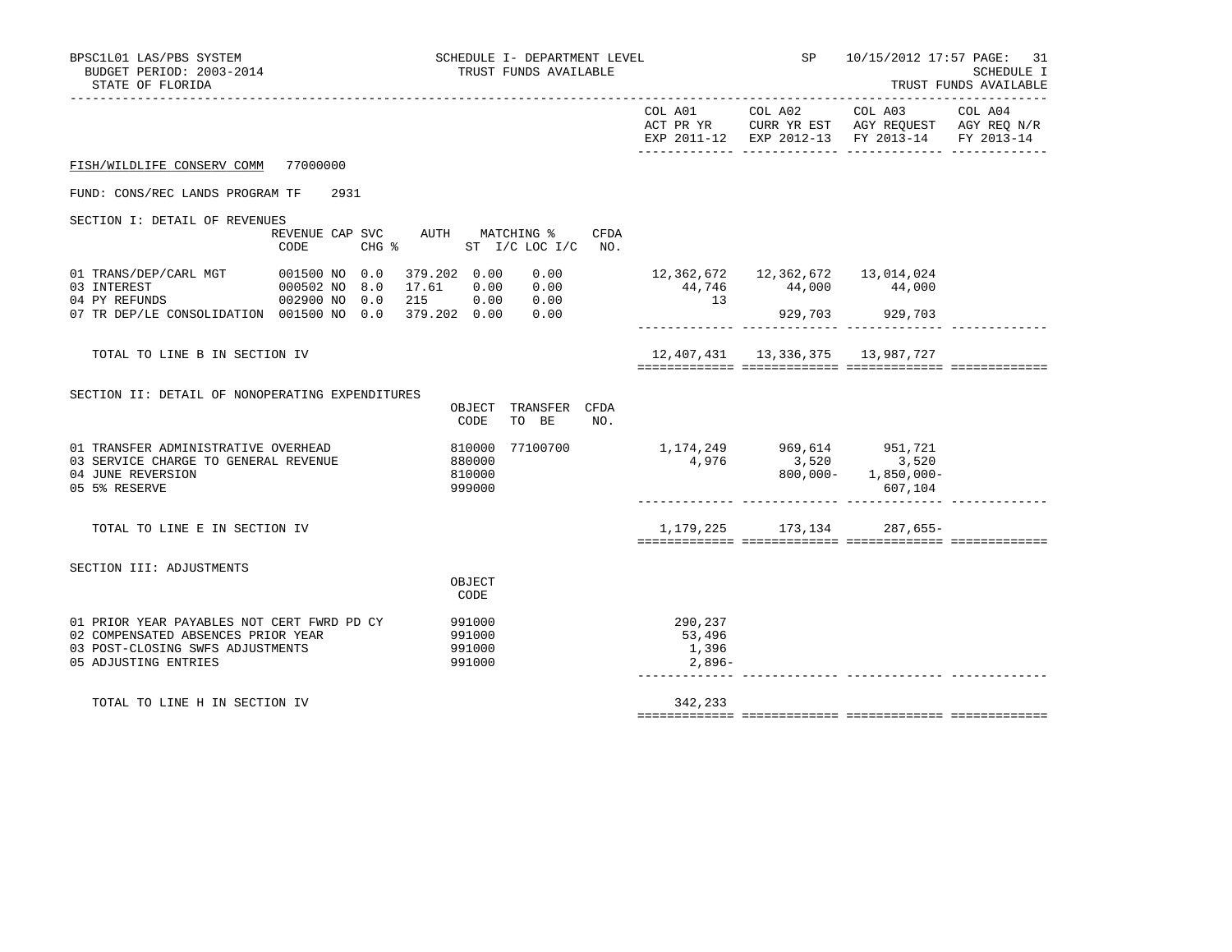BPSC1L01 LAS/PBS SYSTEM — SCHEDULE I- DEPARTMENT LEVEL — TRUST FUNDS AVAILABLE — SP 10/15/2012 17:57 PAGE: 31
BUDGET PERIOD: 2003-2014 — SCHEDULE I
STATE OF FLORIDA — TRUST FUNDS AVAILABLE

**FISH/WILDLIFE CONSERV COMM** 77000000

FUND: CONS/REC LANDS PROGRAM TF 2931

SECTION I: DETAIL OF REVENUES

| | REVENUE CODE | CAP | SVC CHG % | AUTH ST | MATCHING % I/C | LOC I/C | CFDA NO. | COL A01 ACT PR YR EXP 2011-12 | COL A02 CURR YR EST EXP 2012-13 | COL A03 AGY REQUEST FY 2013-14 | COL A04 AGY REQ N/R FY 2013-14 |
|---|---|---|---|---|---|---|---|---|---|---|---|
| 01 TRANS/DEP/CARL MGT | 001500 | NO | 0.0 | 379.202 | 0.00 | 0.00 | | 12,362,672 | 12,362,672 | 13,014,024 | |
| 03 INTEREST | 000502 | NO | 8.0 | 17.61 | 0.00 | 0.00 | | 44,746 | 44,000 | 44,000 | |
| 04 PY REFUNDS | 002900 | NO | 0.0 | 215 | 0.00 | 0.00 | | 13 | | | |
| 07 TR DEP/LE CONSOLIDATION | 001500 | NO | 0.0 | 379.202 | 0.00 | 0.00 | | | 929,703 | 929,703 | |
| TOTAL TO LINE B IN SECTION IV | | | | | | | | 12,407,431 | 13,336,375 | 13,987,727 | |

SECTION II: DETAIL OF NONOPERATING EXPENDITURES

| | OBJECT CODE | TRANSFER TO BE | CFDA NO. | COL A01 | COL A02 | COL A03 | COL A04 |
|---|---|---|---|---|---|---|---|
| 01 TRANSFER ADMINISTRATIVE OVERHEAD | 810000 | 77100700 | | 1,174,249 | 969,614 | 951,721 | |
| 03 SERVICE CHARGE TO GENERAL REVENUE | 880000 | | | 4,976 | 3,520 | 3,520 | |
| 04 JUNE REVERSION | 810000 | | | | 800,000- | 1,850,000- | |
| 05 5% RESERVE | 999000 | | | | | 607,104 | |
| TOTAL TO LINE E IN SECTION IV | | | | 1,179,225 | 173,134 | 287,655- | |

SECTION III: ADJUSTMENTS

| | OBJECT CODE | COL A01 | COL A02 | COL A03 | COL A04 |
|---|---|---|---|---|---|
| 01 PRIOR YEAR PAYABLES NOT CERT FWRD PD CY | 991000 | 290,237 | | | |
| 02 COMPENSATED ABSENCES PRIOR YEAR | 991000 | 53,496 | | | |
| 03 POST-CLOSING SWFS ADJUSTMENTS | 991000 | 1,396 | | | |
| 05 ADJUSTING ENTRIES | 991000 | 2,896- | | | |
| TOTAL TO LINE H IN SECTION IV | | 342,233 | | | |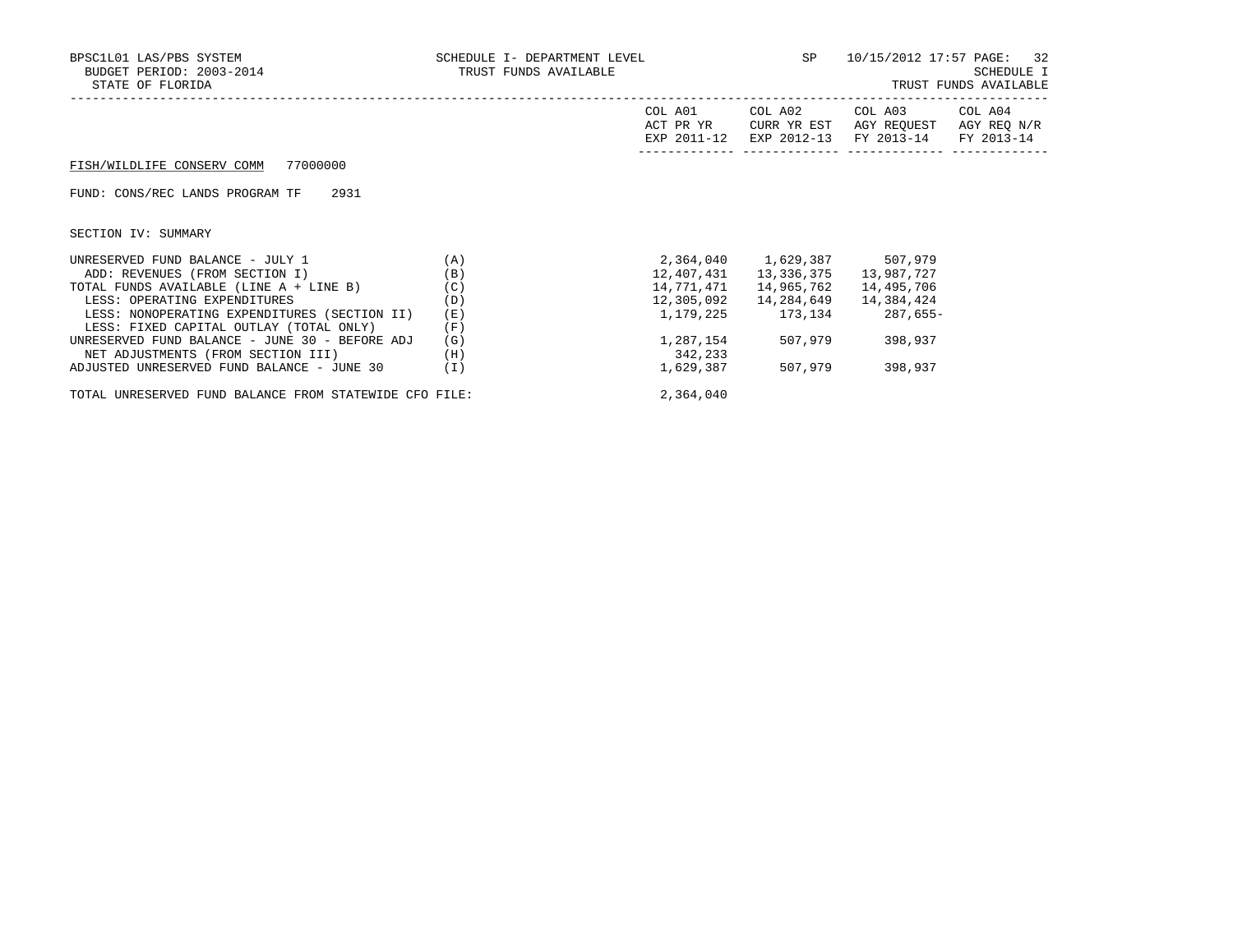FISH/WILDLIFE CONSERV COMM 77000000

FUND: CONS/REC LANDS PROGRAM TF 2931

SECTION IV: SUMMARY

| | | COL A01 ACT PR YR EXP 2011-12 | COL A02 CURR YR EST EXP 2012-13 | COL A03 AGY REQUEST FY 2013-14 | COL A04 AGY REQ N/R FY 2013-14 |
|---|---|---|---|---|---|
| UNRESERVED FUND BALANCE - JULY 1 | (A) | 2,364,040 | 1,629,387 | 507,979 | |
| ADD: REVENUES (FROM SECTION I) | (B) | 12,407,431 | 13,336,375 | 13,987,727 | |
| TOTAL FUNDS AVAILABLE (LINE A + LINE B) | (C) | 14,771,471 | 14,965,762 | 14,495,706 | |
| LESS: OPERATING EXPENDITURES | (D) | 12,305,092 | 14,284,649 | 14,384,424 | |
| LESS: NONOPERATING EXPENDITURES (SECTION II) | (E) | 1,179,225 | 173,134 | 287,655- | |
| LESS: FIXED CAPITAL OUTLAY (TOTAL ONLY) | (F) | | | | |
| UNRESERVED FUND BALANCE - JUNE 30 - BEFORE ADJ | (G) | 1,287,154 | 507,979 | 398,937 | |
| NET ADJUSTMENTS (FROM SECTION III) | (H) | 342,233 | | | |
| ADJUSTED UNRESERVED FUND BALANCE - JUNE 30 | (I) | 1,629,387 | 507,979 | 398,937 | |
| TOTAL UNRESERVED FUND BALANCE FROM STATEWIDE CFO FILE: | | 2,364,040 | | | |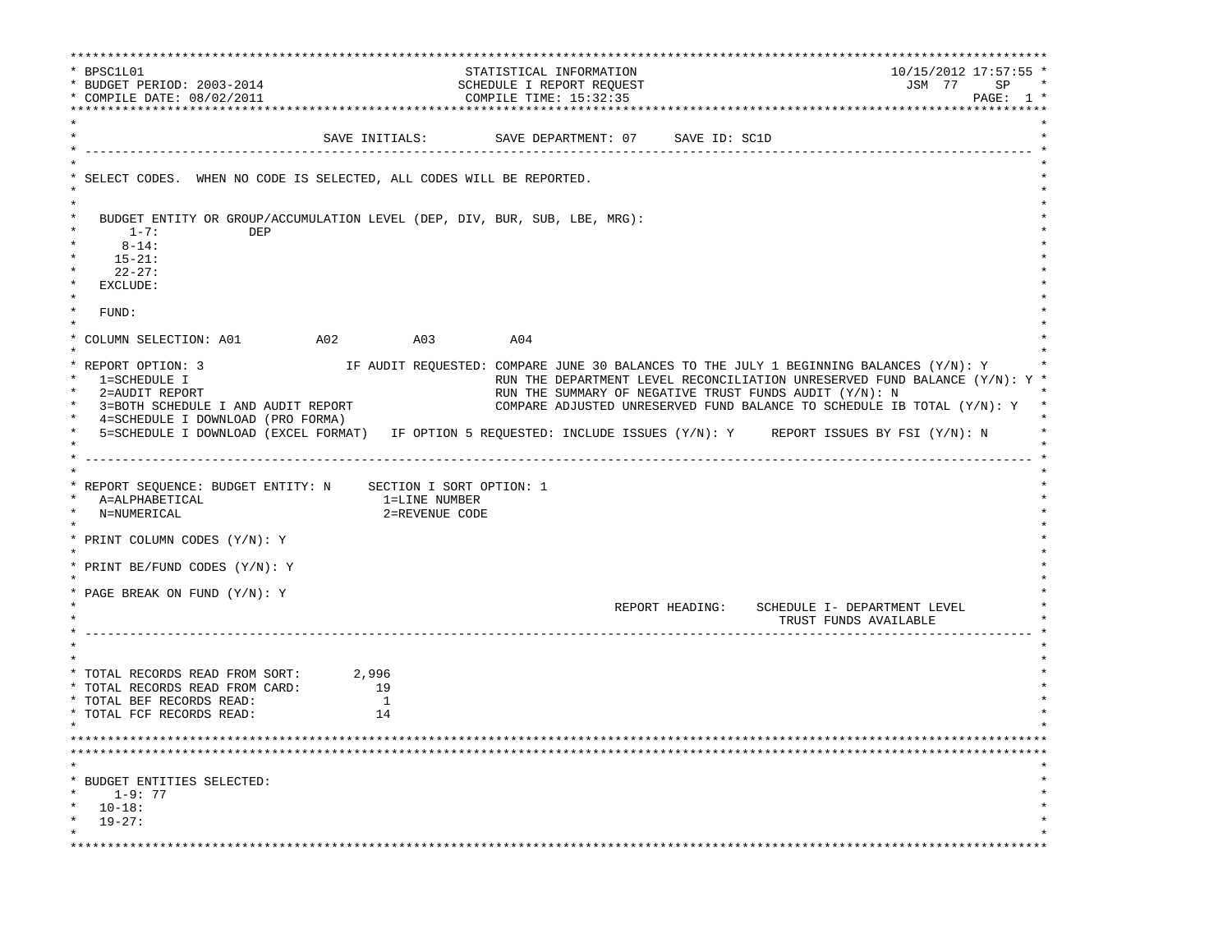```
****************************************************************************************************************************************
* BPSC1L01                                          STATISTICAL INFORMATION                                         10/15/2012 17:57:55 *
* BUDGET PERIOD: 2003-2014                         SCHEDULE I REPORT REQUEST                                          JSM  77     SP    *
* COMPILE DATE: 08/02/2011                          COMPILE TIME: 15:32:35                                                     PAGE:  1 *
****************************************************************************************************************************************
*                                                                                                                                      *
*                                  SAVE INITIALS:         SAVE DEPARTMENT: 07     SAVE ID: SC1D                                        *
* ------------------------------------------------------------------------------------------------------------------------------------ *
*                                                                                                                                      *
* SELECT CODES.  WHEN NO CODE IS SELECTED, ALL CODES WILL BE REPORTED.                                                                 *
*                                                                                                                                      *
*                                                                                                                                      *
*   BUDGET ENTITY OR GROUP/ACCUMULATION LEVEL (DEP, DIV, BUR, SUB, LBE, MRG):                                                          *
*        1-7:             DEP                                                                                                          *
*       8-14:                                                                                                                          *
*      15-21:                                                                                                                          *
*      22-27:                                                                                                                          *
*   EXCLUDE:                                                                                                                           *
*                                                                                                                                      *
*   FUND:                                                                                                                              *
*                                                                                                                                      *
* COLUMN SELECTION: A01          A02          A03          A04                                                                         *
*                                                                                                                                      *
* REPORT OPTION: 3                   IF AUDIT REQUESTED: COMPARE JUNE 30 BALANCES TO THE JULY 1 BEGINNING BALANCES (Y/N): Y            *
*   1=SCHEDULE I                                         RUN THE DEPARTMENT LEVEL RECONCILIATION UNRESERVED FUND BALANCE (Y/N): Y *
*   2=AUDIT REPORT                                       RUN THE SUMMARY OF NEGATIVE TRUST FUNDS AUDIT (Y/N): N                       *
*   3=BOTH SCHEDULE I AND AUDIT REPORT                   COMPARE ADJUSTED UNRESERVED FUND BALANCE TO SCHEDULE IB TOTAL (Y/N): Y   *
*   4=SCHEDULE I DOWNLOAD (PRO FORMA)                                                                                                  *
*   5=SCHEDULE I DOWNLOAD (EXCEL FORMAT)   IF OPTION 5 REQUESTED: INCLUDE ISSUES (Y/N): Y     REPORT ISSUES BY FSI (Y/N): N            *
*                                                                                                                                      *
* ------------------------------------------------------------------------------------------------------------------------------------ *
*                                                                                                                                      *
* REPORT SEQUENCE: BUDGET ENTITY: N     SECTION I SORT OPTION: 1                                                                       *
*   A=ALPHABETICAL                        1=LINE NUMBER                                                                                *
*   N=NUMERICAL                           2=REVENUE CODE                                                                               *
*                                                                                                                                      *
* PRINT COLUMN CODES (Y/N): Y                                                                                                          *
*                                                                                                                                      *
* PRINT BE/FUND CODES (Y/N): Y                                                                                                         *
*                                                                                                                                      *
* PAGE BREAK ON FUND (Y/N): Y                                                                                                          *
*                                                                         REPORT HEADING:    SCHEDULE I- DEPARTMENT LEVEL              *
*                                                                                               TRUST FUNDS AVAILABLE                  *
* ------------------------------------------------------------------------------------------------------------------------------------ *
*                                                                                                                                      *
*                                                                                                                                      *
* TOTAL RECORDS READ FROM SORT:       2,996                                                                                            *
* TOTAL RECORDS READ FROM CARD:          19                                                                                            *
* TOTAL BEF RECORDS READ:                 1                                                                                            *
* TOTAL FCF RECORDS READ:                14                                                                                            *
*                                                                                                                                      *
****************************************************************************************************************************************
****************************************************************************************************************************************
*                                                                                                                                      *
* BUDGET ENTITIES SELECTED:                                                                                                            *
*      1-9: 77                                                                                                                         *
*    10-18:                                                                                                                            *
*    19-27:                                                                                                                            *
*                                                                                                                                      *
****************************************************************************************************************************************
```